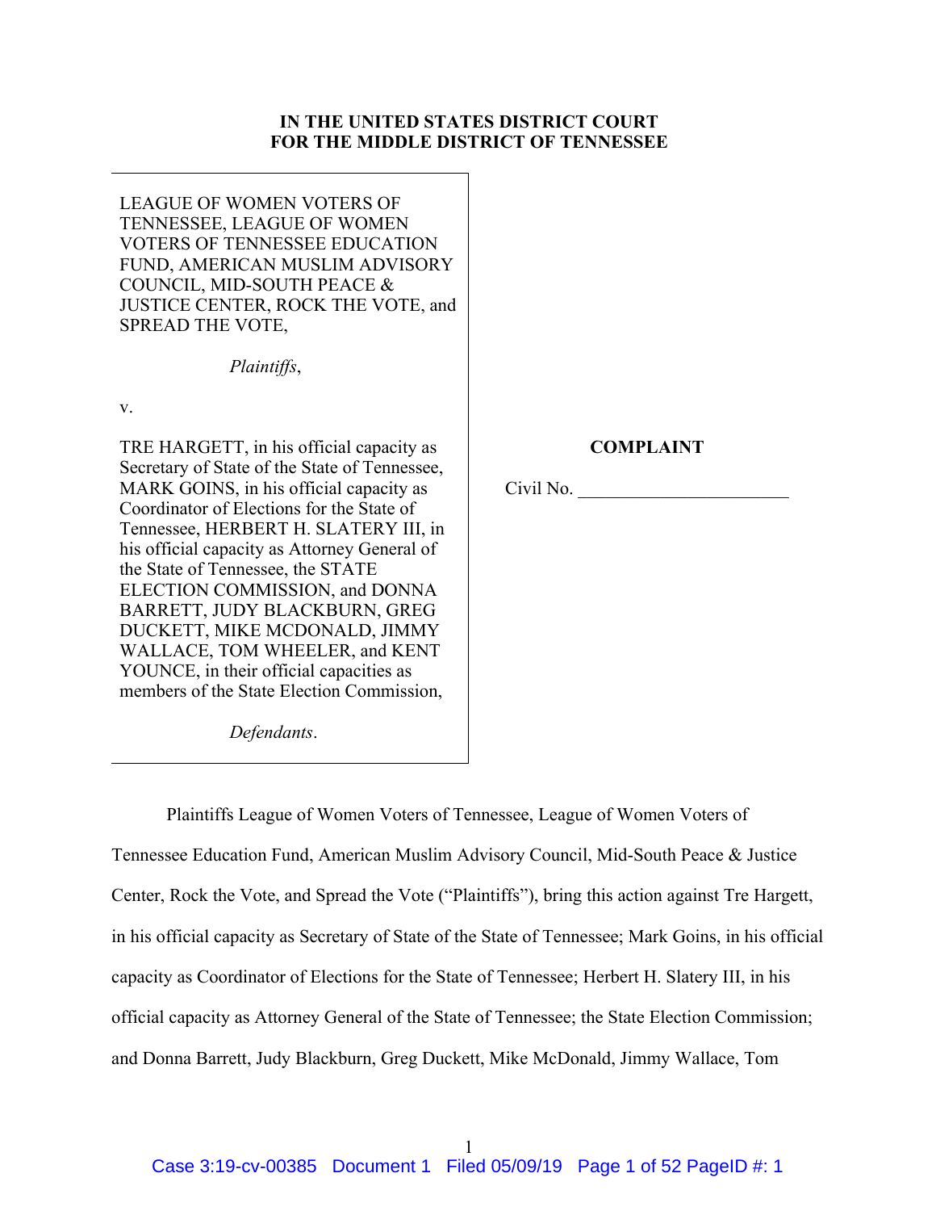**IN THE UNITED STATES DISTRICT COURT**
**FOR THE MIDDLE DISTRICT OF TENNESSEE**

LEAGUE OF WOMEN VOTERS OF TENNESSEE, LEAGUE OF WOMEN VOTERS OF TENNESSEE EDUCATION FUND, AMERICAN MUSLIM ADVISORY COUNCIL, MID-SOUTH PEACE & JUSTICE CENTER, ROCK THE VOTE, and SPREAD THE VOTE,

*Plaintiffs*,

v.

TRE HARGETT, in his official capacity as Secretary of State of the State of Tennessee, MARK GOINS, in his official capacity as Coordinator of Elections for the State of Tennessee, HERBERT H. SLATERY III, in his official capacity as Attorney General of the State of Tennessee, the STATE ELECTION COMMISSION, and DONNA BARRETT, JUDY BLACKBURN, GREG DUCKETT, MIKE MCDONALD, JIMMY WALLACE, TOM WHEELER, and KENT YOUNCE, in their official capacities as members of the State Election Commission,

*Defendants*.

**COMPLAINT**

Civil No. \_\_\_\_\_\_\_\_\_\_\_\_\_\_\_\_\_\_\_\_\_\_

Plaintiffs League of Women Voters of Tennessee, League of Women Voters of Tennessee Education Fund, American Muslim Advisory Council, Mid-South Peace & Justice Center, Rock the Vote, and Spread the Vote ("Plaintiffs"), bring this action against Tre Hargett, in his official capacity as Secretary of State of the State of Tennessee; Mark Goins, in his official capacity as Coordinator of Elections for the State of Tennessee; Herbert H. Slatery III, in his official capacity as Attorney General of the State of Tennessee; the State Election Commission; and Donna Barrett, Judy Blackburn, Greg Duckett, Mike McDonald, Jimmy Wallace, Tom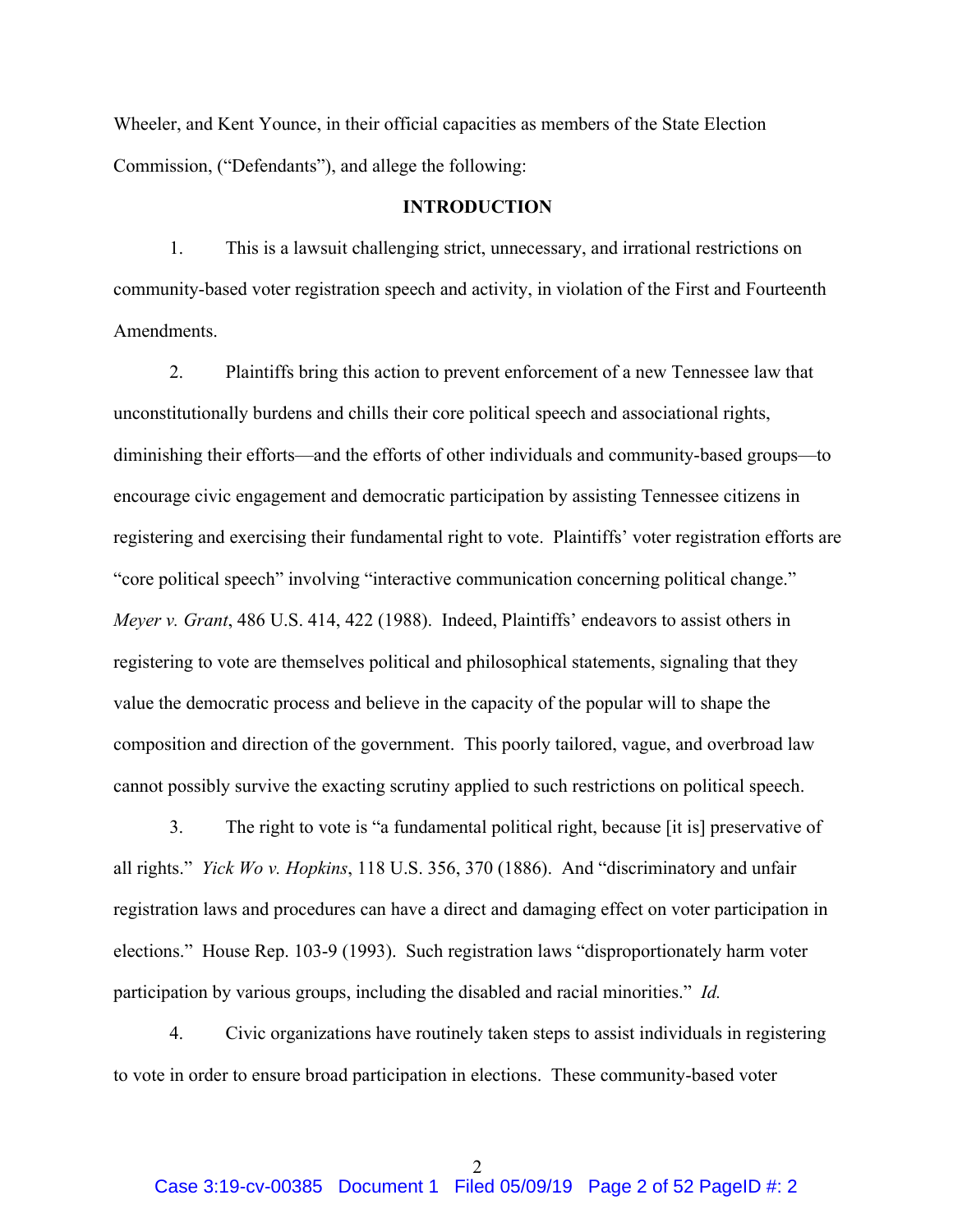Wheeler, and Kent Younce, in their official capacities as members of the State Election Commission, ("Defendants"), and allege the following:

## INTRODUCTION

1. This is a lawsuit challenging strict, unnecessary, and irrational restrictions on community-based voter registration speech and activity, in violation of the First and Fourteenth Amendments.

2. Plaintiffs bring this action to prevent enforcement of a new Tennessee law that unconstitutionally burdens and chills their core political speech and associational rights, diminishing their efforts—and the efforts of other individuals and community-based groups—to encourage civic engagement and democratic participation by assisting Tennessee citizens in registering and exercising their fundamental right to vote. Plaintiffs' voter registration efforts are "core political speech" involving "interactive communication concerning political change." *Meyer v. Grant*, 486 U.S. 414, 422 (1988). Indeed, Plaintiffs' endeavors to assist others in registering to vote are themselves political and philosophical statements, signaling that they value the democratic process and believe in the capacity of the popular will to shape the composition and direction of the government. This poorly tailored, vague, and overbroad law cannot possibly survive the exacting scrutiny applied to such restrictions on political speech.

3. The right to vote is "a fundamental political right, because [it is] preservative of all rights." *Yick Wo v. Hopkins*, 118 U.S. 356, 370 (1886). And "discriminatory and unfair registration laws and procedures can have a direct and damaging effect on voter participation in elections." House Rep. 103-9 (1993). Such registration laws "disproportionately harm voter participation by various groups, including the disabled and racial minorities." *Id.*

4. Civic organizations have routinely taken steps to assist individuals in registering to vote in order to ensure broad participation in elections. These community-based voter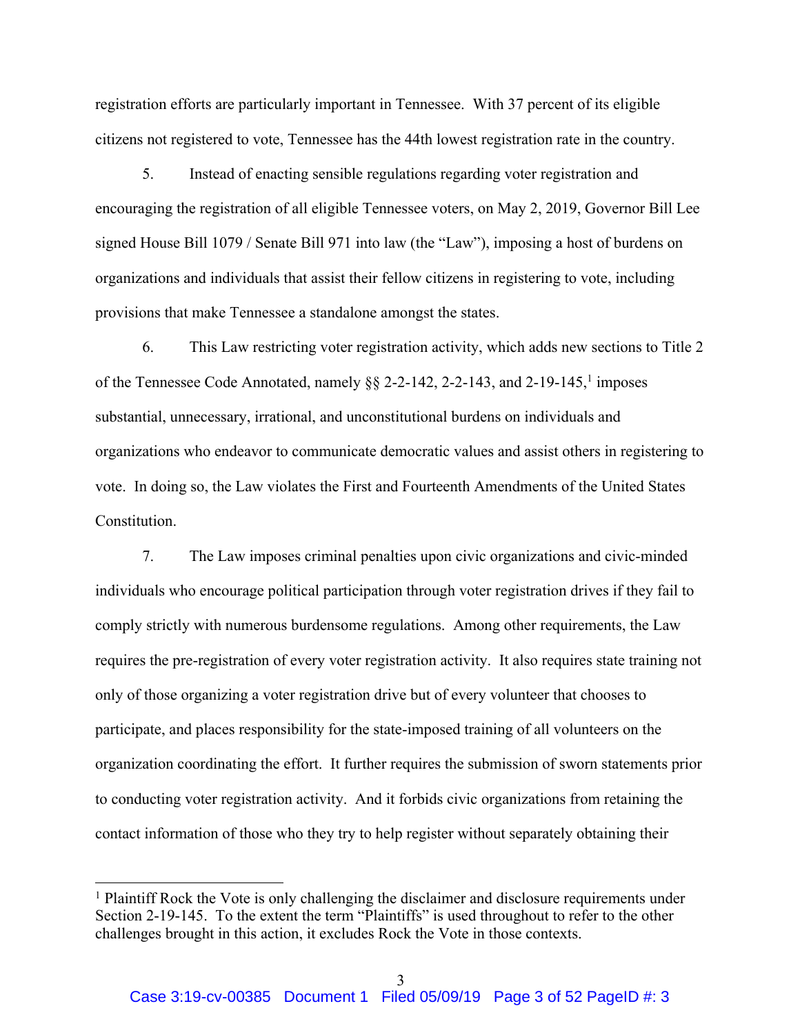registration efforts are particularly important in Tennessee. With 37 percent of its eligible citizens not registered to vote, Tennessee has the 44th lowest registration rate in the country.

5. Instead of enacting sensible regulations regarding voter registration and encouraging the registration of all eligible Tennessee voters, on May 2, 2019, Governor Bill Lee signed House Bill 1079 / Senate Bill 971 into law (the "Law"), imposing a host of burdens on organizations and individuals that assist their fellow citizens in registering to vote, including provisions that make Tennessee a standalone amongst the states.

6. This Law restricting voter registration activity, which adds new sections to Title 2 of the Tennessee Code Annotated, namely §§ 2-2-142, 2-2-143, and 2-19-145,[1] imposes substantial, unnecessary, irrational, and unconstitutional burdens on individuals and organizations who endeavor to communicate democratic values and assist others in registering to vote. In doing so, the Law violates the First and Fourteenth Amendments of the United States Constitution.

7. The Law imposes criminal penalties upon civic organizations and civic-minded individuals who encourage political participation through voter registration drives if they fail to comply strictly with numerous burdensome regulations. Among other requirements, the Law requires the pre-registration of every voter registration activity. It also requires state training not only of those organizing a voter registration drive but of every volunteer that chooses to participate, and places responsibility for the state-imposed training of all volunteers on the organization coordinating the effort. It further requires the submission of sworn statements prior to conducting voter registration activity. And it forbids civic organizations from retaining the contact information of those who they try to help register without separately obtaining their

[1] Plaintiff Rock the Vote is only challenging the disclaimer and disclosure requirements under Section 2-19-145. To the extent the term "Plaintiffs" is used throughout to refer to the other challenges brought in this action, it excludes Rock the Vote in those contexts.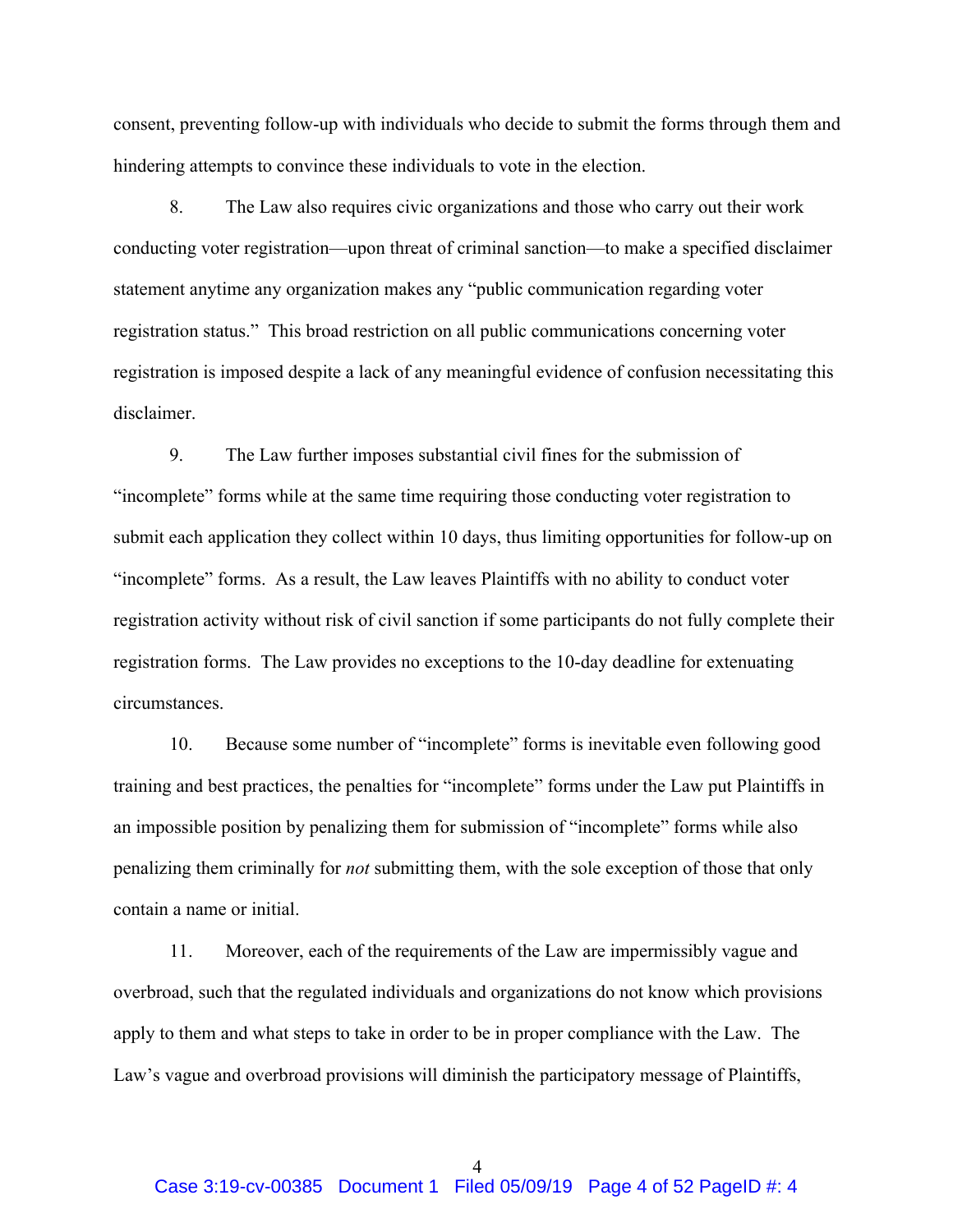consent, preventing follow-up with individuals who decide to submit the forms through them and hindering attempts to convince these individuals to vote in the election.

8. The Law also requires civic organizations and those who carry out their work conducting voter registration—upon threat of criminal sanction—to make a specified disclaimer statement anytime any organization makes any "public communication regarding voter registration status." This broad restriction on all public communications concerning voter registration is imposed despite a lack of any meaningful evidence of confusion necessitating this disclaimer.

9. The Law further imposes substantial civil fines for the submission of "incomplete" forms while at the same time requiring those conducting voter registration to submit each application they collect within 10 days, thus limiting opportunities for follow-up on "incomplete" forms. As a result, the Law leaves Plaintiffs with no ability to conduct voter registration activity without risk of civil sanction if some participants do not fully complete their registration forms. The Law provides no exceptions to the 10-day deadline for extenuating circumstances.

10. Because some number of "incomplete" forms is inevitable even following good training and best practices, the penalties for "incomplete" forms under the Law put Plaintiffs in an impossible position by penalizing them for submission of "incomplete" forms while also penalizing them criminally for *not* submitting them, with the sole exception of those that only contain a name or initial.

11. Moreover, each of the requirements of the Law are impermissibly vague and overbroad, such that the regulated individuals and organizations do not know which provisions apply to them and what steps to take in order to be in proper compliance with the Law. The Law's vague and overbroad provisions will diminish the participatory message of Plaintiffs,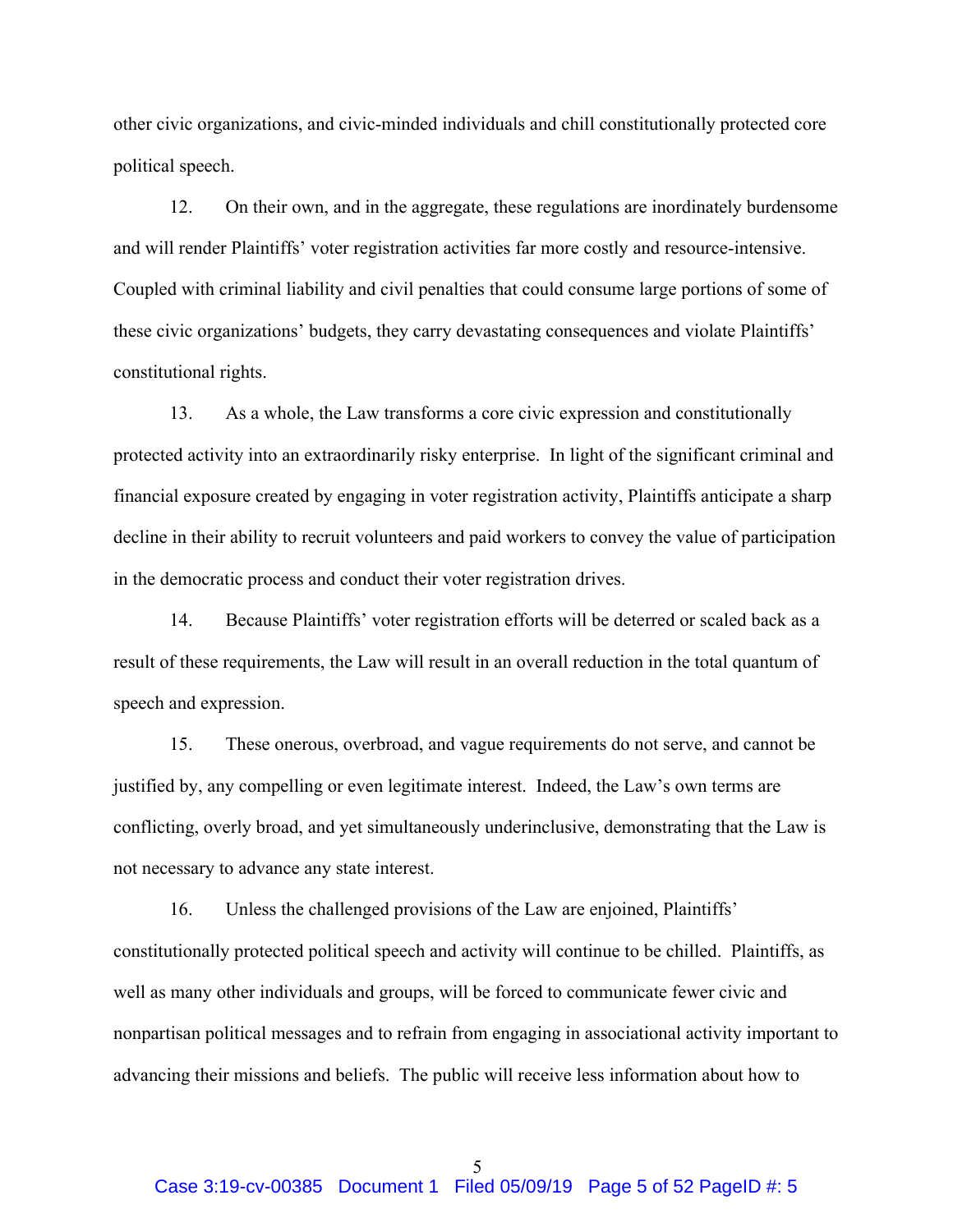other civic organizations, and civic-minded individuals and chill constitutionally protected core political speech.

12. On their own, and in the aggregate, these regulations are inordinately burdensome and will render Plaintiffs' voter registration activities far more costly and resource-intensive. Coupled with criminal liability and civil penalties that could consume large portions of some of these civic organizations' budgets, they carry devastating consequences and violate Plaintiffs' constitutional rights.

13. As a whole, the Law transforms a core civic expression and constitutionally protected activity into an extraordinarily risky enterprise. In light of the significant criminal and financial exposure created by engaging in voter registration activity, Plaintiffs anticipate a sharp decline in their ability to recruit volunteers and paid workers to convey the value of participation in the democratic process and conduct their voter registration drives.

14. Because Plaintiffs' voter registration efforts will be deterred or scaled back as a result of these requirements, the Law will result in an overall reduction in the total quantum of speech and expression.

15. These onerous, overbroad, and vague requirements do not serve, and cannot be justified by, any compelling or even legitimate interest. Indeed, the Law's own terms are conflicting, overly broad, and yet simultaneously underinclusive, demonstrating that the Law is not necessary to advance any state interest.

16. Unless the challenged provisions of the Law are enjoined, Plaintiffs' constitutionally protected political speech and activity will continue to be chilled. Plaintiffs, as well as many other individuals and groups, will be forced to communicate fewer civic and nonpartisan political messages and to refrain from engaging in associational activity important to advancing their missions and beliefs. The public will receive less information about how to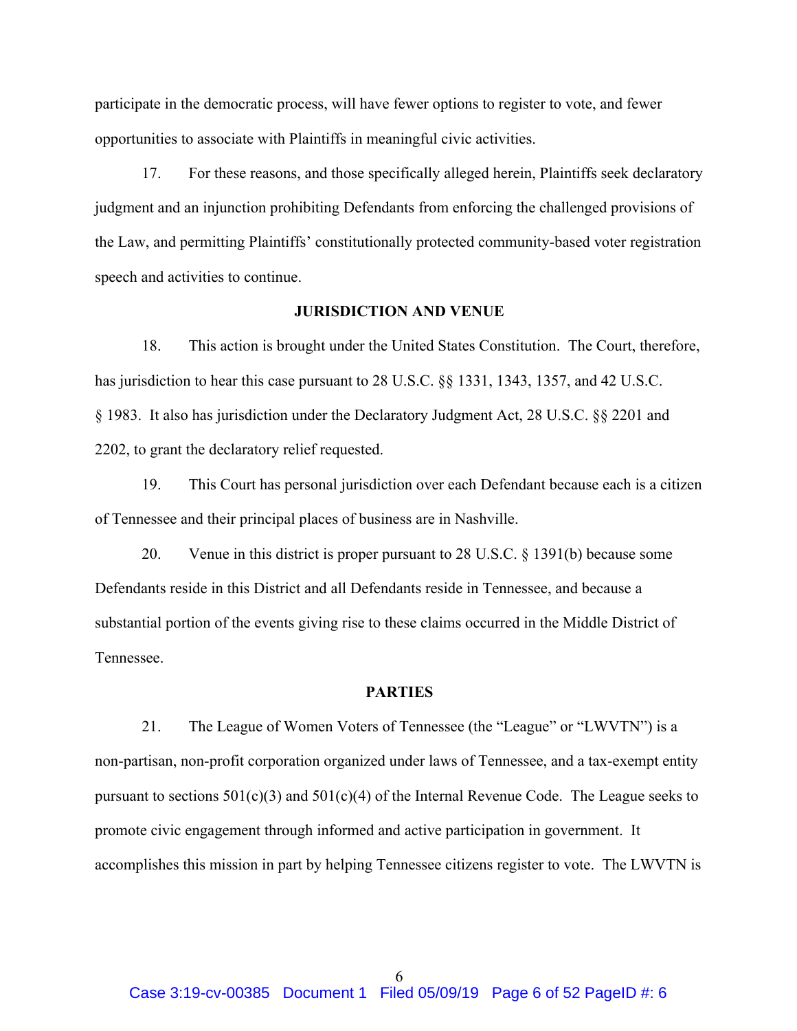participate in the democratic process, will have fewer options to register to vote, and fewer opportunities to associate with Plaintiffs in meaningful civic activities.

17. For these reasons, and those specifically alleged herein, Plaintiffs seek declaratory judgment and an injunction prohibiting Defendants from enforcing the challenged provisions of the Law, and permitting Plaintiffs' constitutionally protected community-based voter registration speech and activities to continue.

**JURISDICTION AND VENUE**

18. This action is brought under the United States Constitution. The Court, therefore, has jurisdiction to hear this case pursuant to 28 U.S.C. §§ 1331, 1343, 1357, and 42 U.S.C. § 1983. It also has jurisdiction under the Declaratory Judgment Act, 28 U.S.C. §§ 2201 and 2202, to grant the declaratory relief requested.

19. This Court has personal jurisdiction over each Defendant because each is a citizen of Tennessee and their principal places of business are in Nashville.

20. Venue in this district is proper pursuant to 28 U.S.C. § 1391(b) because some Defendants reside in this District and all Defendants reside in Tennessee, and because a substantial portion of the events giving rise to these claims occurred in the Middle District of Tennessee.

**PARTIES**

21. The League of Women Voters of Tennessee (the "League" or "LWVTN") is a non-partisan, non-profit corporation organized under laws of Tennessee, and a tax-exempt entity pursuant to sections 501(c)(3) and 501(c)(4) of the Internal Revenue Code. The League seeks to promote civic engagement through informed and active participation in government. It accomplishes this mission in part by helping Tennessee citizens register to vote. The LWVTN is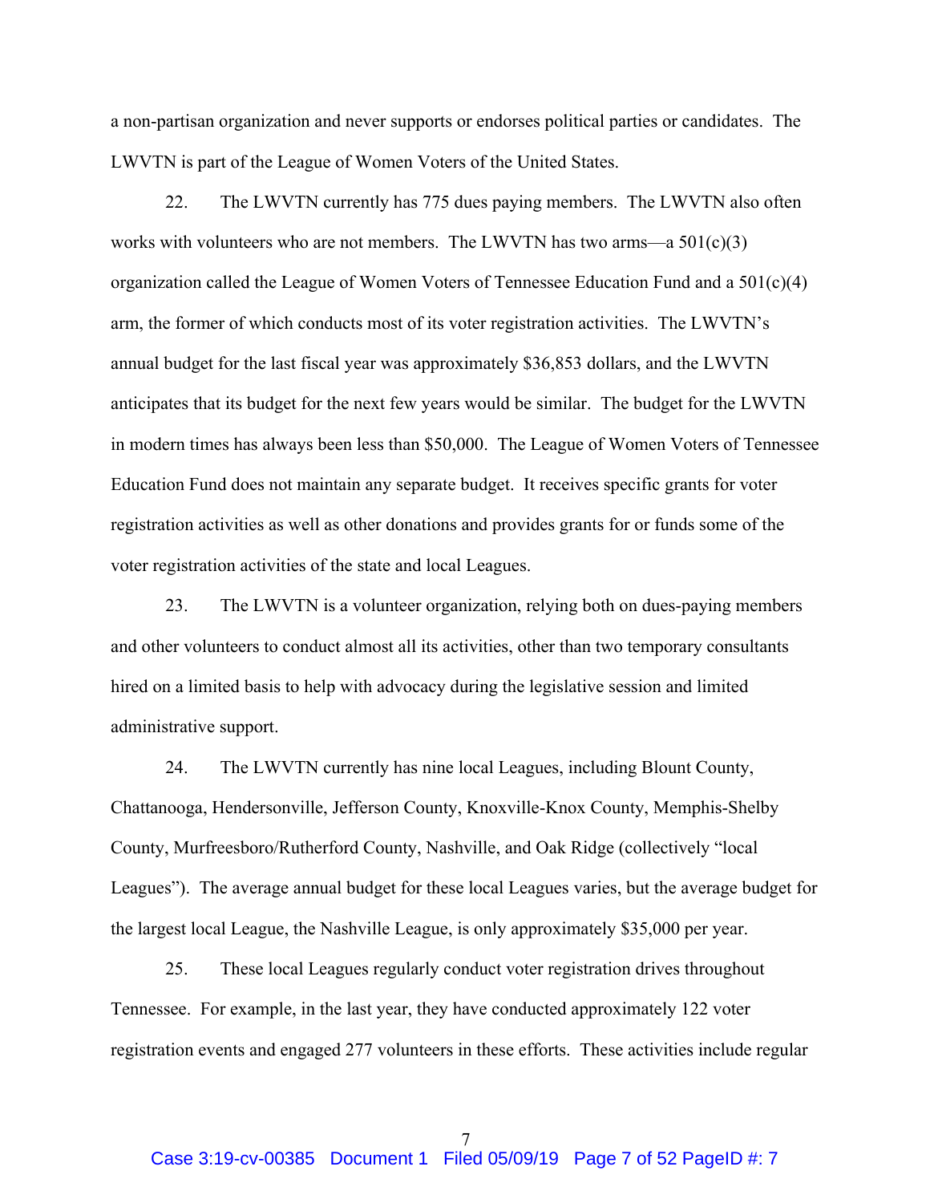a non-partisan organization and never supports or endorses political parties or candidates. The LWVTN is part of the League of Women Voters of the United States.

22. The LWVTN currently has 775 dues paying members. The LWVTN also often works with volunteers who are not members. The LWVTN has two arms—a 501(c)(3) organization called the League of Women Voters of Tennessee Education Fund and a 501(c)(4) arm, the former of which conducts most of its voter registration activities. The LWVTN's annual budget for the last fiscal year was approximately $36,853 dollars, and the LWVTN anticipates that its budget for the next few years would be similar. The budget for the LWVTN in modern times has always been less than $50,000. The League of Women Voters of Tennessee Education Fund does not maintain any separate budget. It receives specific grants for voter registration activities as well as other donations and provides grants for or funds some of the voter registration activities of the state and local Leagues.

23. The LWVTN is a volunteer organization, relying both on dues-paying members and other volunteers to conduct almost all its activities, other than two temporary consultants hired on a limited basis to help with advocacy during the legislative session and limited administrative support.

24. The LWVTN currently has nine local Leagues, including Blount County, Chattanooga, Hendersonville, Jefferson County, Knoxville-Knox County, Memphis-Shelby County, Murfreesboro/Rutherford County, Nashville, and Oak Ridge (collectively "local Leagues"). The average annual budget for these local Leagues varies, but the average budget for the largest local League, the Nashville League, is only approximately $35,000 per year.

25. These local Leagues regularly conduct voter registration drives throughout Tennessee. For example, in the last year, they have conducted approximately 122 voter registration events and engaged 277 volunteers in these efforts. These activities include regular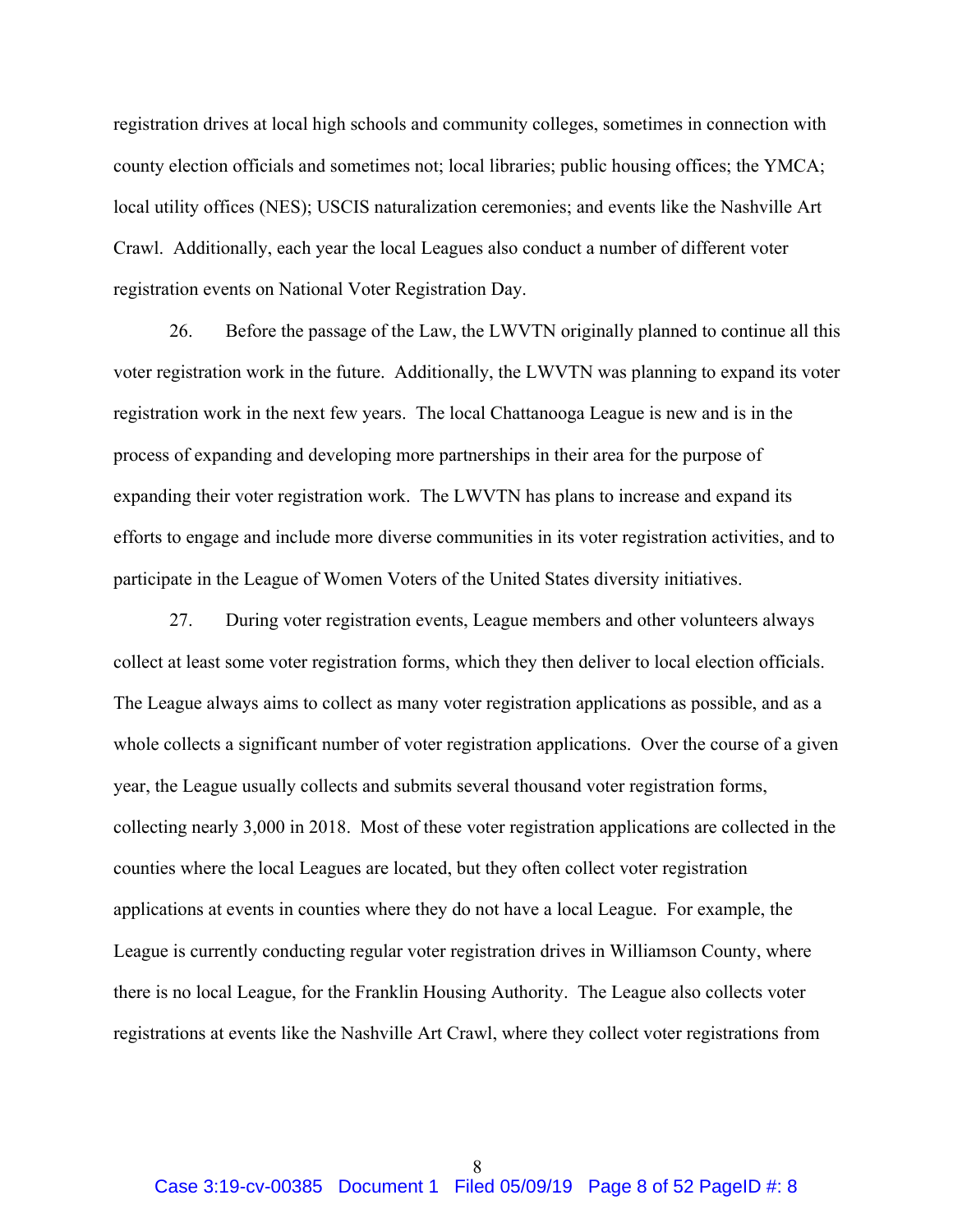registration drives at local high schools and community colleges, sometimes in connection with county election officials and sometimes not; local libraries; public housing offices; the YMCA; local utility offices (NES); USCIS naturalization ceremonies; and events like the Nashville Art Crawl. Additionally, each year the local Leagues also conduct a number of different voter registration events on National Voter Registration Day.

26. Before the passage of the Law, the LWVTN originally planned to continue all this voter registration work in the future. Additionally, the LWVTN was planning to expand its voter registration work in the next few years. The local Chattanooga League is new and is in the process of expanding and developing more partnerships in their area for the purpose of expanding their voter registration work. The LWVTN has plans to increase and expand its efforts to engage and include more diverse communities in its voter registration activities, and to participate in the League of Women Voters of the United States diversity initiatives.

27. During voter registration events, League members and other volunteers always collect at least some voter registration forms, which they then deliver to local election officials. The League always aims to collect as many voter registration applications as possible, and as a whole collects a significant number of voter registration applications. Over the course of a given year, the League usually collects and submits several thousand voter registration forms, collecting nearly 3,000 in 2018. Most of these voter registration applications are collected in the counties where the local Leagues are located, but they often collect voter registration applications at events in counties where they do not have a local League. For example, the League is currently conducting regular voter registration drives in Williamson County, where there is no local League, for the Franklin Housing Authority. The League also collects voter registrations at events like the Nashville Art Crawl, where they collect voter registrations from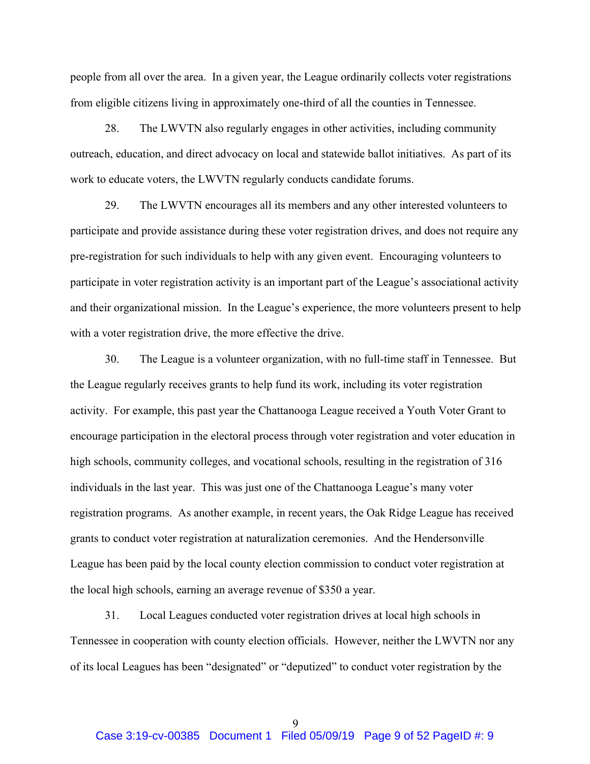people from all over the area. In a given year, the League ordinarily collects voter registrations from eligible citizens living in approximately one-third of all the counties in Tennessee.

28. The LWVTN also regularly engages in other activities, including community outreach, education, and direct advocacy on local and statewide ballot initiatives. As part of its work to educate voters, the LWVTN regularly conducts candidate forums.

29. The LWVTN encourages all its members and any other interested volunteers to participate and provide assistance during these voter registration drives, and does not require any pre-registration for such individuals to help with any given event. Encouraging volunteers to participate in voter registration activity is an important part of the League's associational activity and their organizational mission. In the League's experience, the more volunteers present to help with a voter registration drive, the more effective the drive.

30. The League is a volunteer organization, with no full-time staff in Tennessee. But the League regularly receives grants to help fund its work, including its voter registration activity. For example, this past year the Chattanooga League received a Youth Voter Grant to encourage participation in the electoral process through voter registration and voter education in high schools, community colleges, and vocational schools, resulting in the registration of 316 individuals in the last year. This was just one of the Chattanooga League's many voter registration programs. As another example, in recent years, the Oak Ridge League has received grants to conduct voter registration at naturalization ceremonies. And the Hendersonville League has been paid by the local county election commission to conduct voter registration at the local high schools, earning an average revenue of $350 a year.

31. Local Leagues conducted voter registration drives at local high schools in Tennessee in cooperation with county election officials. However, neither the LWVTN nor any of its local Leagues has been "designated" or "deputized" to conduct voter registration by the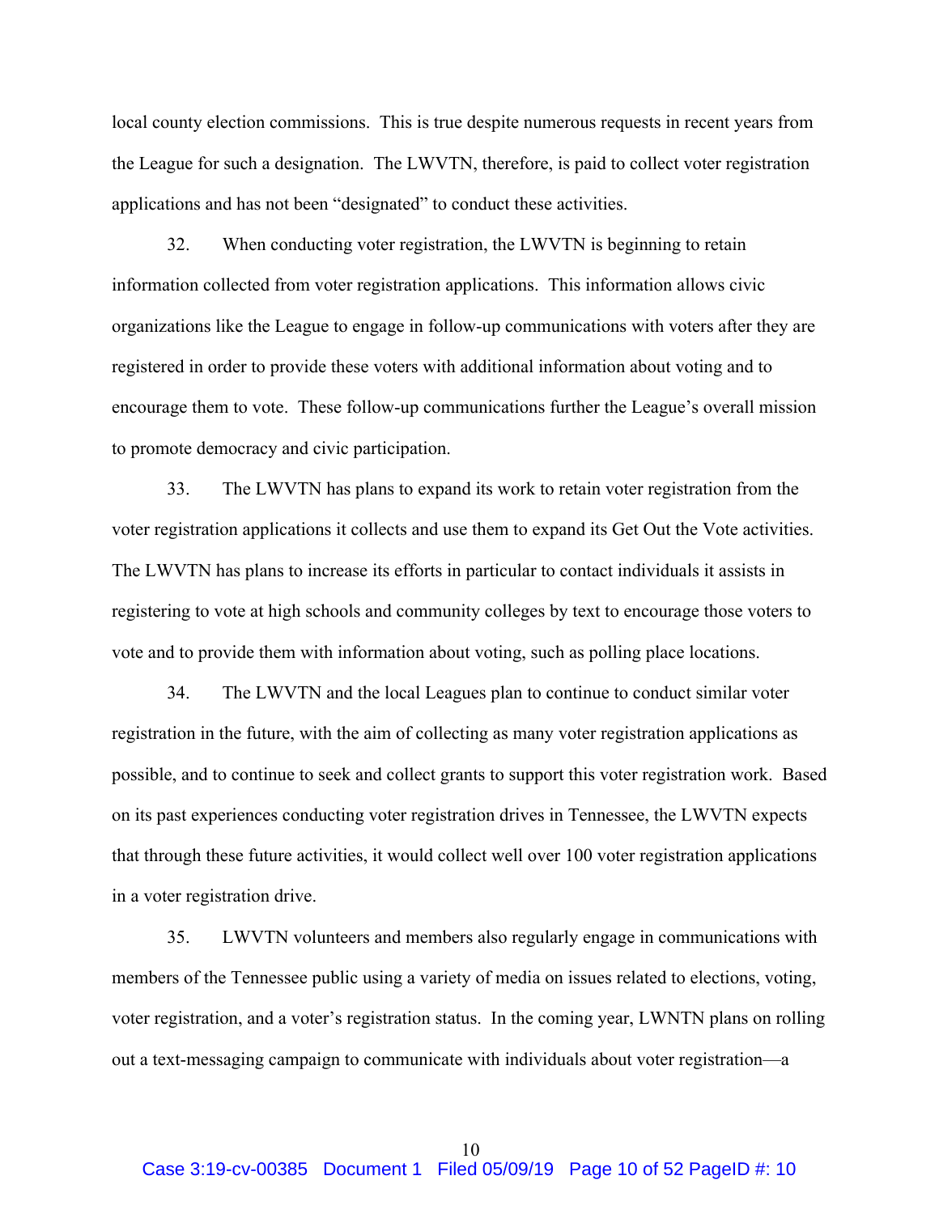local county election commissions. This is true despite numerous requests in recent years from the League for such a designation. The LWVTN, therefore, is paid to collect voter registration applications and has not been "designated" to conduct these activities.

32. When conducting voter registration, the LWVTN is beginning to retain information collected from voter registration applications. This information allows civic organizations like the League to engage in follow-up communications with voters after they are registered in order to provide these voters with additional information about voting and to encourage them to vote. These follow-up communications further the League's overall mission to promote democracy and civic participation.

33. The LWVTN has plans to expand its work to retain voter registration from the voter registration applications it collects and use them to expand its Get Out the Vote activities. The LWVTN has plans to increase its efforts in particular to contact individuals it assists in registering to vote at high schools and community colleges by text to encourage those voters to vote and to provide them with information about voting, such as polling place locations.

34. The LWVTN and the local Leagues plan to continue to conduct similar voter registration in the future, with the aim of collecting as many voter registration applications as possible, and to continue to seek and collect grants to support this voter registration work. Based on its past experiences conducting voter registration drives in Tennessee, the LWVTN expects that through these future activities, it would collect well over 100 voter registration applications in a voter registration drive.

35. LWVTN volunteers and members also regularly engage in communications with members of the Tennessee public using a variety of media on issues related to elections, voting, voter registration, and a voter's registration status. In the coming year, LWNTN plans on rolling out a text-messaging campaign to communicate with individuals about voter registration—a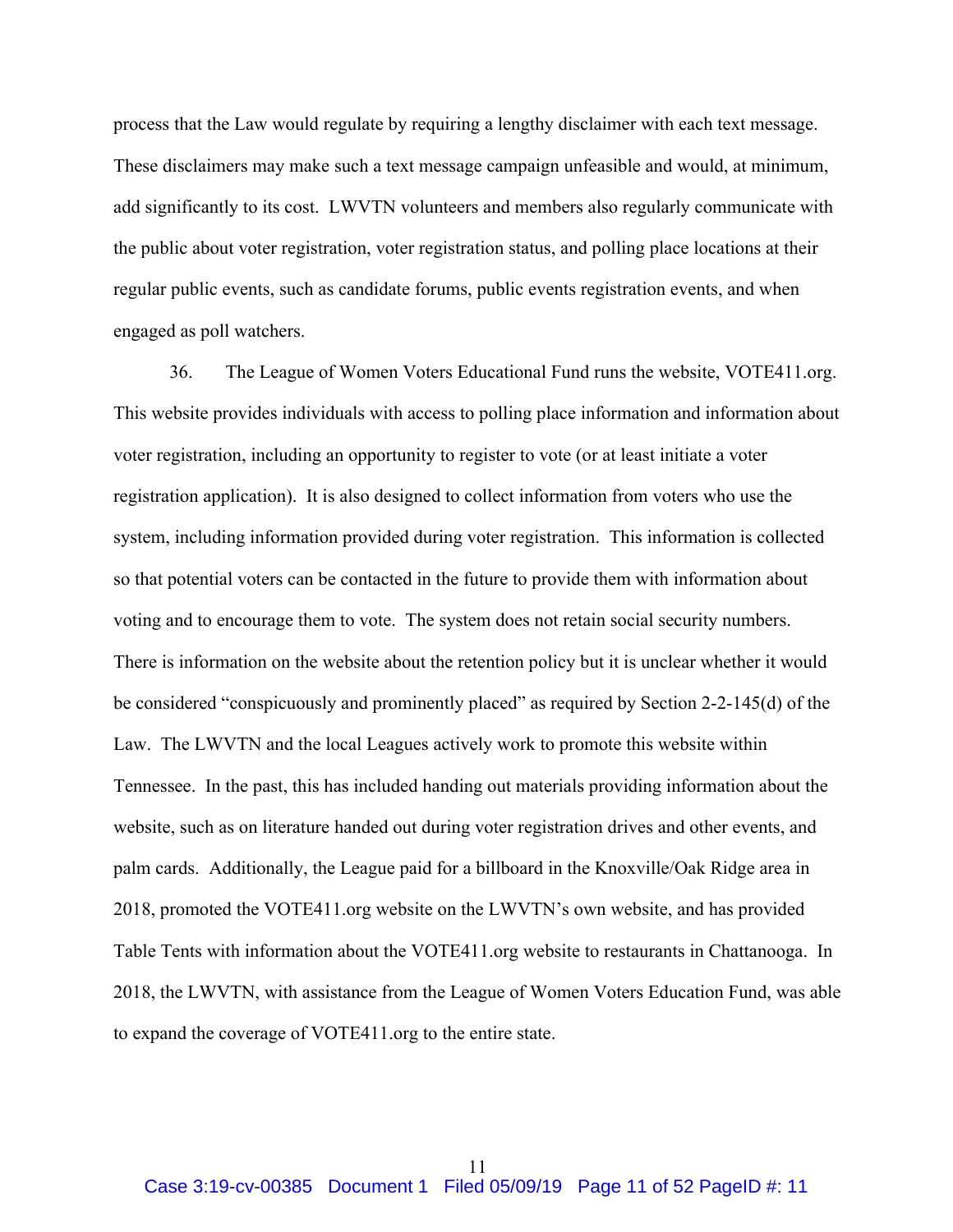process that the Law would regulate by requiring a lengthy disclaimer with each text message. These disclaimers may make such a text message campaign unfeasible and would, at minimum, add significantly to its cost. LWVTN volunteers and members also regularly communicate with the public about voter registration, voter registration status, and polling place locations at their regular public events, such as candidate forums, public events registration events, and when engaged as poll watchers.

36. The League of Women Voters Educational Fund runs the website, VOTE411.org. This website provides individuals with access to polling place information and information about voter registration, including an opportunity to register to vote (or at least initiate a voter registration application). It is also designed to collect information from voters who use the system, including information provided during voter registration. This information is collected so that potential voters can be contacted in the future to provide them with information about voting and to encourage them to vote. The system does not retain social security numbers. There is information on the website about the retention policy but it is unclear whether it would be considered "conspicuously and prominently placed" as required by Section 2-2-145(d) of the Law. The LWVTN and the local Leagues actively work to promote this website within Tennessee. In the past, this has included handing out materials providing information about the website, such as on literature handed out during voter registration drives and other events, and palm cards. Additionally, the League paid for a billboard in the Knoxville/Oak Ridge area in 2018, promoted the VOTE411.org website on the LWVTN's own website, and has provided Table Tents with information about the VOTE411.org website to restaurants in Chattanooga. In 2018, the LWVTN, with assistance from the League of Women Voters Education Fund, was able to expand the coverage of VOTE411.org to the entire state.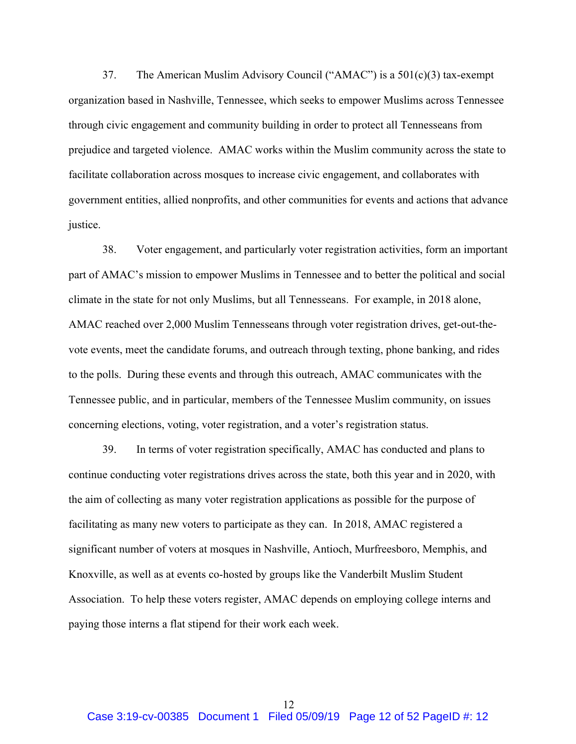37. The American Muslim Advisory Council ("AMAC") is a 501(c)(3) tax-exempt organization based in Nashville, Tennessee, which seeks to empower Muslims across Tennessee through civic engagement and community building in order to protect all Tennesseans from prejudice and targeted violence. AMAC works within the Muslim community across the state to facilitate collaboration across mosques to increase civic engagement, and collaborates with government entities, allied nonprofits, and other communities for events and actions that advance justice.

38. Voter engagement, and particularly voter registration activities, form an important part of AMAC's mission to empower Muslims in Tennessee and to better the political and social climate in the state for not only Muslims, but all Tennesseans. For example, in 2018 alone, AMAC reached over 2,000 Muslim Tennesseans through voter registration drives, get-out-the-vote events, meet the candidate forums, and outreach through texting, phone banking, and rides to the polls. During these events and through this outreach, AMAC communicates with the Tennessee public, and in particular, members of the Tennessee Muslim community, on issues concerning elections, voting, voter registration, and a voter's registration status.

39. In terms of voter registration specifically, AMAC has conducted and plans to continue conducting voter registrations drives across the state, both this year and in 2020, with the aim of collecting as many voter registration applications as possible for the purpose of facilitating as many new voters to participate as they can. In 2018, AMAC registered a significant number of voters at mosques in Nashville, Antioch, Murfreesboro, Memphis, and Knoxville, as well as at events co-hosted by groups like the Vanderbilt Muslim Student Association. To help these voters register, AMAC depends on employing college interns and paying those interns a flat stipend for their work each week.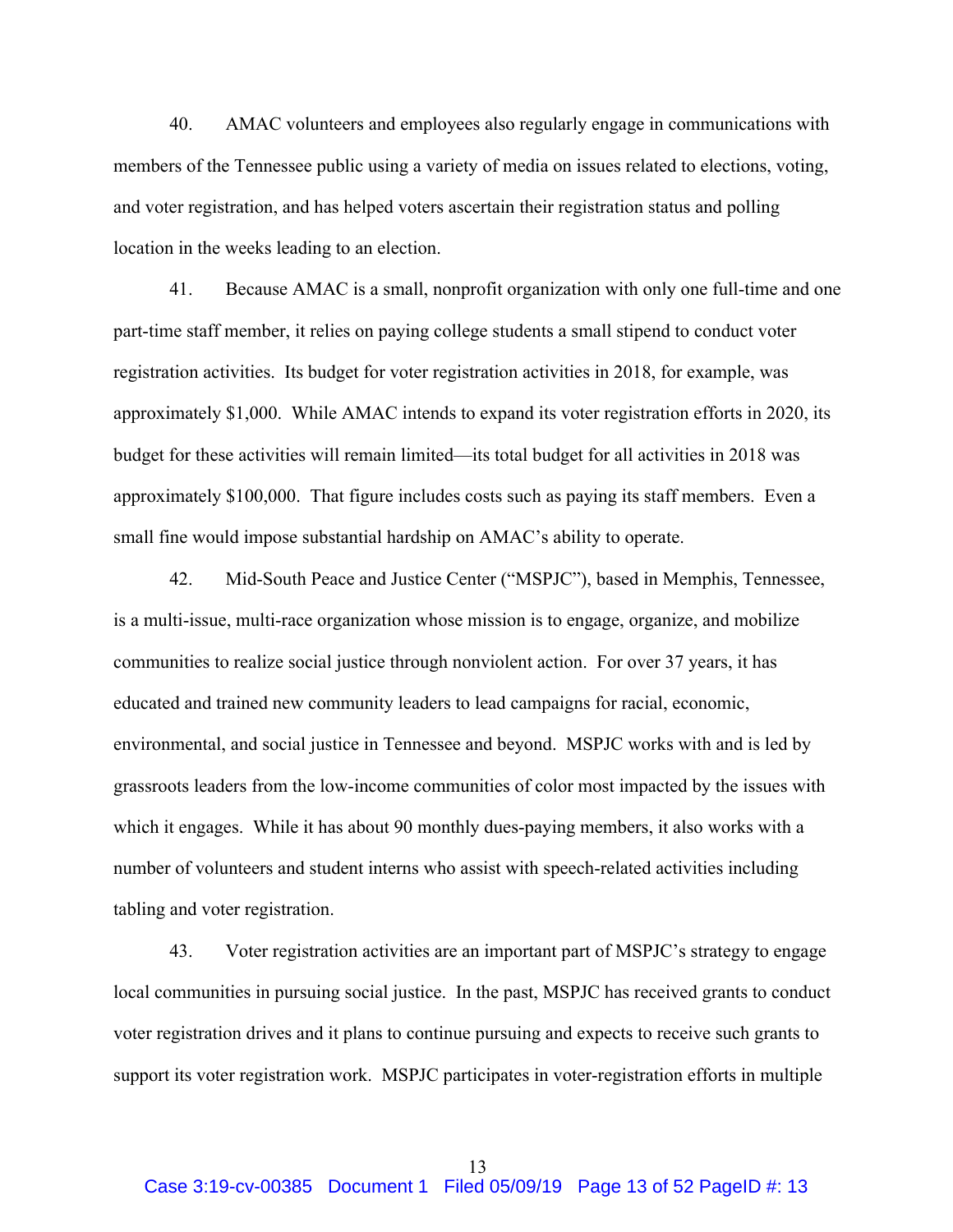40. AMAC volunteers and employees also regularly engage in communications with members of the Tennessee public using a variety of media on issues related to elections, voting, and voter registration, and has helped voters ascertain their registration status and polling location in the weeks leading to an election.

41. Because AMAC is a small, nonprofit organization with only one full-time and one part-time staff member, it relies on paying college students a small stipend to conduct voter registration activities. Its budget for voter registration activities in 2018, for example, was approximately $1,000. While AMAC intends to expand its voter registration efforts in 2020, its budget for these activities will remain limited—its total budget for all activities in 2018 was approximately $100,000. That figure includes costs such as paying its staff members. Even a small fine would impose substantial hardship on AMAC's ability to operate.

42. Mid-South Peace and Justice Center ("MSPJC"), based in Memphis, Tennessee, is a multi-issue, multi-race organization whose mission is to engage, organize, and mobilize communities to realize social justice through nonviolent action. For over 37 years, it has educated and trained new community leaders to lead campaigns for racial, economic, environmental, and social justice in Tennessee and beyond. MSPJC works with and is led by grassroots leaders from the low-income communities of color most impacted by the issues with which it engages. While it has about 90 monthly dues-paying members, it also works with a number of volunteers and student interns who assist with speech-related activities including tabling and voter registration.

43. Voter registration activities are an important part of MSPJC's strategy to engage local communities in pursuing social justice. In the past, MSPJC has received grants to conduct voter registration drives and it plans to continue pursuing and expects to receive such grants to support its voter registration work. MSPJC participates in voter-registration efforts in multiple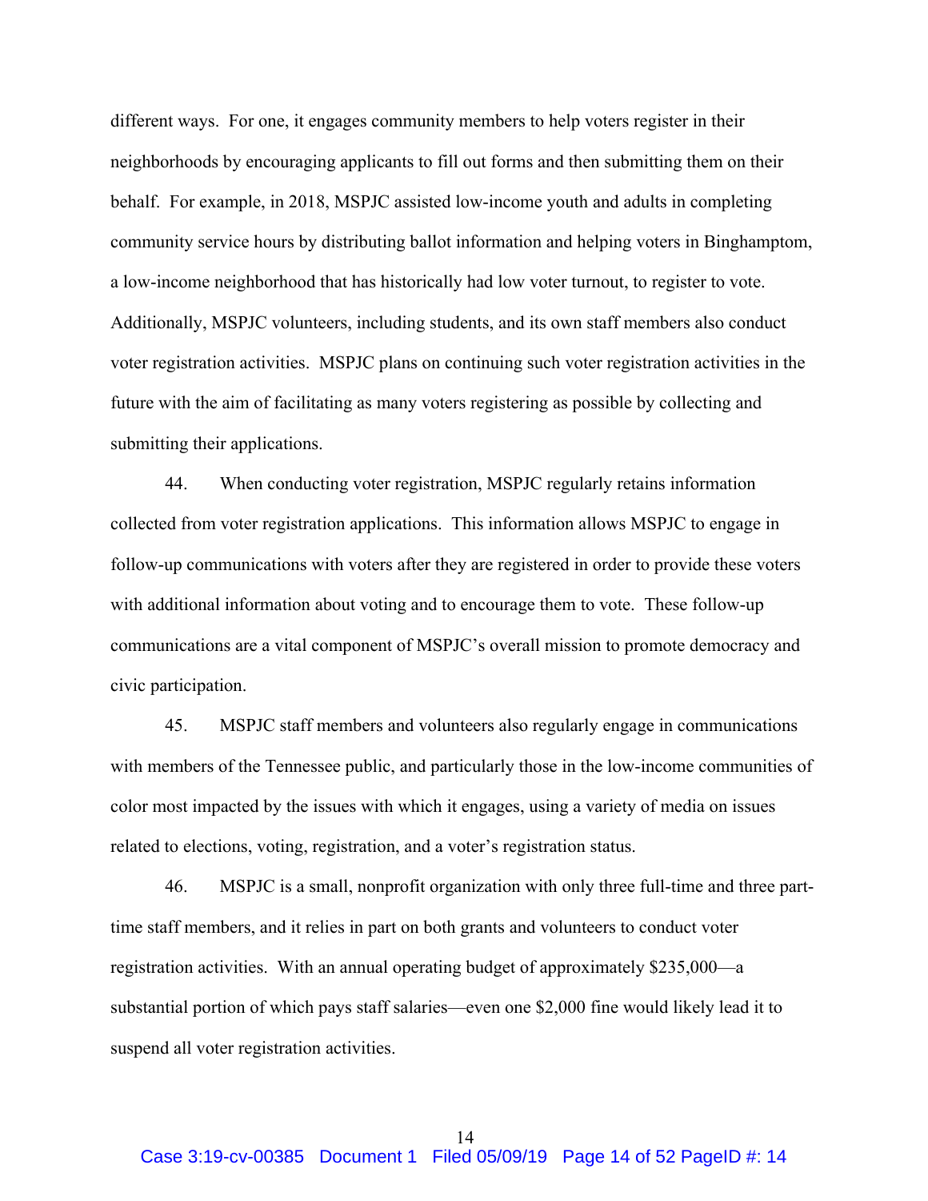different ways. For one, it engages community members to help voters register in their neighborhoods by encouraging applicants to fill out forms and then submitting them on their behalf. For example, in 2018, MSPJC assisted low-income youth and adults in completing community service hours by distributing ballot information and helping voters in Binghamptom, a low-income neighborhood that has historically had low voter turnout, to register to vote. Additionally, MSPJC volunteers, including students, and its own staff members also conduct voter registration activities. MSPJC plans on continuing such voter registration activities in the future with the aim of facilitating as many voters registering as possible by collecting and submitting their applications.

44. When conducting voter registration, MSPJC regularly retains information collected from voter registration applications. This information allows MSPJC to engage in follow-up communications with voters after they are registered in order to provide these voters with additional information about voting and to encourage them to vote. These follow-up communications are a vital component of MSPJC's overall mission to promote democracy and civic participation.

45. MSPJC staff members and volunteers also regularly engage in communications with members of the Tennessee public, and particularly those in the low-income communities of color most impacted by the issues with which it engages, using a variety of media on issues related to elections, voting, registration, and a voter's registration status.

46. MSPJC is a small, nonprofit organization with only three full-time and three part-time staff members, and it relies in part on both grants and volunteers to conduct voter registration activities. With an annual operating budget of approximately $235,000—a substantial portion of which pays staff salaries—even one $2,000 fine would likely lead it to suspend all voter registration activities.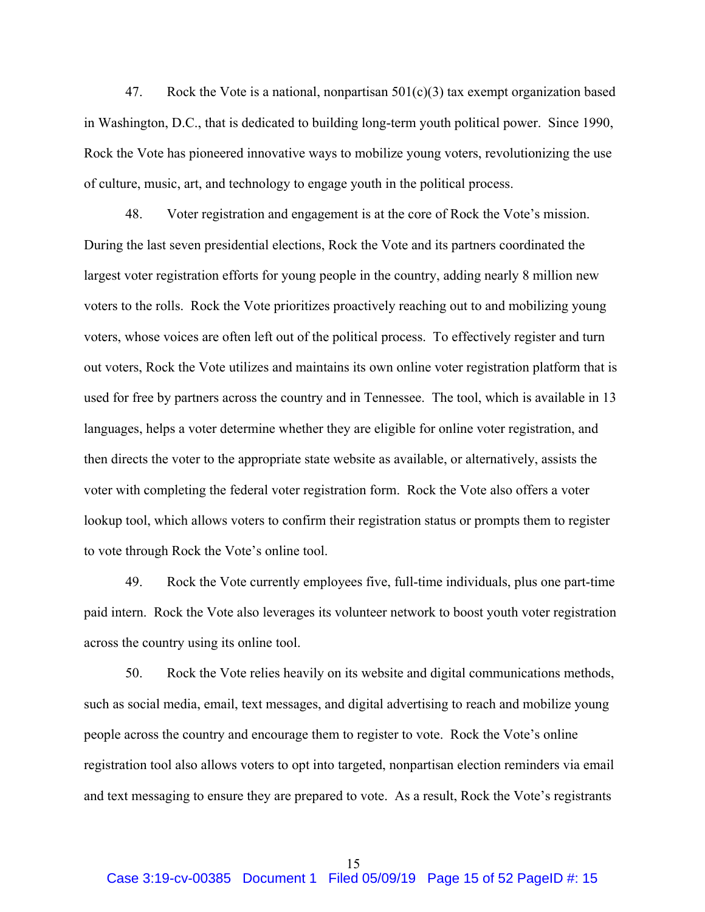47. Rock the Vote is a national, nonpartisan 501(c)(3) tax exempt organization based in Washington, D.C., that is dedicated to building long-term youth political power. Since 1990, Rock the Vote has pioneered innovative ways to mobilize young voters, revolutionizing the use of culture, music, art, and technology to engage youth in the political process.

48. Voter registration and engagement is at the core of Rock the Vote's mission. During the last seven presidential elections, Rock the Vote and its partners coordinated the largest voter registration efforts for young people in the country, adding nearly 8 million new voters to the rolls. Rock the Vote prioritizes proactively reaching out to and mobilizing young voters, whose voices are often left out of the political process. To effectively register and turn out voters, Rock the Vote utilizes and maintains its own online voter registration platform that is used for free by partners across the country and in Tennessee. The tool, which is available in 13 languages, helps a voter determine whether they are eligible for online voter registration, and then directs the voter to the appropriate state website as available, or alternatively, assists the voter with completing the federal voter registration form. Rock the Vote also offers a voter lookup tool, which allows voters to confirm their registration status or prompts them to register to vote through Rock the Vote's online tool.

49. Rock the Vote currently employees five, full-time individuals, plus one part-time paid intern. Rock the Vote also leverages its volunteer network to boost youth voter registration across the country using its online tool.

50. Rock the Vote relies heavily on its website and digital communications methods, such as social media, email, text messages, and digital advertising to reach and mobilize young people across the country and encourage them to register to vote. Rock the Vote's online registration tool also allows voters to opt into targeted, nonpartisan election reminders via email and text messaging to ensure they are prepared to vote. As a result, Rock the Vote's registrants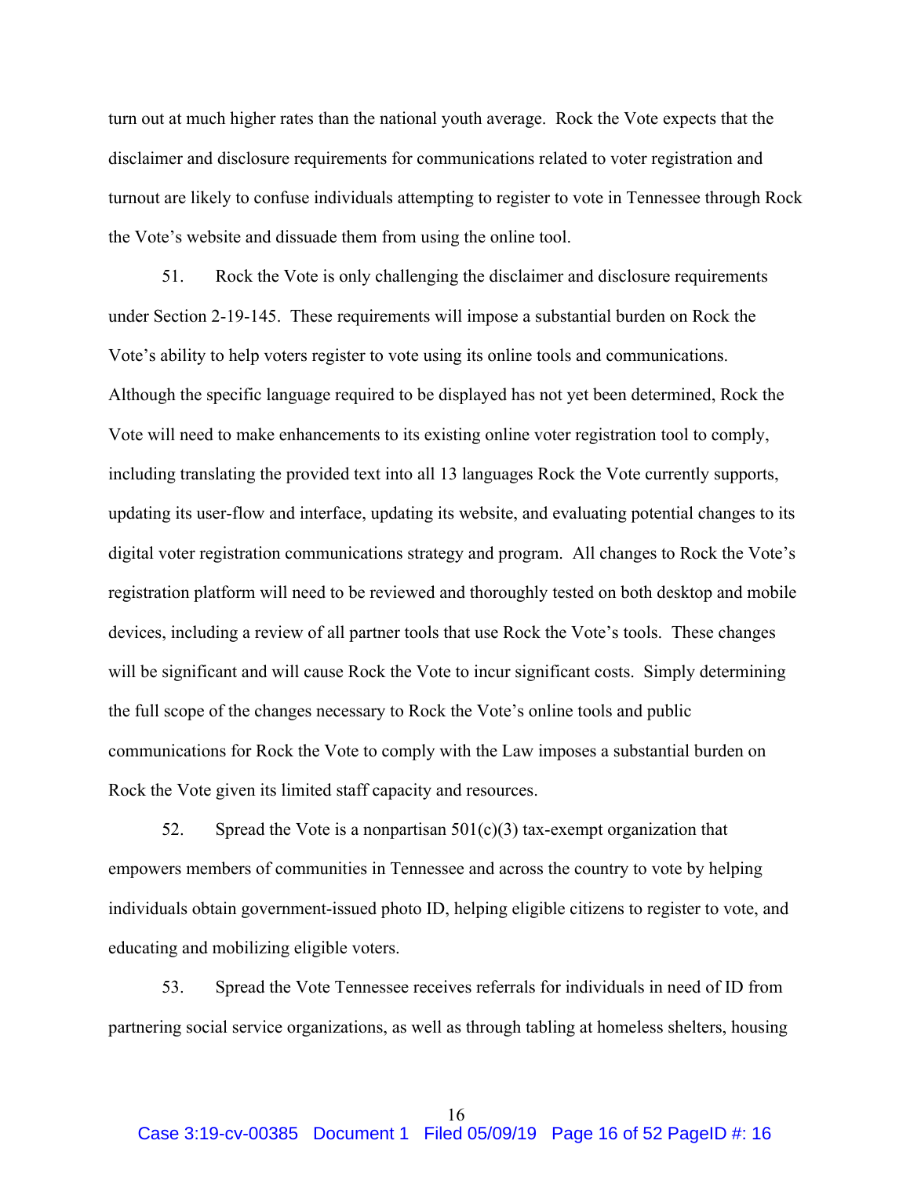turn out at much higher rates than the national youth average. Rock the Vote expects that the disclaimer and disclosure requirements for communications related to voter registration and turnout are likely to confuse individuals attempting to register to vote in Tennessee through Rock the Vote's website and dissuade them from using the online tool.

51. Rock the Vote is only challenging the disclaimer and disclosure requirements under Section 2-19-145. These requirements will impose a substantial burden on Rock the Vote's ability to help voters register to vote using its online tools and communications. Although the specific language required to be displayed has not yet been determined, Rock the Vote will need to make enhancements to its existing online voter registration tool to comply, including translating the provided text into all 13 languages Rock the Vote currently supports, updating its user-flow and interface, updating its website, and evaluating potential changes to its digital voter registration communications strategy and program. All changes to Rock the Vote's registration platform will need to be reviewed and thoroughly tested on both desktop and mobile devices, including a review of all partner tools that use Rock the Vote's tools. These changes will be significant and will cause Rock the Vote to incur significant costs. Simply determining the full scope of the changes necessary to Rock the Vote's online tools and public communications for Rock the Vote to comply with the Law imposes a substantial burden on Rock the Vote given its limited staff capacity and resources.

52. Spread the Vote is a nonpartisan 501(c)(3) tax-exempt organization that empowers members of communities in Tennessee and across the country to vote by helping individuals obtain government-issued photo ID, helping eligible citizens to register to vote, and educating and mobilizing eligible voters.

53. Spread the Vote Tennessee receives referrals for individuals in need of ID from partnering social service organizations, as well as through tabling at homeless shelters, housing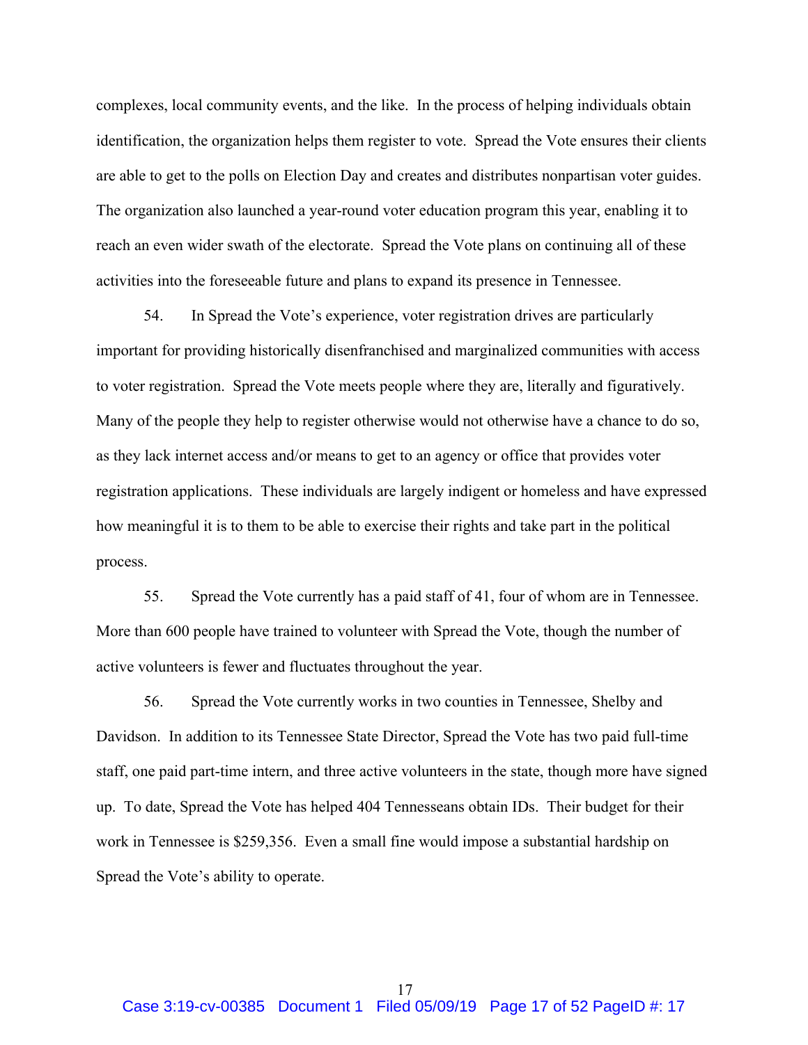complexes, local community events, and the like. In the process of helping individuals obtain identification, the organization helps them register to vote. Spread the Vote ensures their clients are able to get to the polls on Election Day and creates and distributes nonpartisan voter guides. The organization also launched a year-round voter education program this year, enabling it to reach an even wider swath of the electorate. Spread the Vote plans on continuing all of these activities into the foreseeable future and plans to expand its presence in Tennessee.

54. In Spread the Vote's experience, voter registration drives are particularly important for providing historically disenfranchised and marginalized communities with access to voter registration. Spread the Vote meets people where they are, literally and figuratively. Many of the people they help to register otherwise would not otherwise have a chance to do so, as they lack internet access and/or means to get to an agency or office that provides voter registration applications. These individuals are largely indigent or homeless and have expressed how meaningful it is to them to be able to exercise their rights and take part in the political process.

55. Spread the Vote currently has a paid staff of 41, four of whom are in Tennessee. More than 600 people have trained to volunteer with Spread the Vote, though the number of active volunteers is fewer and fluctuates throughout the year.

56. Spread the Vote currently works in two counties in Tennessee, Shelby and Davidson. In addition to its Tennessee State Director, Spread the Vote has two paid full-time staff, one paid part-time intern, and three active volunteers in the state, though more have signed up. To date, Spread the Vote has helped 404 Tennesseans obtain IDs. Their budget for their work in Tennessee is $259,356. Even a small fine would impose a substantial hardship on Spread the Vote's ability to operate.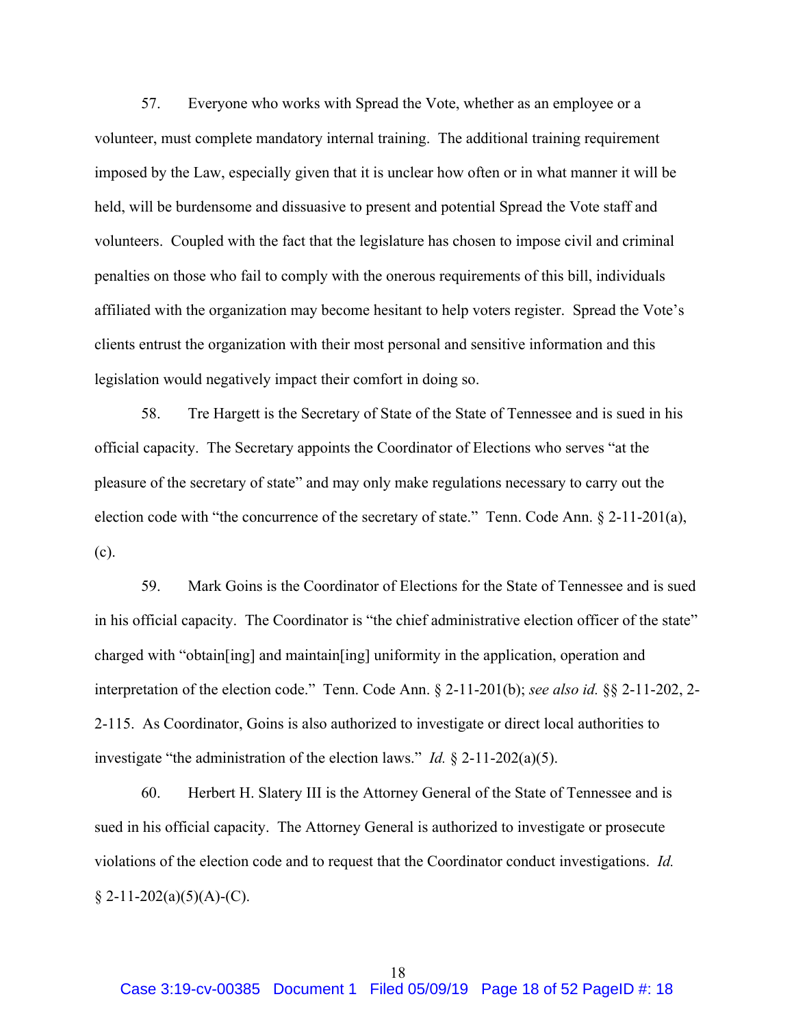57. Everyone who works with Spread the Vote, whether as an employee or a volunteer, must complete mandatory internal training. The additional training requirement imposed by the Law, especially given that it is unclear how often or in what manner it will be held, will be burdensome and dissuasive to present and potential Spread the Vote staff and volunteers. Coupled with the fact that the legislature has chosen to impose civil and criminal penalties on those who fail to comply with the onerous requirements of this bill, individuals affiliated with the organization may become hesitant to help voters register. Spread the Vote's clients entrust the organization with their most personal and sensitive information and this legislation would negatively impact their comfort in doing so.

58. Tre Hargett is the Secretary of State of the State of Tennessee and is sued in his official capacity. The Secretary appoints the Coordinator of Elections who serves "at the pleasure of the secretary of state" and may only make regulations necessary to carry out the election code with "the concurrence of the secretary of state." Tenn. Code Ann. § 2-11-201(a), (c).

59. Mark Goins is the Coordinator of Elections for the State of Tennessee and is sued in his official capacity. The Coordinator is "the chief administrative election officer of the state" charged with "obtain[ing] and maintain[ing] uniformity in the application, operation and interpretation of the election code." Tenn. Code Ann. § 2-11-201(b); *see also id.* §§ 2-11-202, 2-2-115. As Coordinator, Goins is also authorized to investigate or direct local authorities to investigate "the administration of the election laws." *Id.* § 2-11-202(a)(5).

60. Herbert H. Slatery III is the Attorney General of the State of Tennessee and is sued in his official capacity. The Attorney General is authorized to investigate or prosecute violations of the election code and to request that the Coordinator conduct investigations. *Id.* § 2-11-202(a)(5)(A)-(C).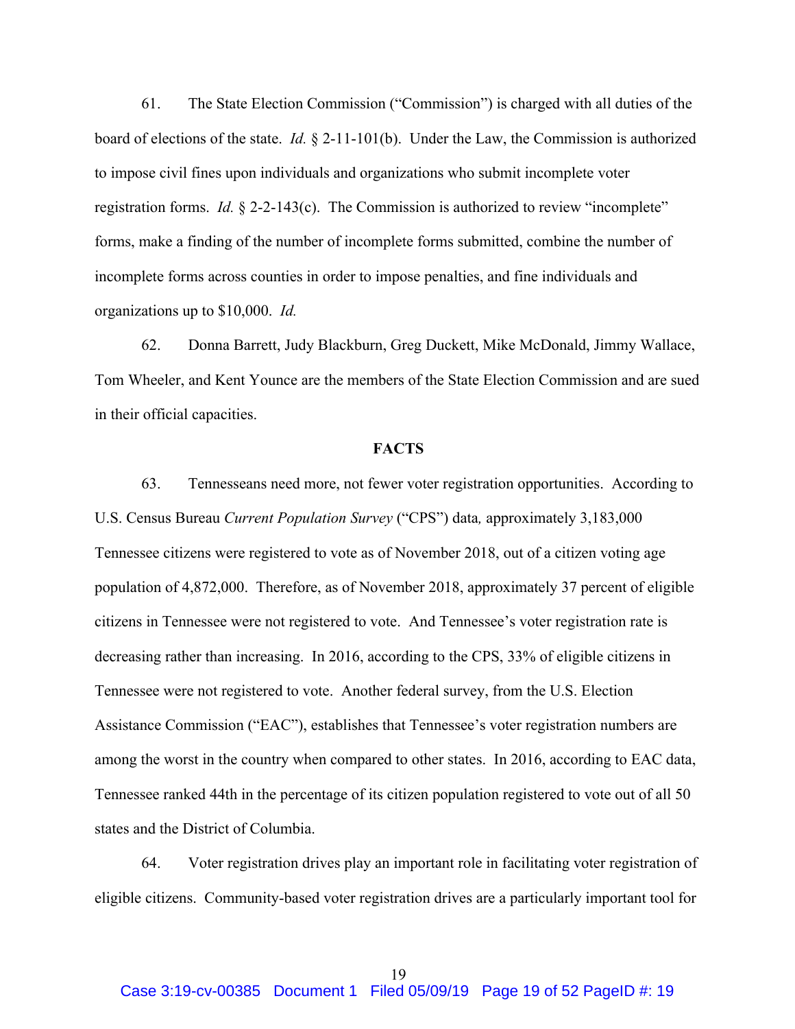61. The State Election Commission ("Commission") is charged with all duties of the board of elections of the state. *Id.* § 2-11-101(b). Under the Law, the Commission is authorized to impose civil fines upon individuals and organizations who submit incomplete voter registration forms. *Id.* § 2-2-143(c). The Commission is authorized to review "incomplete" forms, make a finding of the number of incomplete forms submitted, combine the number of incomplete forms across counties in order to impose penalties, and fine individuals and organizations up to $10,000. *Id.*

62. Donna Barrett, Judy Blackburn, Greg Duckett, Mike McDonald, Jimmy Wallace, Tom Wheeler, and Kent Younce are the members of the State Election Commission and are sued in their official capacities.

**FACTS**

63. Tennesseans need more, not fewer voter registration opportunities. According to U.S. Census Bureau *Current Population Survey* ("CPS") data, approximately 3,183,000 Tennessee citizens were registered to vote as of November 2018, out of a citizen voting age population of 4,872,000. Therefore, as of November 2018, approximately 37 percent of eligible citizens in Tennessee were not registered to vote. And Tennessee's voter registration rate is decreasing rather than increasing. In 2016, according to the CPS, 33% of eligible citizens in Tennessee were not registered to vote. Another federal survey, from the U.S. Election Assistance Commission ("EAC"), establishes that Tennessee's voter registration numbers are among the worst in the country when compared to other states. In 2016, according to EAC data, Tennessee ranked 44th in the percentage of its citizen population registered to vote out of all 50 states and the District of Columbia.

64. Voter registration drives play an important role in facilitating voter registration of eligible citizens. Community-based voter registration drives are a particularly important tool for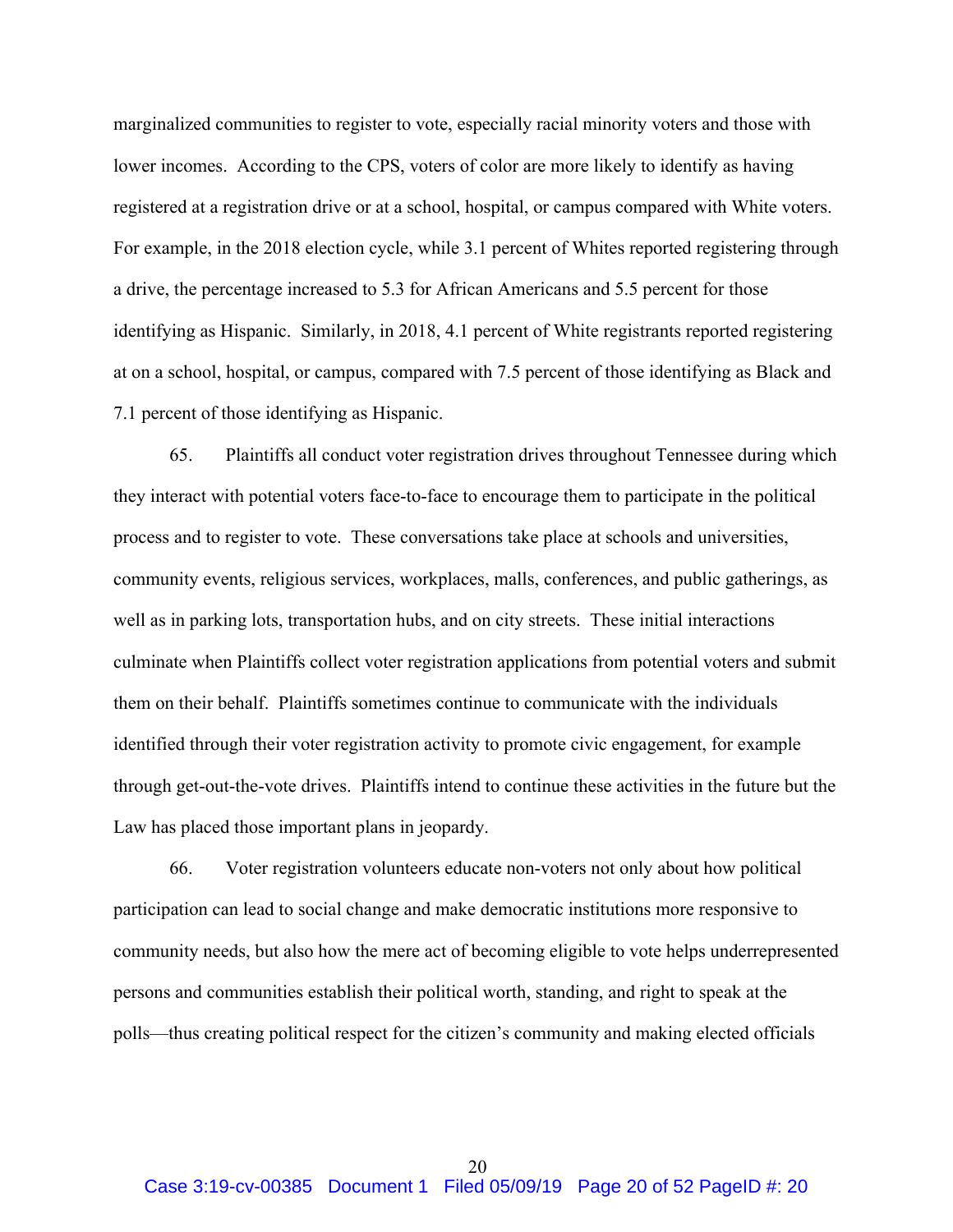marginalized communities to register to vote, especially racial minority voters and those with lower incomes. According to the CPS, voters of color are more likely to identify as having registered at a registration drive or at a school, hospital, or campus compared with White voters. For example, in the 2018 election cycle, while 3.1 percent of Whites reported registering through a drive, the percentage increased to 5.3 for African Americans and 5.5 percent for those identifying as Hispanic. Similarly, in 2018, 4.1 percent of White registrants reported registering at on a school, hospital, or campus, compared with 7.5 percent of those identifying as Black and 7.1 percent of those identifying as Hispanic.

65. Plaintiffs all conduct voter registration drives throughout Tennessee during which they interact with potential voters face-to-face to encourage them to participate in the political process and to register to vote. These conversations take place at schools and universities, community events, religious services, workplaces, malls, conferences, and public gatherings, as well as in parking lots, transportation hubs, and on city streets. These initial interactions culminate when Plaintiffs collect voter registration applications from potential voters and submit them on their behalf. Plaintiffs sometimes continue to communicate with the individuals identified through their voter registration activity to promote civic engagement, for example through get-out-the-vote drives. Plaintiffs intend to continue these activities in the future but the Law has placed those important plans in jeopardy.

66. Voter registration volunteers educate non-voters not only about how political participation can lead to social change and make democratic institutions more responsive to community needs, but also how the mere act of becoming eligible to vote helps underrepresented persons and communities establish their political worth, standing, and right to speak at the polls—thus creating political respect for the citizen's community and making elected officials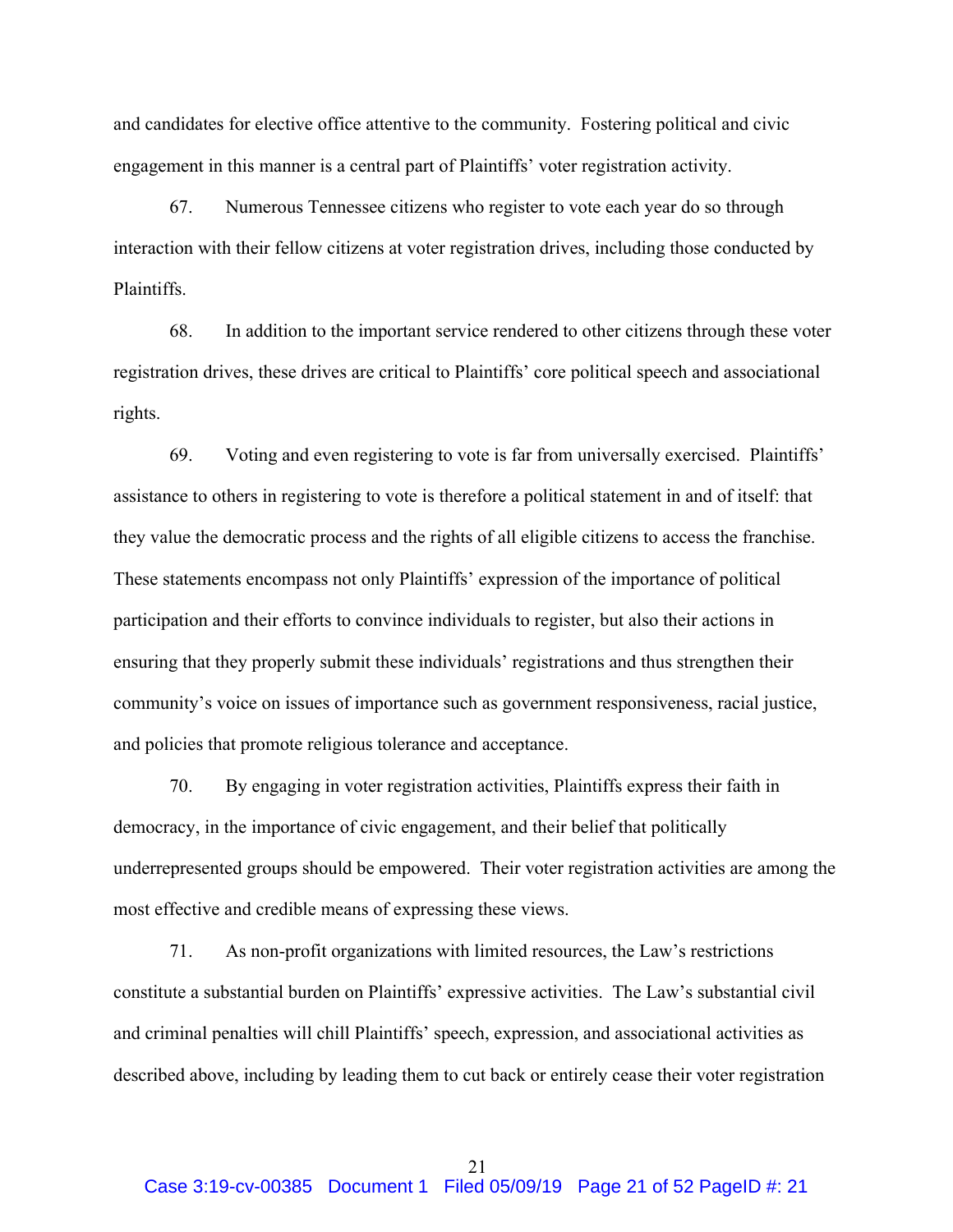and candidates for elective office attentive to the community. Fostering political and civic engagement in this manner is a central part of Plaintiffs' voter registration activity.

67. Numerous Tennessee citizens who register to vote each year do so through interaction with their fellow citizens at voter registration drives, including those conducted by Plaintiffs.

68. In addition to the important service rendered to other citizens through these voter registration drives, these drives are critical to Plaintiffs' core political speech and associational rights.

69. Voting and even registering to vote is far from universally exercised. Plaintiffs' assistance to others in registering to vote is therefore a political statement in and of itself: that they value the democratic process and the rights of all eligible citizens to access the franchise. These statements encompass not only Plaintiffs' expression of the importance of political participation and their efforts to convince individuals to register, but also their actions in ensuring that they properly submit these individuals' registrations and thus strengthen their community's voice on issues of importance such as government responsiveness, racial justice, and policies that promote religious tolerance and acceptance.

70. By engaging in voter registration activities, Plaintiffs express their faith in democracy, in the importance of civic engagement, and their belief that politically underrepresented groups should be empowered. Their voter registration activities are among the most effective and credible means of expressing these views.

71. As non-profit organizations with limited resources, the Law's restrictions constitute a substantial burden on Plaintiffs' expressive activities. The Law's substantial civil and criminal penalties will chill Plaintiffs' speech, expression, and associational activities as described above, including by leading them to cut back or entirely cease their voter registration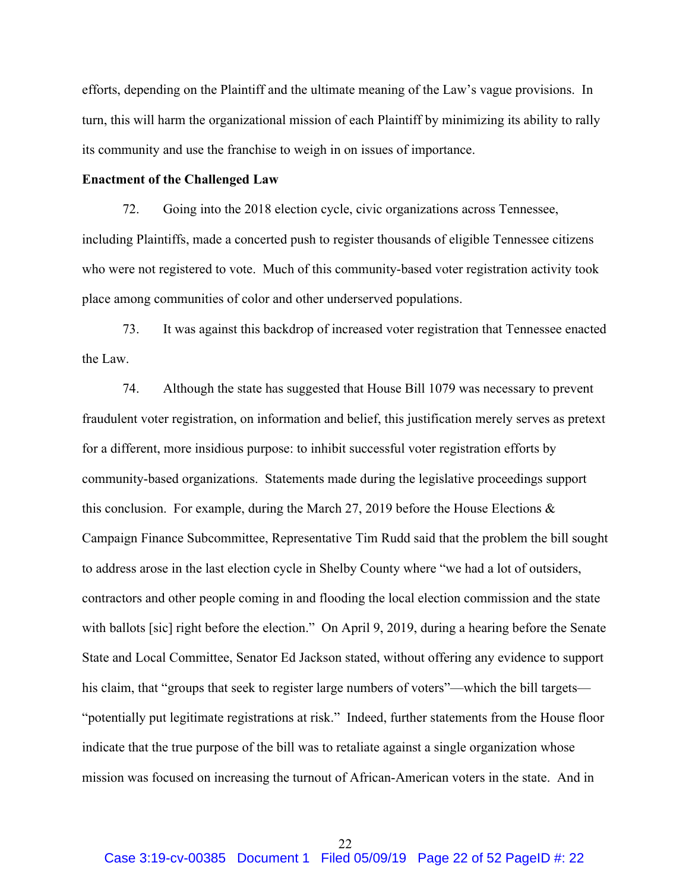efforts, depending on the Plaintiff and the ultimate meaning of the Law's vague provisions. In turn, this will harm the organizational mission of each Plaintiff by minimizing its ability to rally its community and use the franchise to weigh in on issues of importance.

**Enactment of the Challenged Law**

72. Going into the 2018 election cycle, civic organizations across Tennessee, including Plaintiffs, made a concerted push to register thousands of eligible Tennessee citizens who were not registered to vote. Much of this community-based voter registration activity took place among communities of color and other underserved populations.

73. It was against this backdrop of increased voter registration that Tennessee enacted the Law.

74. Although the state has suggested that House Bill 1079 was necessary to prevent fraudulent voter registration, on information and belief, this justification merely serves as pretext for a different, more insidious purpose: to inhibit successful voter registration efforts by community-based organizations. Statements made during the legislative proceedings support this conclusion. For example, during the March 27, 2019 before the House Elections & Campaign Finance Subcommittee, Representative Tim Rudd said that the problem the bill sought to address arose in the last election cycle in Shelby County where "we had a lot of outsiders, contractors and other people coming in and flooding the local election commission and the state with ballots [sic] right before the election." On April 9, 2019, during a hearing before the Senate State and Local Committee, Senator Ed Jackson stated, without offering any evidence to support his claim, that "groups that seek to register large numbers of voters"—which the bill targets—"potentially put legitimate registrations at risk." Indeed, further statements from the House floor indicate that the true purpose of the bill was to retaliate against a single organization whose mission was focused on increasing the turnout of African-American voters in the state. And in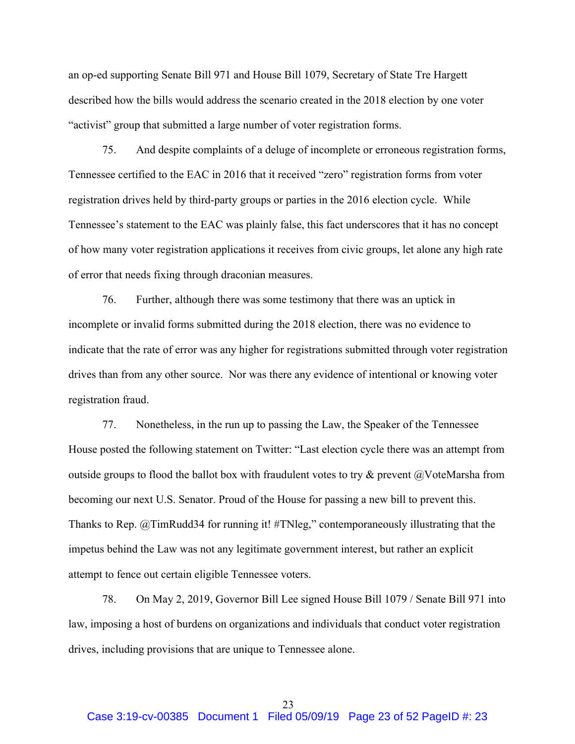an op-ed supporting Senate Bill 971 and House Bill 1079, Secretary of State Tre Hargett described how the bills would address the scenario created in the 2018 election by one voter "activist" group that submitted a large number of voter registration forms.

75. And despite complaints of a deluge of incomplete or erroneous registration forms, Tennessee certified to the EAC in 2016 that it received "zero" registration forms from voter registration drives held by third-party groups or parties in the 2016 election cycle. While Tennessee's statement to the EAC was plainly false, this fact underscores that it has no concept of how many voter registration applications it receives from civic groups, let alone any high rate of error that needs fixing through draconian measures.

76. Further, although there was some testimony that there was an uptick in incomplete or invalid forms submitted during the 2018 election, there was no evidence to indicate that the rate of error was any higher for registrations submitted through voter registration drives than from any other source. Nor was there any evidence of intentional or knowing voter registration fraud.

77. Nonetheless, in the run up to passing the Law, the Speaker of the Tennessee House posted the following statement on Twitter: "Last election cycle there was an attempt from outside groups to flood the ballot box with fraudulent votes to try & prevent @VoteMarsha from becoming our next U.S. Senator. Proud of the House for passing a new bill to prevent this. Thanks to Rep. @TimRudd34 for running it! #TNleg," contemporaneously illustrating that the impetus behind the Law was not any legitimate government interest, but rather an explicit attempt to fence out certain eligible Tennessee voters.

78. On May 2, 2019, Governor Bill Lee signed House Bill 1079 / Senate Bill 971 into law, imposing a host of burdens on organizations and individuals that conduct voter registration drives, including provisions that are unique to Tennessee alone.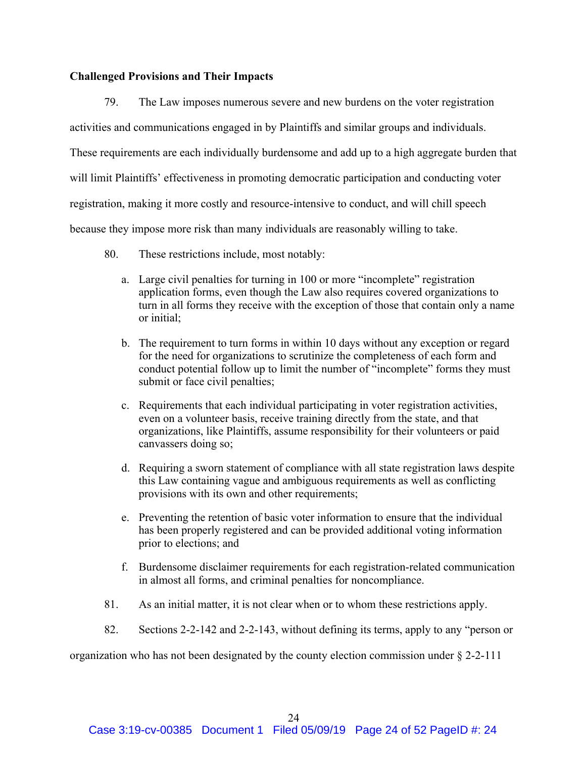**Challenged Provisions and Their Impacts**

79. The Law imposes numerous severe and new burdens on the voter registration activities and communications engaged in by Plaintiffs and similar groups and individuals. These requirements are each individually burdensome and add up to a high aggregate burden that will limit Plaintiffs' effectiveness in promoting democratic participation and conducting voter registration, making it more costly and resource-intensive to conduct, and will chill speech because they impose more risk than many individuals are reasonably willing to take.

80. These restrictions include, most notably:

a. Large civil penalties for turning in 100 or more "incomplete" registration application forms, even though the Law also requires covered organizations to turn in all forms they receive with the exception of those that contain only a name or initial;

b. The requirement to turn forms in within 10 days without any exception or regard for the need for organizations to scrutinize the completeness of each form and conduct potential follow up to limit the number of "incomplete" forms they must submit or face civil penalties;

c. Requirements that each individual participating in voter registration activities, even on a volunteer basis, receive training directly from the state, and that organizations, like Plaintiffs, assume responsibility for their volunteers or paid canvassers doing so;

d. Requiring a sworn statement of compliance with all state registration laws despite this Law containing vague and ambiguous requirements as well as conflicting provisions with its own and other requirements;

e. Preventing the retention of basic voter information to ensure that the individual has been properly registered and can be provided additional voting information prior to elections; and

f. Burdensome disclaimer requirements for each registration-related communication in almost all forms, and criminal penalties for noncompliance.

81. As an initial matter, it is not clear when or to whom these restrictions apply.

82. Sections 2-2-142 and 2-2-143, without defining its terms, apply to any "person or organization who has not been designated by the county election commission under § 2-2-111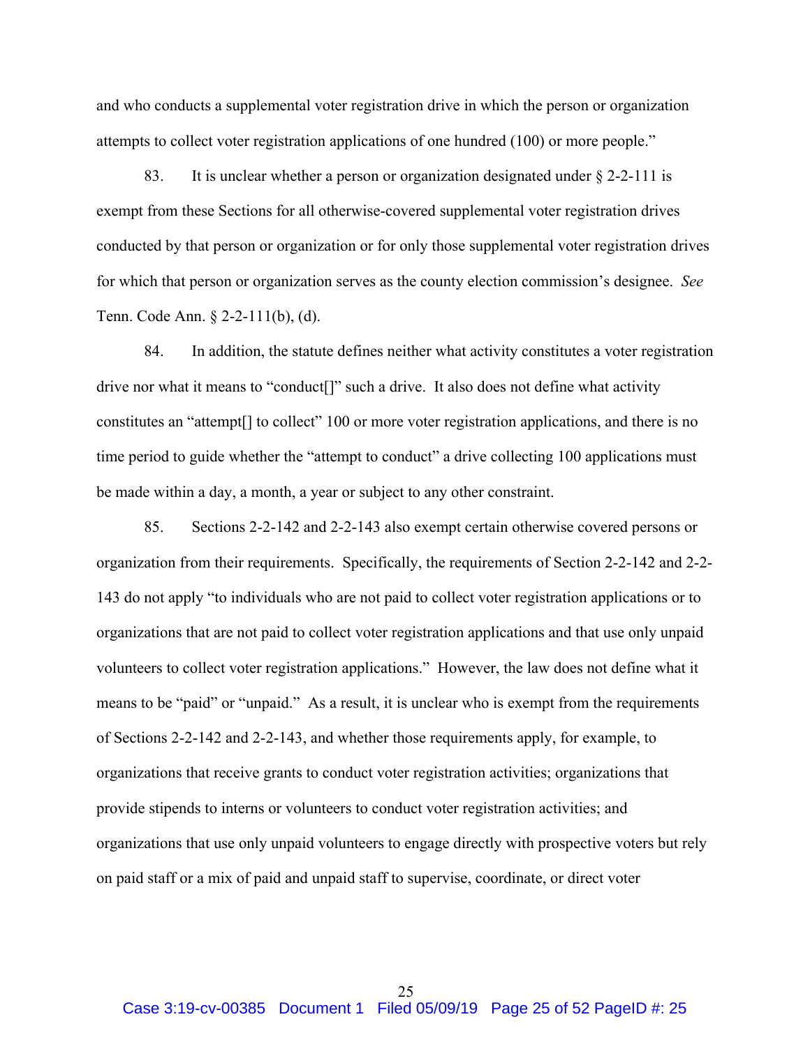and who conducts a supplemental voter registration drive in which the person or organization attempts to collect voter registration applications of one hundred (100) or more people."

83. It is unclear whether a person or organization designated under § 2-2-111 is exempt from these Sections for all otherwise-covered supplemental voter registration drives conducted by that person or organization or for only those supplemental voter registration drives for which that person or organization serves as the county election commission's designee. *See* Tenn. Code Ann. § 2-2-111(b), (d).

84. In addition, the statute defines neither what activity constitutes a voter registration drive nor what it means to "conduct[]" such a drive. It also does not define what activity constitutes an "attempt[] to collect" 100 or more voter registration applications, and there is no time period to guide whether the "attempt to conduct" a drive collecting 100 applications must be made within a day, a month, a year or subject to any other constraint.

85. Sections 2-2-142 and 2-2-143 also exempt certain otherwise covered persons or organization from their requirements. Specifically, the requirements of Section 2-2-142 and 2-2-143 do not apply "to individuals who are not paid to collect voter registration applications or to organizations that are not paid to collect voter registration applications and that use only unpaid volunteers to collect voter registration applications." However, the law does not define what it means to be "paid" or "unpaid." As a result, it is unclear who is exempt from the requirements of Sections 2-2-142 and 2-2-143, and whether those requirements apply, for example, to organizations that receive grants to conduct voter registration activities; organizations that provide stipends to interns or volunteers to conduct voter registration activities; and organizations that use only unpaid volunteers to engage directly with prospective voters but rely on paid staff or a mix of paid and unpaid staff to supervise, coordinate, or direct voter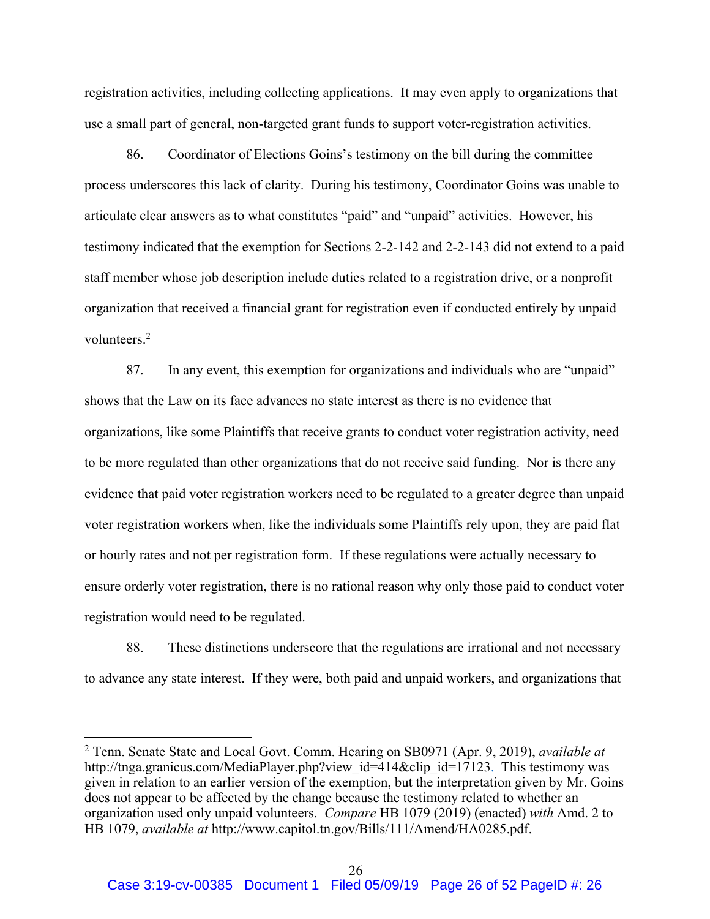registration activities, including collecting applications. It may even apply to organizations that use a small part of general, non-targeted grant funds to support voter-registration activities.

86. Coordinator of Elections Goins's testimony on the bill during the committee process underscores this lack of clarity. During his testimony, Coordinator Goins was unable to articulate clear answers as to what constitutes "paid" and "unpaid" activities. However, his testimony indicated that the exemption for Sections 2-2-142 and 2-2-143 did not extend to a paid staff member whose job description include duties related to a registration drive, or a nonprofit organization that received a financial grant for registration even if conducted entirely by unpaid volunteers.[2]

87. In any event, this exemption for organizations and individuals who are "unpaid" shows that the Law on its face advances no state interest as there is no evidence that organizations, like some Plaintiffs that receive grants to conduct voter registration activity, need to be more regulated than other organizations that do not receive said funding. Nor is there any evidence that paid voter registration workers need to be regulated to a greater degree than unpaid voter registration workers when, like the individuals some Plaintiffs rely upon, they are paid flat or hourly rates and not per registration form. If these regulations were actually necessary to ensure orderly voter registration, there is no rational reason why only those paid to conduct voter registration would need to be regulated.

88. These distinctions underscore that the regulations are irrational and not necessary to advance any state interest. If they were, both paid and unpaid workers, and organizations that

---

[2] Tenn. Senate State and Local Govt. Comm. Hearing on SB0971 (Apr. 9, 2019), *available at* http://tnga.granicus.com/MediaPlayer.php?view_id=414&clip_id=17123. This testimony was given in relation to an earlier version of the exemption, but the interpretation given by Mr. Goins does not appear to be affected by the change because the testimony related to whether an organization used only unpaid volunteers. *Compare* HB 1079 (2019) (enacted) *with* Amd. 2 to HB 1079, *available at* http://www.capitol.tn.gov/Bills/111/Amend/HA0285.pdf.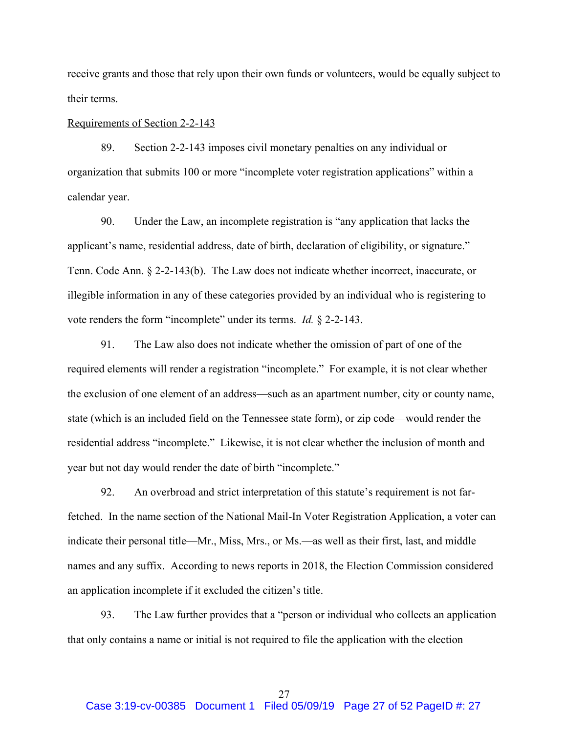receive grants and those that rely upon their own funds or volunteers, would be equally subject to their terms.

Requirements of Section 2-2-143

89. Section 2-2-143 imposes civil monetary penalties on any individual or organization that submits 100 or more "incomplete voter registration applications" within a calendar year.

90. Under the Law, an incomplete registration is "any application that lacks the applicant's name, residential address, date of birth, declaration of eligibility, or signature." Tenn. Code Ann. § 2-2-143(b). The Law does not indicate whether incorrect, inaccurate, or illegible information in any of these categories provided by an individual who is registering to vote renders the form "incomplete" under its terms. *Id.* § 2-2-143.

91. The Law also does not indicate whether the omission of part of one of the required elements will render a registration "incomplete." For example, it is not clear whether the exclusion of one element of an address—such as an apartment number, city or county name, state (which is an included field on the Tennessee state form), or zip code—would render the residential address "incomplete." Likewise, it is not clear whether the inclusion of month and year but not day would render the date of birth "incomplete."

92. An overbroad and strict interpretation of this statute's requirement is not far-fetched. In the name section of the National Mail-In Voter Registration Application, a voter can indicate their personal title—Mr., Miss, Mrs., or Ms.—as well as their first, last, and middle names and any suffix. According to news reports in 2018, the Election Commission considered an application incomplete if it excluded the citizen's title.

93. The Law further provides that a "person or individual who collects an application that only contains a name or initial is not required to file the application with the election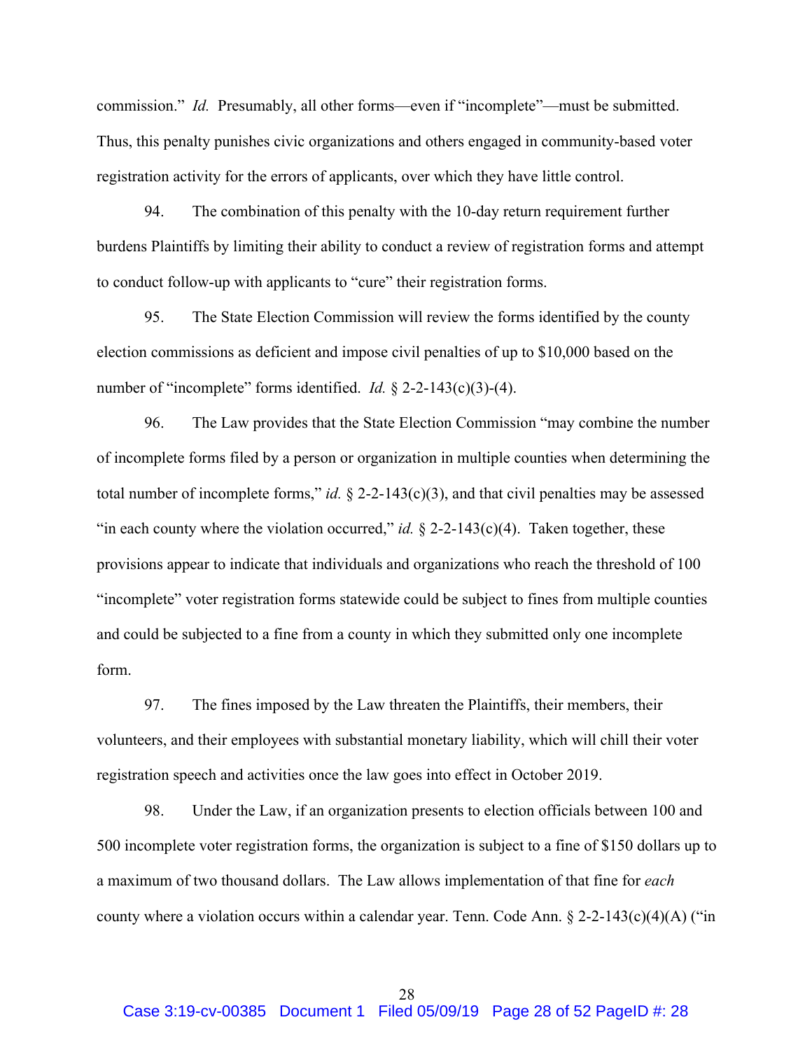commission." *Id.* Presumably, all other forms—even if "incomplete"—must be submitted. Thus, this penalty punishes civic organizations and others engaged in community-based voter registration activity for the errors of applicants, over which they have little control.

94. The combination of this penalty with the 10-day return requirement further burdens Plaintiffs by limiting their ability to conduct a review of registration forms and attempt to conduct follow-up with applicants to "cure" their registration forms.

95. The State Election Commission will review the forms identified by the county election commissions as deficient and impose civil penalties of up to $10,000 based on the number of "incomplete" forms identified. *Id.* § 2-2-143(c)(3)-(4).

96. The Law provides that the State Election Commission "may combine the number of incomplete forms filed by a person or organization in multiple counties when determining the total number of incomplete forms," *id.* § 2-2-143(c)(3), and that civil penalties may be assessed "in each county where the violation occurred," *id.* § 2-2-143(c)(4). Taken together, these provisions appear to indicate that individuals and organizations who reach the threshold of 100 "incomplete" voter registration forms statewide could be subject to fines from multiple counties and could be subjected to a fine from a county in which they submitted only one incomplete form.

97. The fines imposed by the Law threaten the Plaintiffs, their members, their volunteers, and their employees with substantial monetary liability, which will chill their voter registration speech and activities once the law goes into effect in October 2019.

98. Under the Law, if an organization presents to election officials between 100 and 500 incomplete voter registration forms, the organization is subject to a fine of $150 dollars up to a maximum of two thousand dollars. The Law allows implementation of that fine for *each* county where a violation occurs within a calendar year. Tenn. Code Ann. § 2-2-143(c)(4)(A) ("in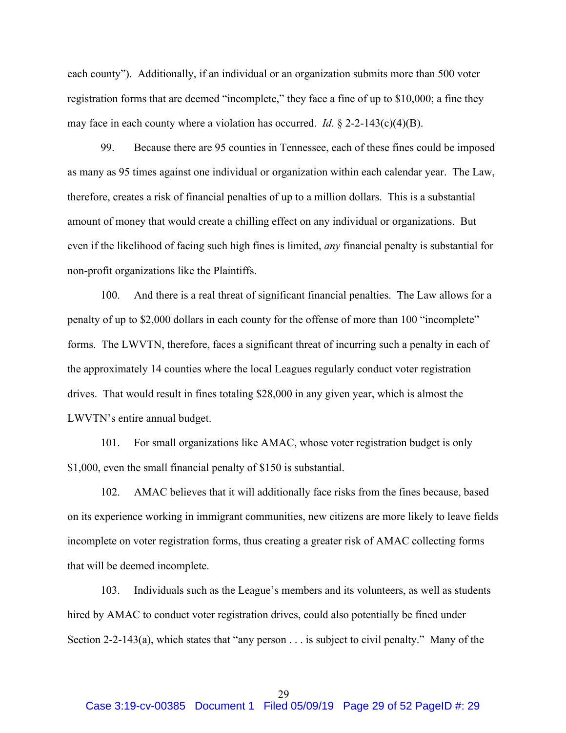each county"). Additionally, if an individual or an organization submits more than 500 voter registration forms that are deemed "incomplete," they face a fine of up to $10,000; a fine they may face in each county where a violation has occurred. *Id.* § 2-2-143(c)(4)(B).

99. Because there are 95 counties in Tennessee, each of these fines could be imposed as many as 95 times against one individual or organization within each calendar year. The Law, therefore, creates a risk of financial penalties of up to a million dollars. This is a substantial amount of money that would create a chilling effect on any individual or organizations. But even if the likelihood of facing such high fines is limited, *any* financial penalty is substantial for non-profit organizations like the Plaintiffs.

100. And there is a real threat of significant financial penalties. The Law allows for a penalty of up to $2,000 dollars in each county for the offense of more than 100 "incomplete" forms. The LWVTN, therefore, faces a significant threat of incurring such a penalty in each of the approximately 14 counties where the local Leagues regularly conduct voter registration drives. That would result in fines totaling $28,000 in any given year, which is almost the LWVTN's entire annual budget.

101. For small organizations like AMAC, whose voter registration budget is only $1,000, even the small financial penalty of $150 is substantial.

102. AMAC believes that it will additionally face risks from the fines because, based on its experience working in immigrant communities, new citizens are more likely to leave fields incomplete on voter registration forms, thus creating a greater risk of AMAC collecting forms that will be deemed incomplete.

103. Individuals such as the League's members and its volunteers, as well as students hired by AMAC to conduct voter registration drives, could also potentially be fined under Section 2-2-143(a), which states that "any person . . . is subject to civil penalty." Many of the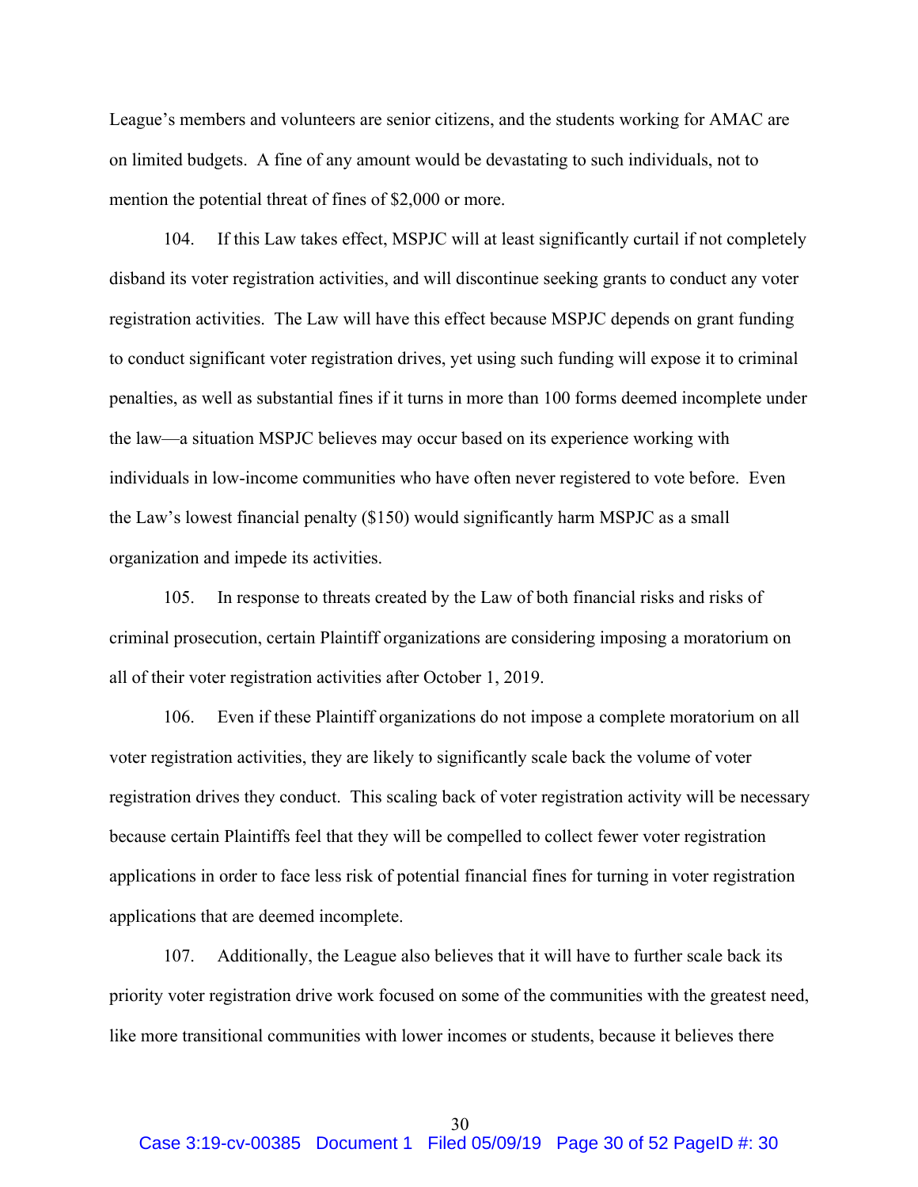League's members and volunteers are senior citizens, and the students working for AMAC are on limited budgets. A fine of any amount would be devastating to such individuals, not to mention the potential threat of fines of $2,000 or more.

104. If this Law takes effect, MSPJC will at least significantly curtail if not completely disband its voter registration activities, and will discontinue seeking grants to conduct any voter registration activities. The Law will have this effect because MSPJC depends on grant funding to conduct significant voter registration drives, yet using such funding will expose it to criminal penalties, as well as substantial fines if it turns in more than 100 forms deemed incomplete under the law—a situation MSPJC believes may occur based on its experience working with individuals in low-income communities who have often never registered to vote before. Even the Law's lowest financial penalty ($150) would significantly harm MSPJC as a small organization and impede its activities.

105. In response to threats created by the Law of both financial risks and risks of criminal prosecution, certain Plaintiff organizations are considering imposing a moratorium on all of their voter registration activities after October 1, 2019.

106. Even if these Plaintiff organizations do not impose a complete moratorium on all voter registration activities, they are likely to significantly scale back the volume of voter registration drives they conduct. This scaling back of voter registration activity will be necessary because certain Plaintiffs feel that they will be compelled to collect fewer voter registration applications in order to face less risk of potential financial fines for turning in voter registration applications that are deemed incomplete.

107. Additionally, the League also believes that it will have to further scale back its priority voter registration drive work focused on some of the communities with the greatest need, like more transitional communities with lower incomes or students, because it believes there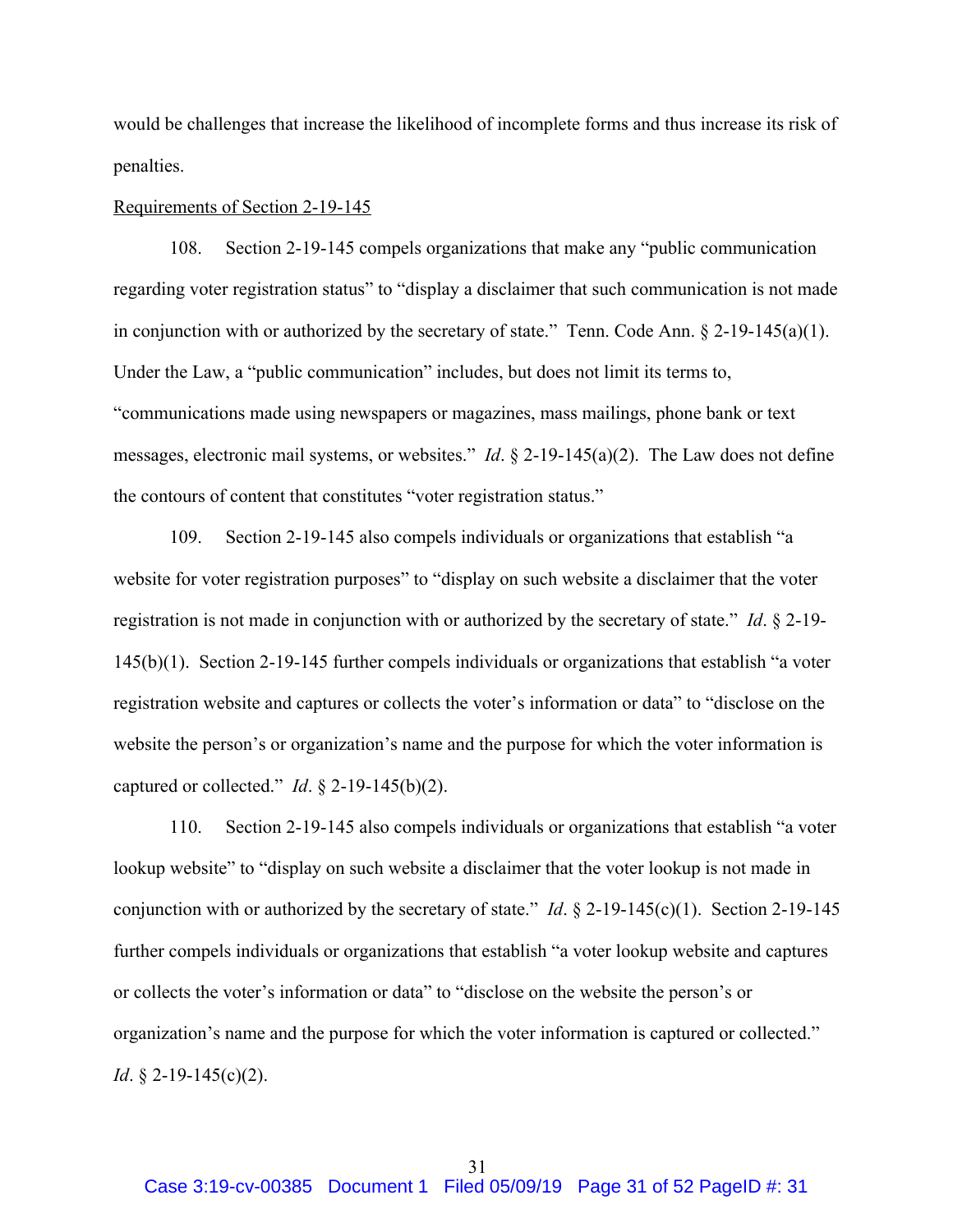would be challenges that increase the likelihood of incomplete forms and thus increase its risk of penalties.

Requirements of Section 2-19-145

108. Section 2-19-145 compels organizations that make any "public communication regarding voter registration status" to "display a disclaimer that such communication is not made in conjunction with or authorized by the secretary of state." Tenn. Code Ann. § 2-19-145(a)(1). Under the Law, a "public communication" includes, but does not limit its terms to, "communications made using newspapers or magazines, mass mailings, phone bank or text messages, electronic mail systems, or websites." *Id*. § 2-19-145(a)(2). The Law does not define the contours of content that constitutes "voter registration status."

109. Section 2-19-145 also compels individuals or organizations that establish "a website for voter registration purposes" to "display on such website a disclaimer that the voter registration is not made in conjunction with or authorized by the secretary of state." *Id*. § 2-19-145(b)(1). Section 2-19-145 further compels individuals or organizations that establish "a voter registration website and captures or collects the voter's information or data" to "disclose on the website the person's or organization's name and the purpose for which the voter information is captured or collected." *Id*. § 2-19-145(b)(2).

110. Section 2-19-145 also compels individuals or organizations that establish "a voter lookup website" to "display on such website a disclaimer that the voter lookup is not made in conjunction with or authorized by the secretary of state." *Id*. § 2-19-145(c)(1). Section 2-19-145 further compels individuals or organizations that establish "a voter lookup website and captures or collects the voter's information or data" to "disclose on the website the person's or organization's name and the purpose for which the voter information is captured or collected." *Id*. § 2-19-145(c)(2).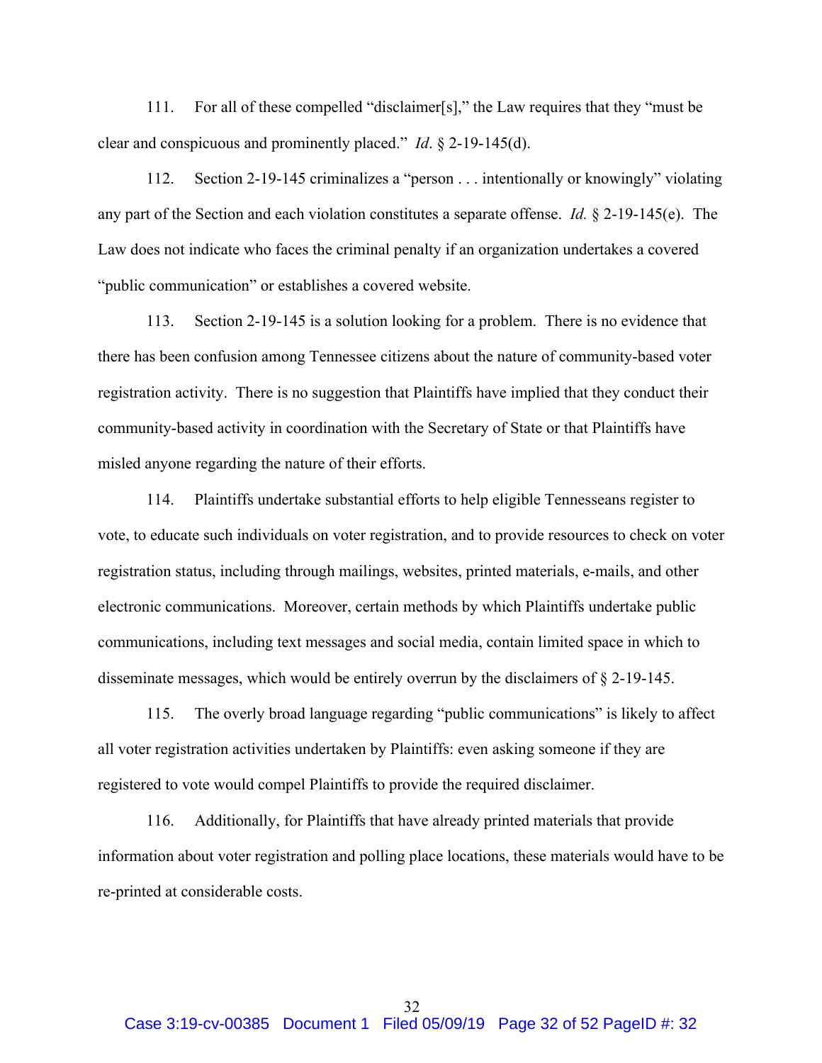111. For all of these compelled "disclaimer[s]," the Law requires that they "must be clear and conspicuous and prominently placed." *Id*. § 2-19-145(d).

112. Section 2-19-145 criminalizes a "person . . . intentionally or knowingly" violating any part of the Section and each violation constitutes a separate offense. *Id.* § 2-19-145(e). The Law does not indicate who faces the criminal penalty if an organization undertakes a covered "public communication" or establishes a covered website.

113. Section 2-19-145 is a solution looking for a problem. There is no evidence that there has been confusion among Tennessee citizens about the nature of community-based voter registration activity. There is no suggestion that Plaintiffs have implied that they conduct their community-based activity in coordination with the Secretary of State or that Plaintiffs have misled anyone regarding the nature of their efforts.

114. Plaintiffs undertake substantial efforts to help eligible Tennesseans register to vote, to educate such individuals on voter registration, and to provide resources to check on voter registration status, including through mailings, websites, printed materials, e-mails, and other electronic communications. Moreover, certain methods by which Plaintiffs undertake public communications, including text messages and social media, contain limited space in which to disseminate messages, which would be entirely overrun by the disclaimers of § 2-19-145.

115. The overly broad language regarding "public communications" is likely to affect all voter registration activities undertaken by Plaintiffs: even asking someone if they are registered to vote would compel Plaintiffs to provide the required disclaimer.

116. Additionally, for Plaintiffs that have already printed materials that provide information about voter registration and polling place locations, these materials would have to be re-printed at considerable costs.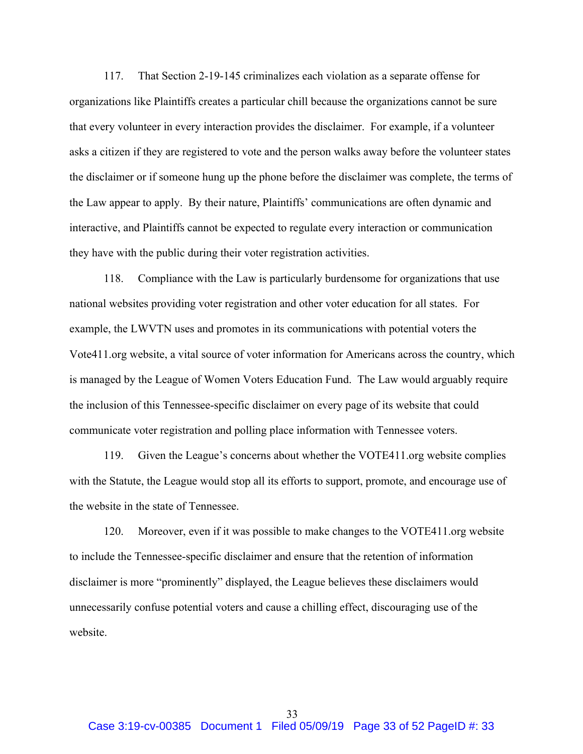117. That Section 2-19-145 criminalizes each violation as a separate offense for organizations like Plaintiffs creates a particular chill because the organizations cannot be sure that every volunteer in every interaction provides the disclaimer. For example, if a volunteer asks a citizen if they are registered to vote and the person walks away before the volunteer states the disclaimer or if someone hung up the phone before the disclaimer was complete, the terms of the Law appear to apply. By their nature, Plaintiffs' communications are often dynamic and interactive, and Plaintiffs cannot be expected to regulate every interaction or communication they have with the public during their voter registration activities.

118. Compliance with the Law is particularly burdensome for organizations that use national websites providing voter registration and other voter education for all states. For example, the LWVTN uses and promotes in its communications with potential voters the Vote411.org website, a vital source of voter information for Americans across the country, which is managed by the League of Women Voters Education Fund. The Law would arguably require the inclusion of this Tennessee-specific disclaimer on every page of its website that could communicate voter registration and polling place information with Tennessee voters.

119. Given the League's concerns about whether the VOTE411.org website complies with the Statute, the League would stop all its efforts to support, promote, and encourage use of the website in the state of Tennessee.

120. Moreover, even if it was possible to make changes to the VOTE411.org website to include the Tennessee-specific disclaimer and ensure that the retention of information disclaimer is more "prominently" displayed, the League believes these disclaimers would unnecessarily confuse potential voters and cause a chilling effect, discouraging use of the website.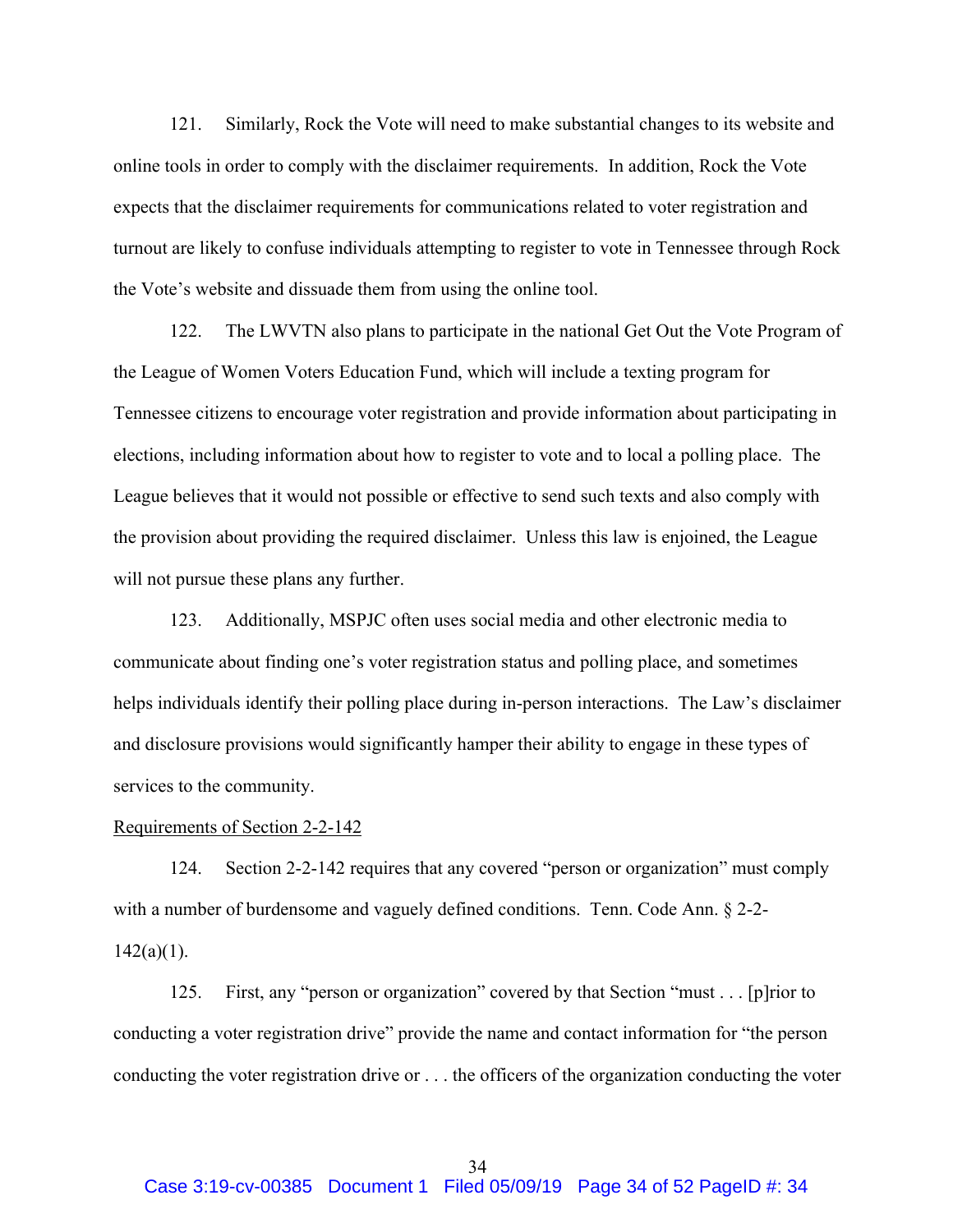121. Similarly, Rock the Vote will need to make substantial changes to its website and online tools in order to comply with the disclaimer requirements. In addition, Rock the Vote expects that the disclaimer requirements for communications related to voter registration and turnout are likely to confuse individuals attempting to register to vote in Tennessee through Rock the Vote's website and dissuade them from using the online tool.

122. The LWVTN also plans to participate in the national Get Out the Vote Program of the League of Women Voters Education Fund, which will include a texting program for Tennessee citizens to encourage voter registration and provide information about participating in elections, including information about how to register to vote and to local a polling place. The League believes that it would not possible or effective to send such texts and also comply with the provision about providing the required disclaimer. Unless this law is enjoined, the League will not pursue these plans any further.

123. Additionally, MSPJC often uses social media and other electronic media to communicate about finding one's voter registration status and polling place, and sometimes helps individuals identify their polling place during in-person interactions. The Law's disclaimer and disclosure provisions would significantly hamper their ability to engage in these types of services to the community.

<u>Requirements of Section 2-2-142</u>

124. Section 2-2-142 requires that any covered "person or organization" must comply with a number of burdensome and vaguely defined conditions. Tenn. Code Ann. § 2-2-142(a)(1).

125. First, any "person or organization" covered by that Section "must . . . [p]rior to conducting a voter registration drive" provide the name and contact information for "the person conducting the voter registration drive or . . . the officers of the organization conducting the voter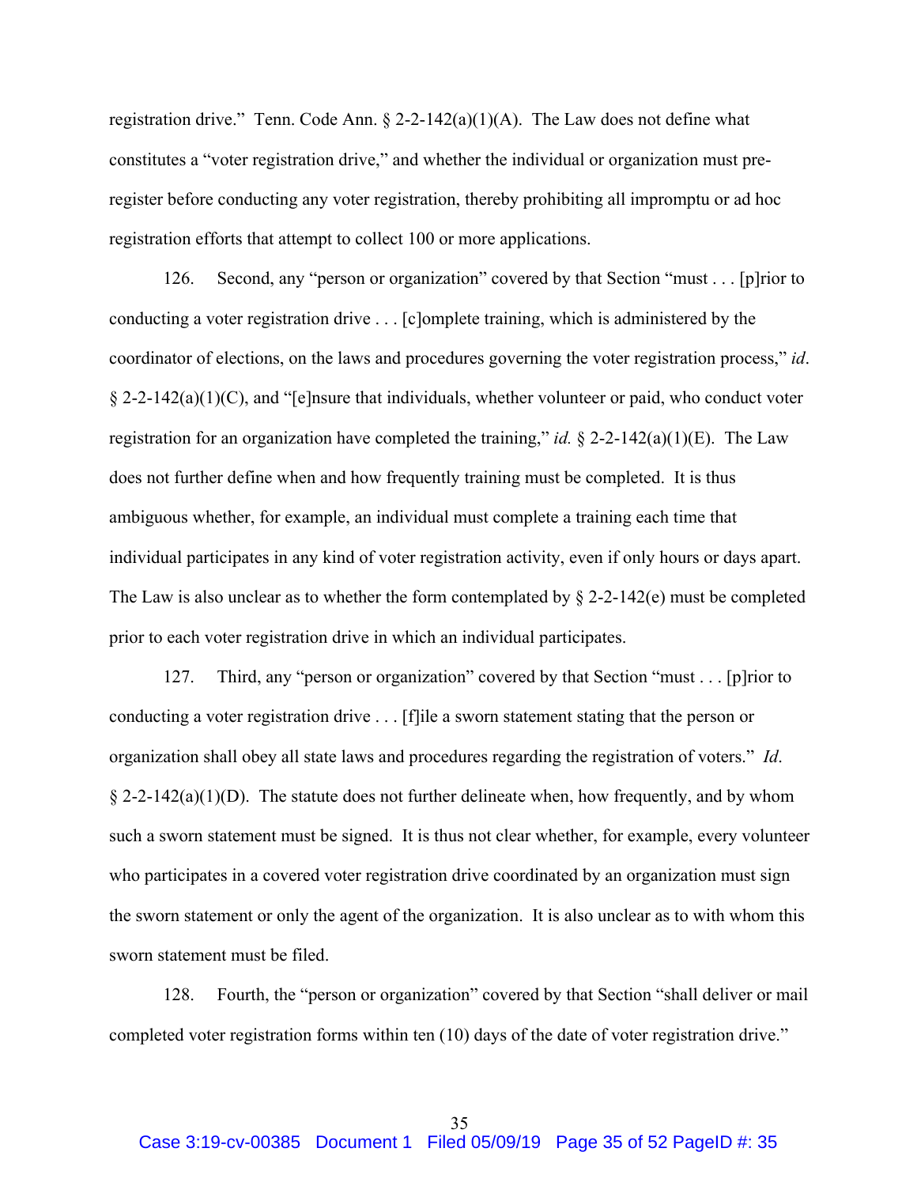registration drive." Tenn. Code Ann. § 2-2-142(a)(1)(A). The Law does not define what constitutes a "voter registration drive," and whether the individual or organization must pre-register before conducting any voter registration, thereby prohibiting all impromptu or ad hoc registration efforts that attempt to collect 100 or more applications.

126. Second, any "person or organization" covered by that Section "must . . . [p]rior to conducting a voter registration drive . . . [c]omplete training, which is administered by the coordinator of elections, on the laws and procedures governing the voter registration process," *id*. § 2-2-142(a)(1)(C), and "[e]nsure that individuals, whether volunteer or paid, who conduct voter registration for an organization have completed the training," *id.* § 2-2-142(a)(1)(E). The Law does not further define when and how frequently training must be completed. It is thus ambiguous whether, for example, an individual must complete a training each time that individual participates in any kind of voter registration activity, even if only hours or days apart. The Law is also unclear as to whether the form contemplated by § 2-2-142(e) must be completed prior to each voter registration drive in which an individual participates.

127. Third, any "person or organization" covered by that Section "must . . . [p]rior to conducting a voter registration drive . . . [f]ile a sworn statement stating that the person or organization shall obey all state laws and procedures regarding the registration of voters." *Id*. § 2-2-142(a)(1)(D). The statute does not further delineate when, how frequently, and by whom such a sworn statement must be signed. It is thus not clear whether, for example, every volunteer who participates in a covered voter registration drive coordinated by an organization must sign the sworn statement or only the agent of the organization. It is also unclear as to with whom this sworn statement must be filed.

128. Fourth, the "person or organization" covered by that Section "shall deliver or mail completed voter registration forms within ten (10) days of the date of voter registration drive."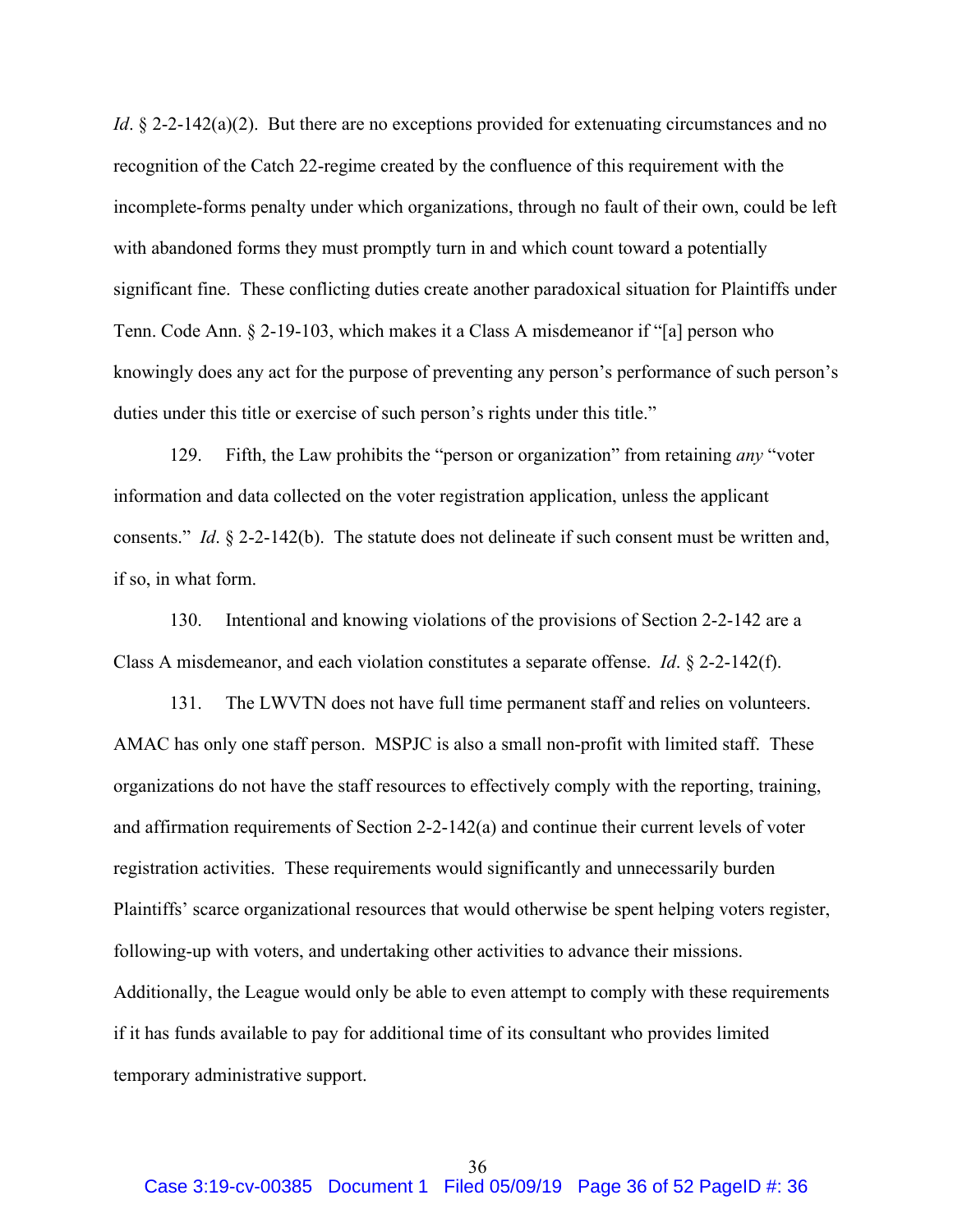*Id*. § 2-2-142(a)(2). But there are no exceptions provided for extenuating circumstances and no recognition of the Catch 22-regime created by the confluence of this requirement with the incomplete-forms penalty under which organizations, through no fault of their own, could be left with abandoned forms they must promptly turn in and which count toward a potentially significant fine. These conflicting duties create another paradoxical situation for Plaintiffs under Tenn. Code Ann. § 2-19-103, which makes it a Class A misdemeanor if "[a] person who knowingly does any act for the purpose of preventing any person's performance of such person's duties under this title or exercise of such person's rights under this title."

129. Fifth, the Law prohibits the "person or organization" from retaining *any* "voter information and data collected on the voter registration application, unless the applicant consents." *Id*. § 2-2-142(b). The statute does not delineate if such consent must be written and, if so, in what form.

130. Intentional and knowing violations of the provisions of Section 2-2-142 are a Class A misdemeanor, and each violation constitutes a separate offense. *Id*. § 2-2-142(f).

131. The LWVTN does not have full time permanent staff and relies on volunteers. AMAC has only one staff person. MSPJC is also a small non-profit with limited staff. These organizations do not have the staff resources to effectively comply with the reporting, training, and affirmation requirements of Section 2-2-142(a) and continue their current levels of voter registration activities. These requirements would significantly and unnecessarily burden Plaintiffs' scarce organizational resources that would otherwise be spent helping voters register, following-up with voters, and undertaking other activities to advance their missions. Additionally, the League would only be able to even attempt to comply with these requirements if it has funds available to pay for additional time of its consultant who provides limited temporary administrative support.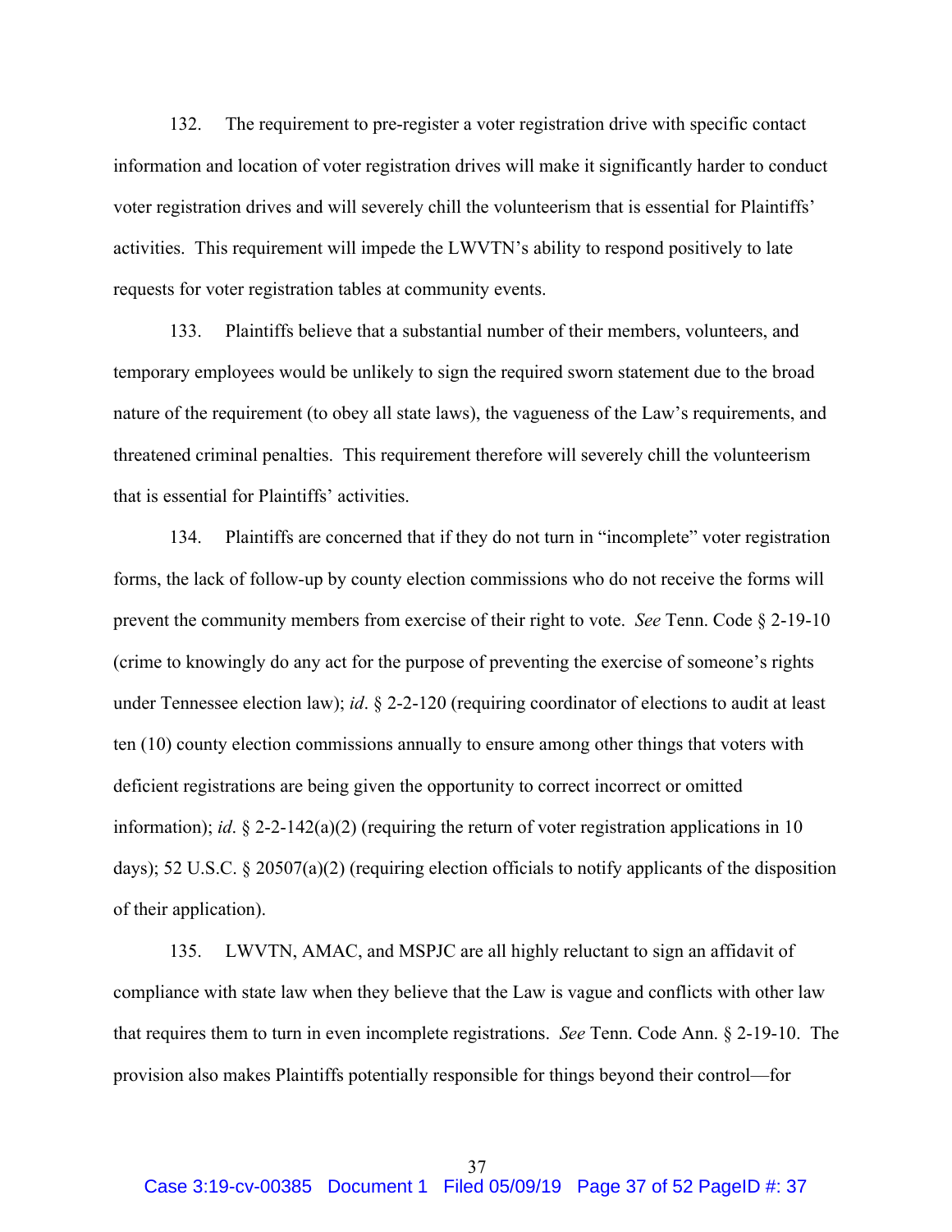132. The requirement to pre-register a voter registration drive with specific contact information and location of voter registration drives will make it significantly harder to conduct voter registration drives and will severely chill the volunteerism that is essential for Plaintiffs' activities. This requirement will impede the LWVTN's ability to respond positively to late requests for voter registration tables at community events.

133. Plaintiffs believe that a substantial number of their members, volunteers, and temporary employees would be unlikely to sign the required sworn statement due to the broad nature of the requirement (to obey all state laws), the vagueness of the Law's requirements, and threatened criminal penalties. This requirement therefore will severely chill the volunteerism that is essential for Plaintiffs' activities.

134. Plaintiffs are concerned that if they do not turn in "incomplete" voter registration forms, the lack of follow-up by county election commissions who do not receive the forms will prevent the community members from exercise of their right to vote. *See* Tenn. Code § 2-19-10 (crime to knowingly do any act for the purpose of preventing the exercise of someone's rights under Tennessee election law); *id*. § 2-2-120 (requiring coordinator of elections to audit at least ten (10) county election commissions annually to ensure among other things that voters with deficient registrations are being given the opportunity to correct incorrect or omitted information); *id*. § 2-2-142(a)(2) (requiring the return of voter registration applications in 10 days); 52 U.S.C. § 20507(a)(2) (requiring election officials to notify applicants of the disposition of their application).

135. LWVTN, AMAC, and MSPJC are all highly reluctant to sign an affidavit of compliance with state law when they believe that the Law is vague and conflicts with other law that requires them to turn in even incomplete registrations. *See* Tenn. Code Ann. § 2-19-10. The provision also makes Plaintiffs potentially responsible for things beyond their control—for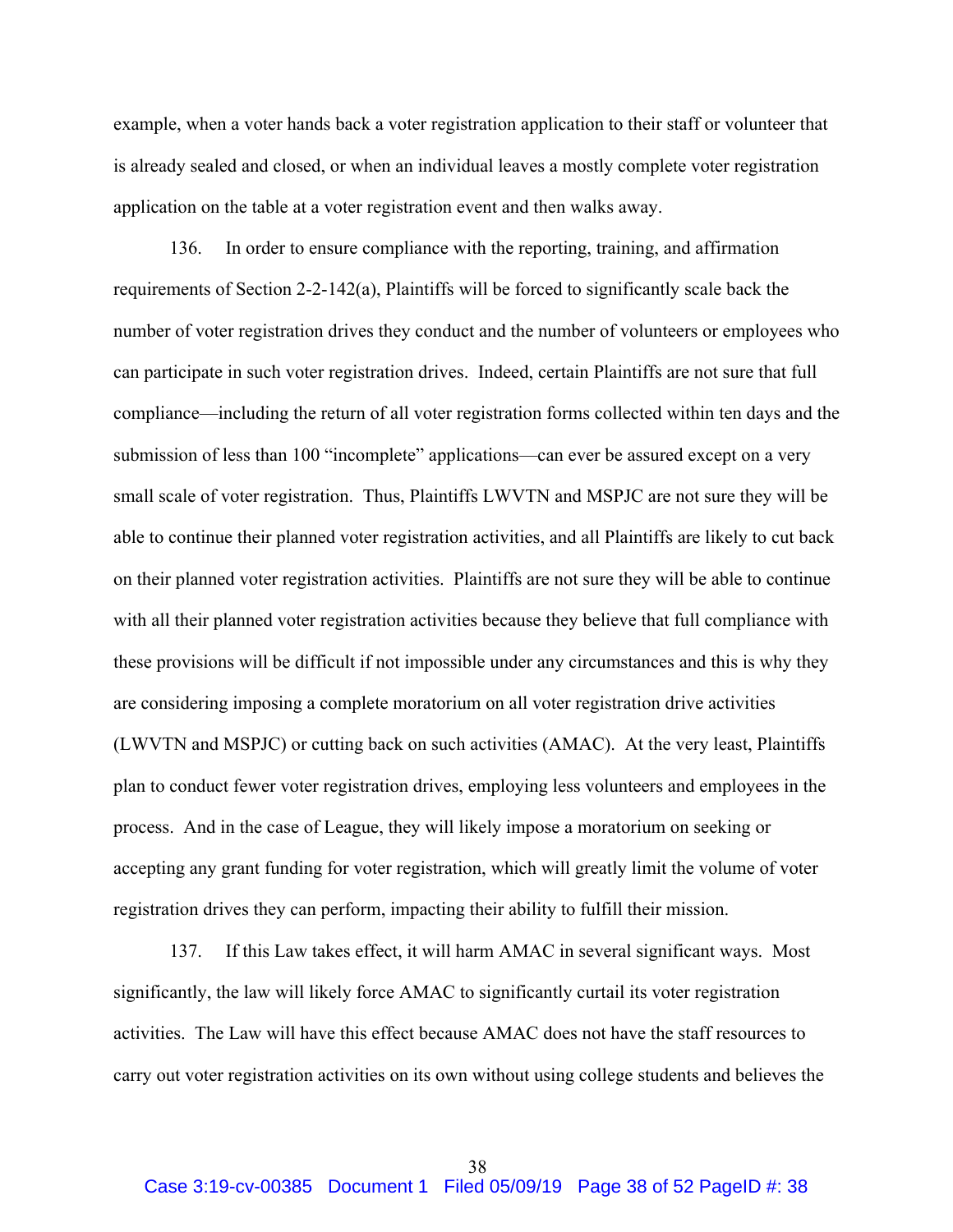example, when a voter hands back a voter registration application to their staff or volunteer that is already sealed and closed, or when an individual leaves a mostly complete voter registration application on the table at a voter registration event and then walks away.

136. In order to ensure compliance with the reporting, training, and affirmation requirements of Section 2-2-142(a), Plaintiffs will be forced to significantly scale back the number of voter registration drives they conduct and the number of volunteers or employees who can participate in such voter registration drives. Indeed, certain Plaintiffs are not sure that full compliance—including the return of all voter registration forms collected within ten days and the submission of less than 100 "incomplete" applications—can ever be assured except on a very small scale of voter registration. Thus, Plaintiffs LWVTN and MSPJC are not sure they will be able to continue their planned voter registration activities, and all Plaintiffs are likely to cut back on their planned voter registration activities. Plaintiffs are not sure they will be able to continue with all their planned voter registration activities because they believe that full compliance with these provisions will be difficult if not impossible under any circumstances and this is why they are considering imposing a complete moratorium on all voter registration drive activities (LWVTN and MSPJC) or cutting back on such activities (AMAC). At the very least, Plaintiffs plan to conduct fewer voter registration drives, employing less volunteers and employees in the process. And in the case of League, they will likely impose a moratorium on seeking or accepting any grant funding for voter registration, which will greatly limit the volume of voter registration drives they can perform, impacting their ability to fulfill their mission.

137. If this Law takes effect, it will harm AMAC in several significant ways. Most significantly, the law will likely force AMAC to significantly curtail its voter registration activities. The Law will have this effect because AMAC does not have the staff resources to carry out voter registration activities on its own without using college students and believes the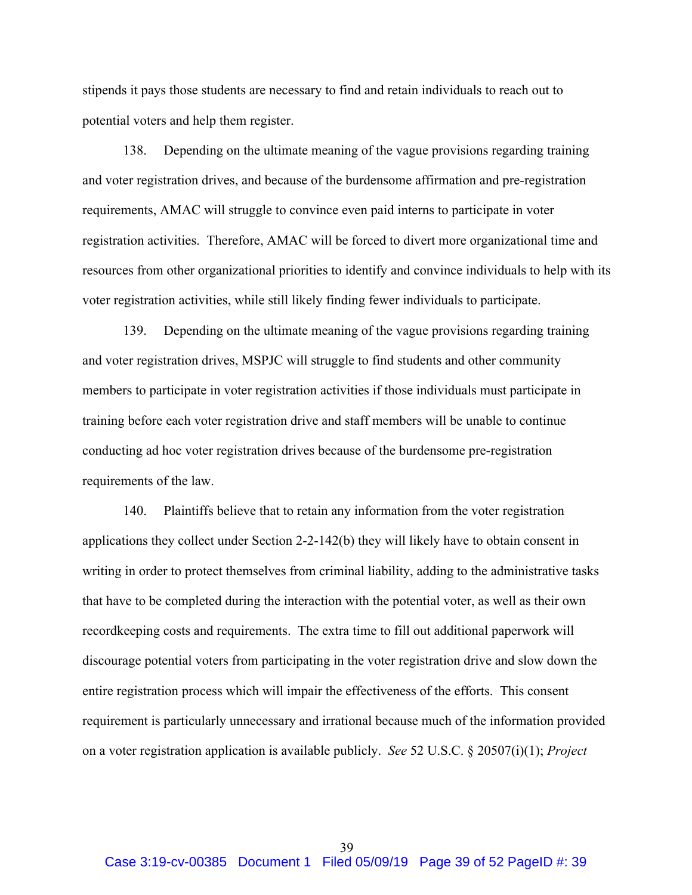stipends it pays those students are necessary to find and retain individuals to reach out to potential voters and help them register.

138. Depending on the ultimate meaning of the vague provisions regarding training and voter registration drives, and because of the burdensome affirmation and pre-registration requirements, AMAC will struggle to convince even paid interns to participate in voter registration activities. Therefore, AMAC will be forced to divert more organizational time and resources from other organizational priorities to identify and convince individuals to help with its voter registration activities, while still likely finding fewer individuals to participate.

139. Depending on the ultimate meaning of the vague provisions regarding training and voter registration drives, MSPJC will struggle to find students and other community members to participate in voter registration activities if those individuals must participate in training before each voter registration drive and staff members will be unable to continue conducting ad hoc voter registration drives because of the burdensome pre-registration requirements of the law.

140. Plaintiffs believe that to retain any information from the voter registration applications they collect under Section 2-2-142(b) they will likely have to obtain consent in writing in order to protect themselves from criminal liability, adding to the administrative tasks that have to be completed during the interaction with the potential voter, as well as their own recordkeeping costs and requirements. The extra time to fill out additional paperwork will discourage potential voters from participating in the voter registration drive and slow down the entire registration process which will impair the effectiveness of the efforts. This consent requirement is particularly unnecessary and irrational because much of the information provided on a voter registration application is available publicly. *See* 52 U.S.C. § 20507(i)(1); *Project*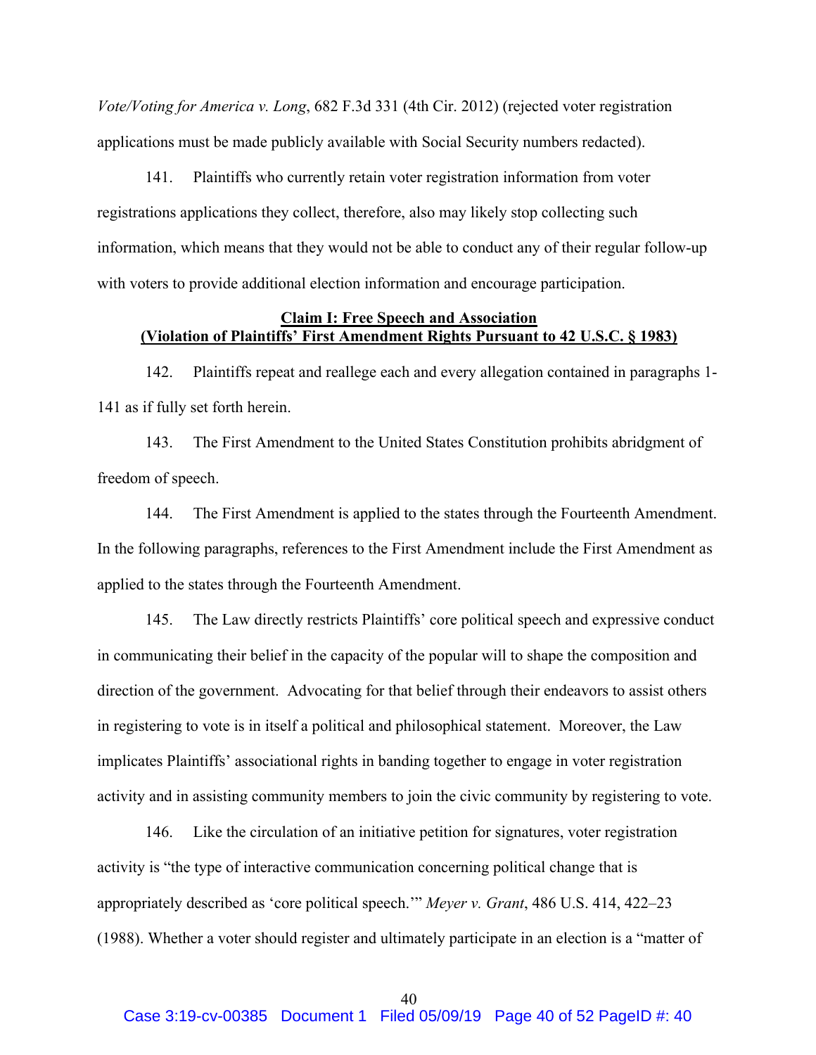*Vote/Voting for America v. Long*, 682 F.3d 331 (4th Cir. 2012) (rejected voter registration applications must be made publicly available with Social Security numbers redacted).

141. Plaintiffs who currently retain voter registration information from voter registrations applications they collect, therefore, also may likely stop collecting such information, which means that they would not be able to conduct any of their regular follow-up with voters to provide additional election information and encourage participation.

**Claim I: Free Speech and Association**
**(Violation of Plaintiffs' First Amendment Rights Pursuant to 42 U.S.C. § 1983)**

142. Plaintiffs repeat and reallege each and every allegation contained in paragraphs 1-141 as if fully set forth herein.

143. The First Amendment to the United States Constitution prohibits abridgment of freedom of speech.

144. The First Amendment is applied to the states through the Fourteenth Amendment. In the following paragraphs, references to the First Amendment include the First Amendment as applied to the states through the Fourteenth Amendment.

145. The Law directly restricts Plaintiffs' core political speech and expressive conduct in communicating their belief in the capacity of the popular will to shape the composition and direction of the government. Advocating for that belief through their endeavors to assist others in registering to vote is in itself a political and philosophical statement. Moreover, the Law implicates Plaintiffs' associational rights in banding together to engage in voter registration activity and in assisting community members to join the civic community by registering to vote.

146. Like the circulation of an initiative petition for signatures, voter registration activity is "the type of interactive communication concerning political change that is appropriately described as 'core political speech.'" *Meyer v. Grant*, 486 U.S. 414, 422–23 (1988). Whether a voter should register and ultimately participate in an election is a "matter of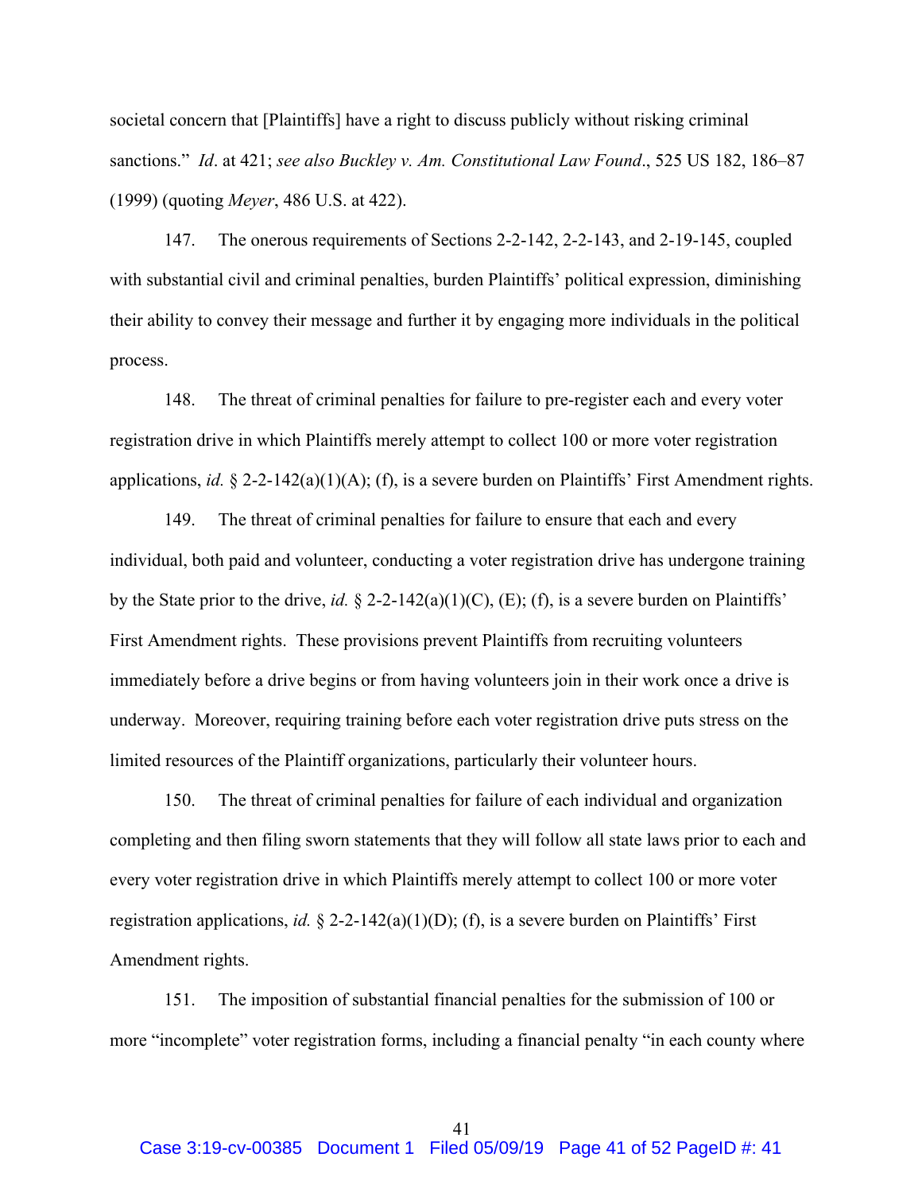societal concern that [Plaintiffs] have a right to discuss publicly without risking criminal sanctions." *Id*. at 421; *see also Buckley v. Am. Constitutional Law Found*., 525 US 182, 186–87 (1999) (quoting *Meyer*, 486 U.S. at 422).

147. The onerous requirements of Sections 2-2-142, 2-2-143, and 2-19-145, coupled with substantial civil and criminal penalties, burden Plaintiffs' political expression, diminishing their ability to convey their message and further it by engaging more individuals in the political process.

148. The threat of criminal penalties for failure to pre-register each and every voter registration drive in which Plaintiffs merely attempt to collect 100 or more voter registration applications, *id.* § 2-2-142(a)(1)(A); (f), is a severe burden on Plaintiffs' First Amendment rights.

149. The threat of criminal penalties for failure to ensure that each and every individual, both paid and volunteer, conducting a voter registration drive has undergone training by the State prior to the drive, *id.* § 2-2-142(a)(1)(C), (E); (f), is a severe burden on Plaintiffs' First Amendment rights. These provisions prevent Plaintiffs from recruiting volunteers immediately before a drive begins or from having volunteers join in their work once a drive is underway. Moreover, requiring training before each voter registration drive puts stress on the limited resources of the Plaintiff organizations, particularly their volunteer hours.

150. The threat of criminal penalties for failure of each individual and organization completing and then filing sworn statements that they will follow all state laws prior to each and every voter registration drive in which Plaintiffs merely attempt to collect 100 or more voter registration applications, *id.* § 2-2-142(a)(1)(D); (f), is a severe burden on Plaintiffs' First Amendment rights.

151. The imposition of substantial financial penalties for the submission of 100 or more "incomplete" voter registration forms, including a financial penalty "in each county where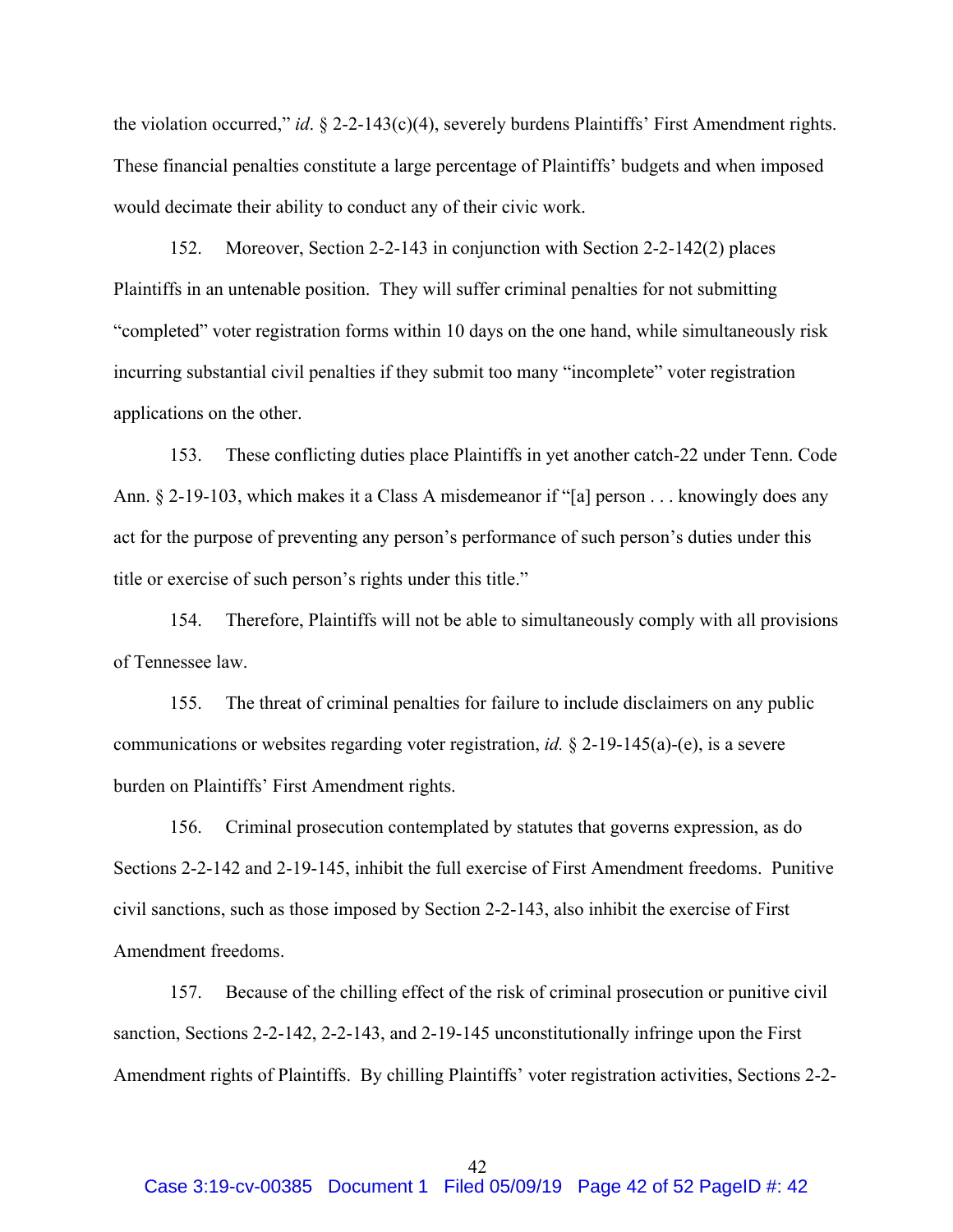the violation occurred," *id*. § 2-2-143(c)(4), severely burdens Plaintiffs' First Amendment rights. These financial penalties constitute a large percentage of Plaintiffs' budgets and when imposed would decimate their ability to conduct any of their civic work.

152. Moreover, Section 2-2-143 in conjunction with Section 2-2-142(2) places Plaintiffs in an untenable position. They will suffer criminal penalties for not submitting "completed" voter registration forms within 10 days on the one hand, while simultaneously risk incurring substantial civil penalties if they submit too many "incomplete" voter registration applications on the other.

153. These conflicting duties place Plaintiffs in yet another catch-22 under Tenn. Code Ann. § 2-19-103, which makes it a Class A misdemeanor if "[a] person . . . knowingly does any act for the purpose of preventing any person's performance of such person's duties under this title or exercise of such person's rights under this title."

154. Therefore, Plaintiffs will not be able to simultaneously comply with all provisions of Tennessee law.

155. The threat of criminal penalties for failure to include disclaimers on any public communications or websites regarding voter registration, *id.* § 2-19-145(a)-(e), is a severe burden on Plaintiffs' First Amendment rights.

156. Criminal prosecution contemplated by statutes that governs expression, as do Sections 2-2-142 and 2-19-145, inhibit the full exercise of First Amendment freedoms. Punitive civil sanctions, such as those imposed by Section 2-2-143, also inhibit the exercise of First Amendment freedoms.

157. Because of the chilling effect of the risk of criminal prosecution or punitive civil sanction, Sections 2-2-142, 2-2-143, and 2-19-145 unconstitutionally infringe upon the First Amendment rights of Plaintiffs. By chilling Plaintiffs' voter registration activities, Sections 2-2-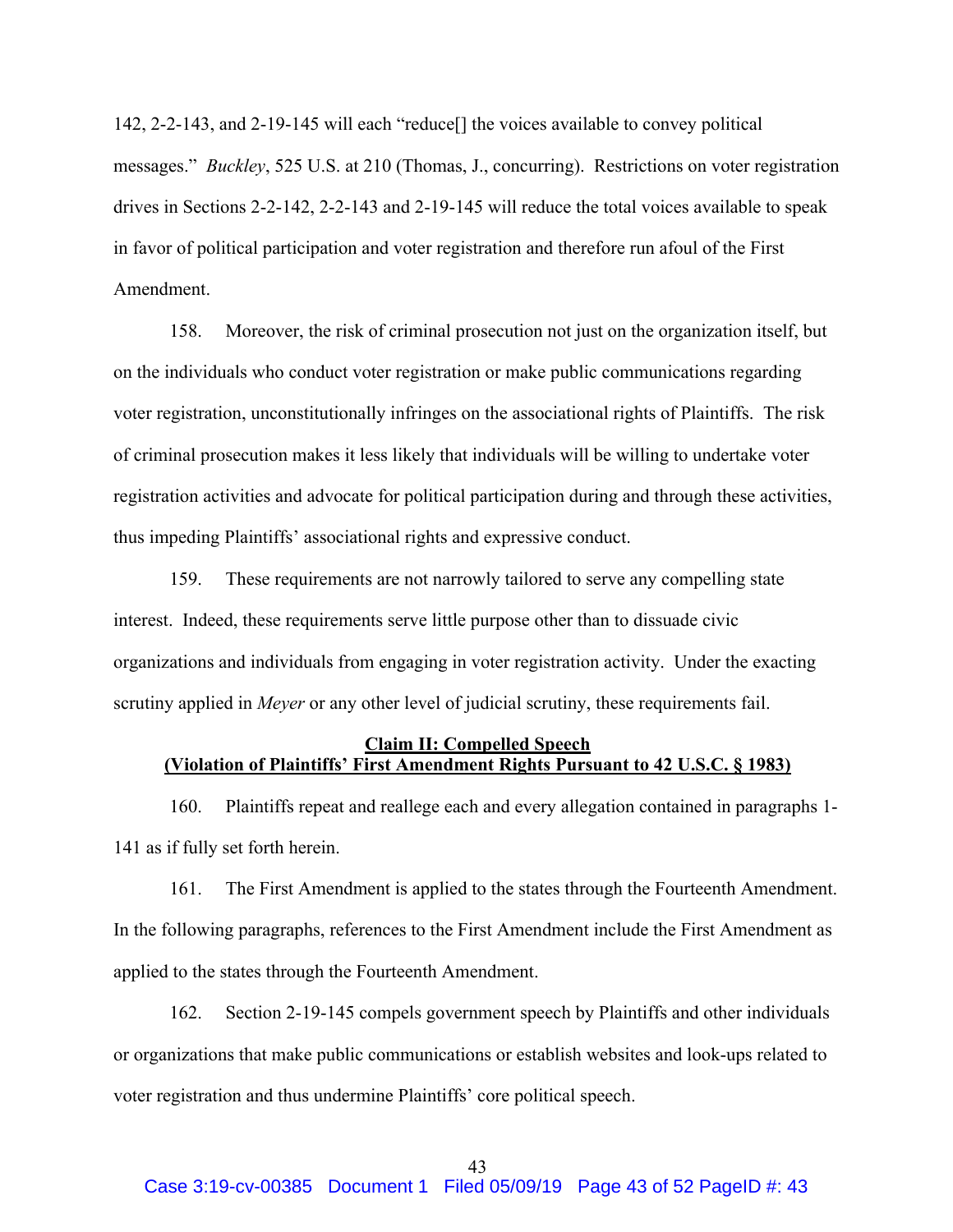142, 2-2-143, and 2-19-145 will each "reduce[] the voices available to convey political messages." *Buckley*, 525 U.S. at 210 (Thomas, J., concurring). Restrictions on voter registration drives in Sections 2-2-142, 2-2-143 and 2-19-145 will reduce the total voices available to speak in favor of political participation and voter registration and therefore run afoul of the First Amendment.

158. Moreover, the risk of criminal prosecution not just on the organization itself, but on the individuals who conduct voter registration or make public communications regarding voter registration, unconstitutionally infringes on the associational rights of Plaintiffs. The risk of criminal prosecution makes it less likely that individuals will be willing to undertake voter registration activities and advocate for political participation during and through these activities, thus impeding Plaintiffs' associational rights and expressive conduct.

159. These requirements are not narrowly tailored to serve any compelling state interest. Indeed, these requirements serve little purpose other than to dissuade civic organizations and individuals from engaging in voter registration activity. Under the exacting scrutiny applied in *Meyer* or any other level of judicial scrutiny, these requirements fail.

**Claim II: Compelled Speech**
**(Violation of Plaintiffs' First Amendment Rights Pursuant to 42 U.S.C. § 1983)**

160. Plaintiffs repeat and reallege each and every allegation contained in paragraphs 1-141 as if fully set forth herein.

161. The First Amendment is applied to the states through the Fourteenth Amendment. In the following paragraphs, references to the First Amendment include the First Amendment as applied to the states through the Fourteenth Amendment.

162. Section 2-19-145 compels government speech by Plaintiffs and other individuals or organizations that make public communications or establish websites and look-ups related to voter registration and thus undermine Plaintiffs' core political speech.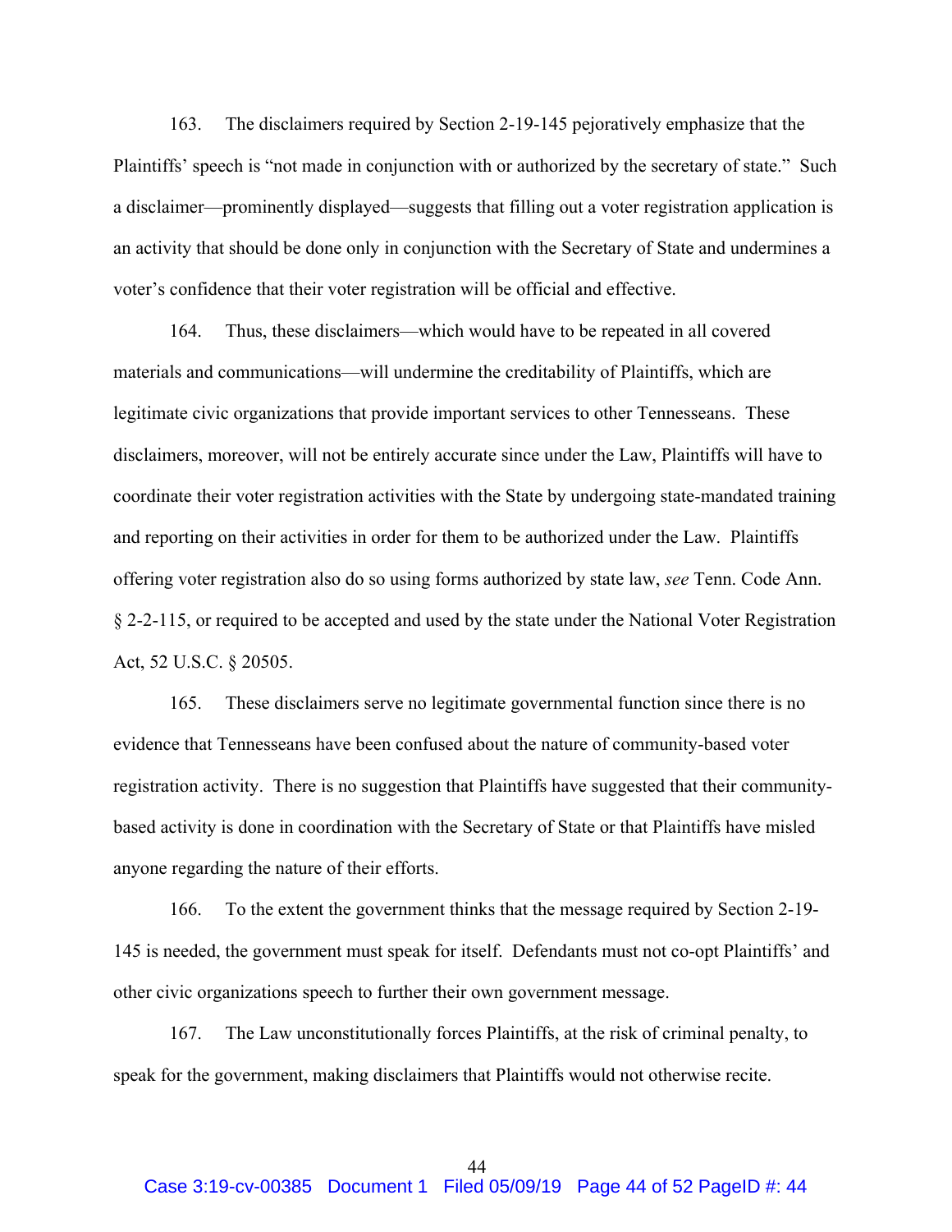163. The disclaimers required by Section 2-19-145 pejoratively emphasize that the Plaintiffs' speech is "not made in conjunction with or authorized by the secretary of state." Such a disclaimer—prominently displayed—suggests that filling out a voter registration application is an activity that should be done only in conjunction with the Secretary of State and undermines a voter's confidence that their voter registration will be official and effective.

164. Thus, these disclaimers—which would have to be repeated in all covered materials and communications—will undermine the creditability of Plaintiffs, which are legitimate civic organizations that provide important services to other Tennesseans. These disclaimers, moreover, will not be entirely accurate since under the Law, Plaintiffs will have to coordinate their voter registration activities with the State by undergoing state-mandated training and reporting on their activities in order for them to be authorized under the Law. Plaintiffs offering voter registration also do so using forms authorized by state law, *see* Tenn. Code Ann. § 2-2-115, or required to be accepted and used by the state under the National Voter Registration Act, 52 U.S.C. § 20505.

165. These disclaimers serve no legitimate governmental function since there is no evidence that Tennesseans have been confused about the nature of community-based voter registration activity. There is no suggestion that Plaintiffs have suggested that their community-based activity is done in coordination with the Secretary of State or that Plaintiffs have misled anyone regarding the nature of their efforts.

166. To the extent the government thinks that the message required by Section 2-19-145 is needed, the government must speak for itself. Defendants must not co-opt Plaintiffs' and other civic organizations speech to further their own government message.

167. The Law unconstitutionally forces Plaintiffs, at the risk of criminal penalty, to speak for the government, making disclaimers that Plaintiffs would not otherwise recite.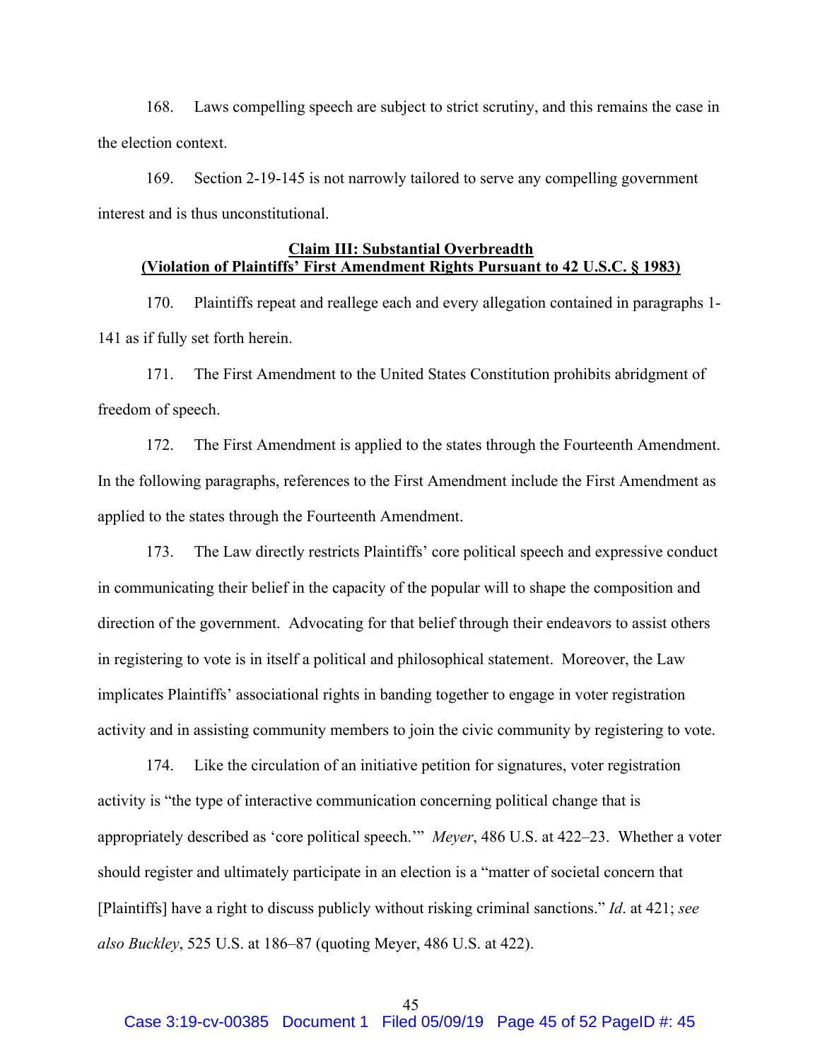168. Laws compelling speech are subject to strict scrutiny, and this remains the case in the election context.

169. Section 2-19-145 is not narrowly tailored to serve any compelling government interest and is thus unconstitutional.

**Claim III: Substantial Overbreadth**
**(Violation of Plaintiffs' First Amendment Rights Pursuant to 42 U.S.C. § 1983)**

170. Plaintiffs repeat and reallege each and every allegation contained in paragraphs 1-141 as if fully set forth herein.

171. The First Amendment to the United States Constitution prohibits abridgment of freedom of speech.

172. The First Amendment is applied to the states through the Fourteenth Amendment. In the following paragraphs, references to the First Amendment include the First Amendment as applied to the states through the Fourteenth Amendment.

173. The Law directly restricts Plaintiffs' core political speech and expressive conduct in communicating their belief in the capacity of the popular will to shape the composition and direction of the government. Advocating for that belief through their endeavors to assist others in registering to vote is in itself a political and philosophical statement. Moreover, the Law implicates Plaintiffs' associational rights in banding together to engage in voter registration activity and in assisting community members to join the civic community by registering to vote.

174. Like the circulation of an initiative petition for signatures, voter registration activity is "the type of interactive communication concerning political change that is appropriately described as 'core political speech.'" *Meyer*, 486 U.S. at 422–23. Whether a voter should register and ultimately participate in an election is a "matter of societal concern that [Plaintiffs] have a right to discuss publicly without risking criminal sanctions." *Id*. at 421; *see also Buckley*, 525 U.S. at 186–87 (quoting Meyer, 486 U.S. at 422).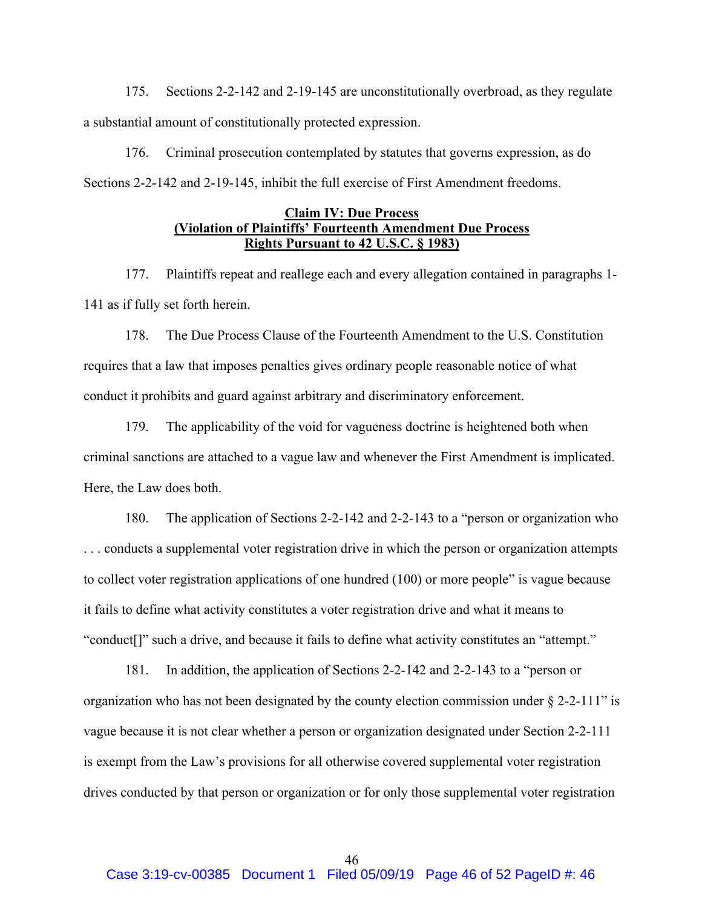175. Sections 2-2-142 and 2-19-145 are unconstitutionally overbroad, as they regulate a substantial amount of constitutionally protected expression.

176. Criminal prosecution contemplated by statutes that governs expression, as do Sections 2-2-142 and 2-19-145, inhibit the full exercise of First Amendment freedoms.

**Claim IV: Due Process**
**(Violation of Plaintiffs' Fourteenth Amendment Due Process Rights Pursuant to 42 U.S.C. § 1983)**

177. Plaintiffs repeat and reallege each and every allegation contained in paragraphs 1-141 as if fully set forth herein.

178. The Due Process Clause of the Fourteenth Amendment to the U.S. Constitution requires that a law that imposes penalties gives ordinary people reasonable notice of what conduct it prohibits and guard against arbitrary and discriminatory enforcement.

179. The applicability of the void for vagueness doctrine is heightened both when criminal sanctions are attached to a vague law and whenever the First Amendment is implicated. Here, the Law does both.

180. The application of Sections 2-2-142 and 2-2-143 to a "person or organization who . . . conducts a supplemental voter registration drive in which the person or organization attempts to collect voter registration applications of one hundred (100) or more people" is vague because it fails to define what activity constitutes a voter registration drive and what it means to "conduct[]" such a drive, and because it fails to define what activity constitutes an "attempt."

181. In addition, the application of Sections 2-2-142 and 2-2-143 to a "person or organization who has not been designated by the county election commission under § 2-2-111" is vague because it is not clear whether a person or organization designated under Section 2-2-111 is exempt from the Law's provisions for all otherwise covered supplemental voter registration drives conducted by that person or organization or for only those supplemental voter registration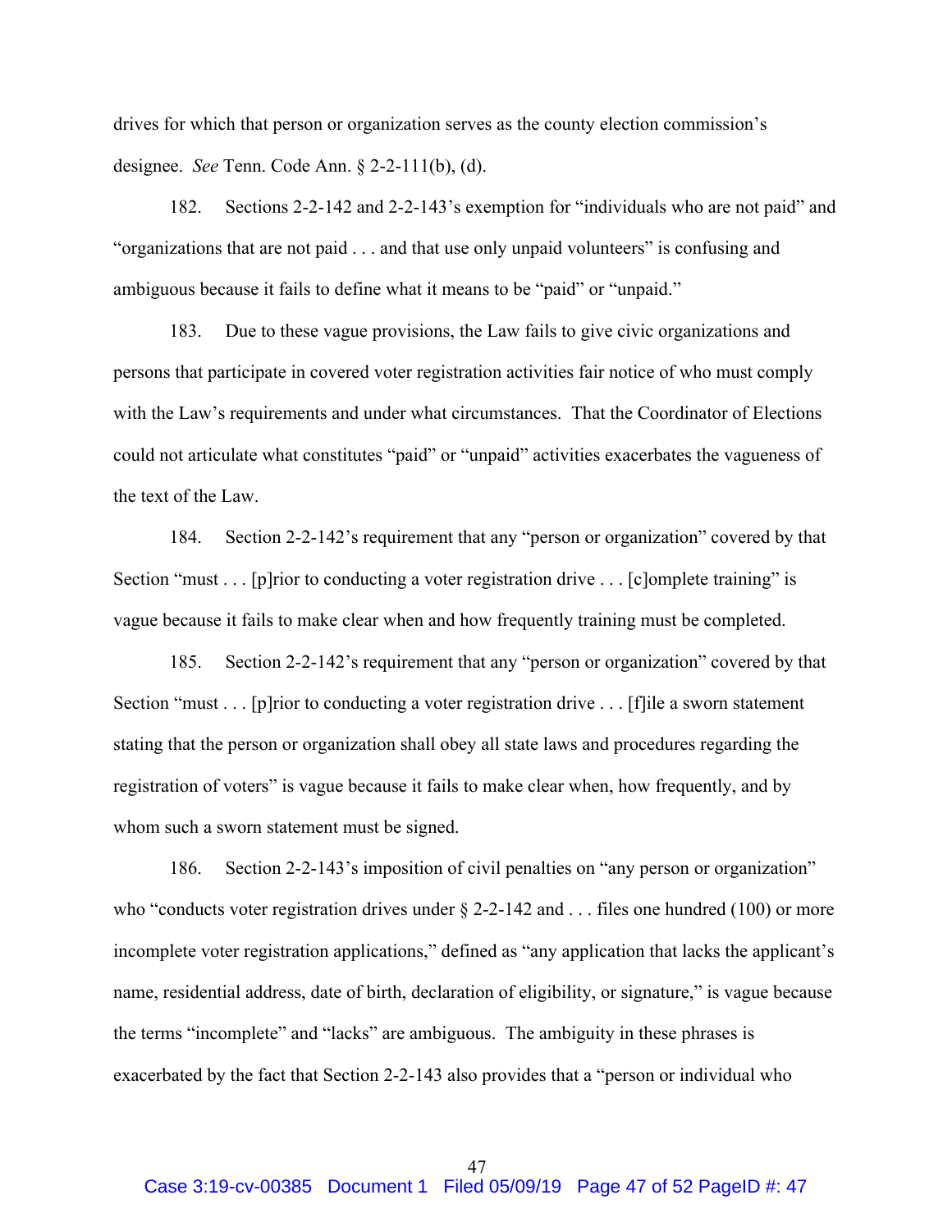drives for which that person or organization serves as the county election commission's designee. *See* Tenn. Code Ann. § 2-2-111(b), (d).

182. Sections 2-2-142 and 2-2-143's exemption for "individuals who are not paid" and "organizations that are not paid . . . and that use only unpaid volunteers" is confusing and ambiguous because it fails to define what it means to be "paid" or "unpaid."

183. Due to these vague provisions, the Law fails to give civic organizations and persons that participate in covered voter registration activities fair notice of who must comply with the Law's requirements and under what circumstances. That the Coordinator of Elections could not articulate what constitutes "paid" or "unpaid" activities exacerbates the vagueness of the text of the Law.

184. Section 2-2-142's requirement that any "person or organization" covered by that Section "must . . . [p]rior to conducting a voter registration drive . . . [c]omplete training" is vague because it fails to make clear when and how frequently training must be completed.

185. Section 2-2-142's requirement that any "person or organization" covered by that Section "must . . . [p]rior to conducting a voter registration drive . . . [f]ile a sworn statement stating that the person or organization shall obey all state laws and procedures regarding the registration of voters" is vague because it fails to make clear when, how frequently, and by whom such a sworn statement must be signed.

186. Section 2-2-143's imposition of civil penalties on "any person or organization" who "conducts voter registration drives under § 2-2-142 and . . . files one hundred (100) or more incomplete voter registration applications," defined as "any application that lacks the applicant's name, residential address, date of birth, declaration of eligibility, or signature," is vague because the terms "incomplete" and "lacks" are ambiguous. The ambiguity in these phrases is exacerbated by the fact that Section 2-2-143 also provides that a "person or individual who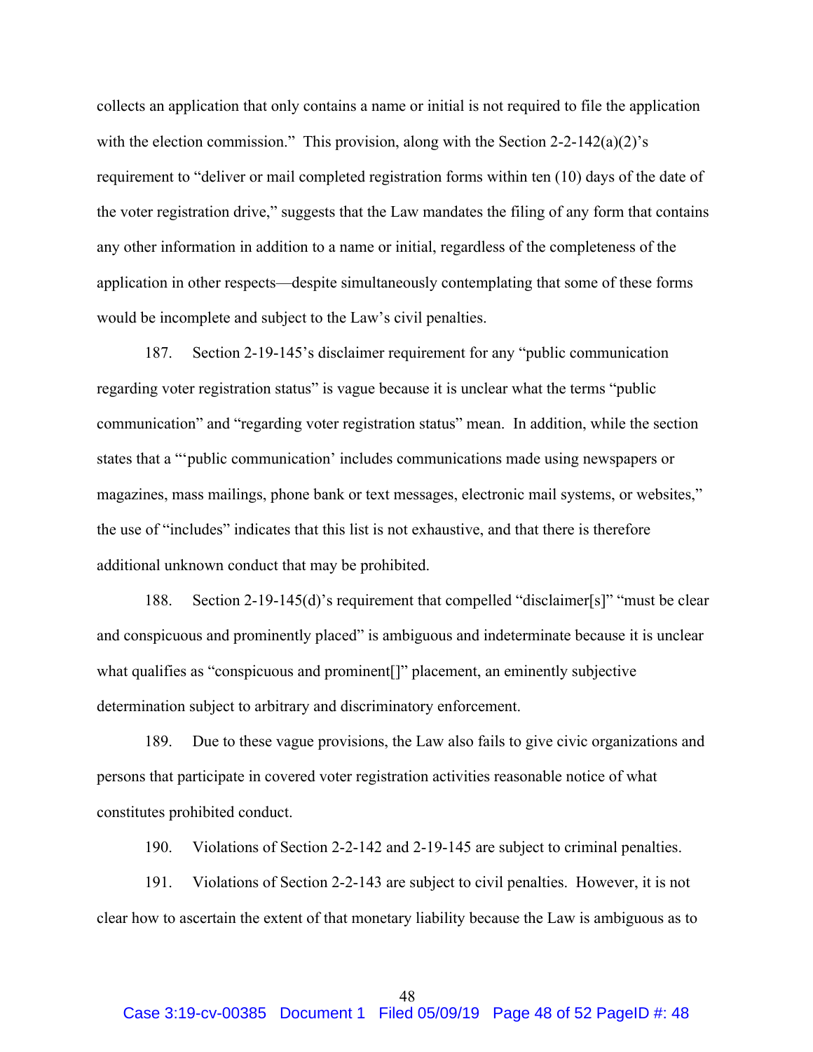collects an application that only contains a name or initial is not required to file the application with the election commission." This provision, along with the Section 2-2-142(a)(2)'s requirement to "deliver or mail completed registration forms within ten (10) days of the date of the voter registration drive," suggests that the Law mandates the filing of any form that contains any other information in addition to a name or initial, regardless of the completeness of the application in other respects—despite simultaneously contemplating that some of these forms would be incomplete and subject to the Law's civil penalties.

187. Section 2-19-145's disclaimer requirement for any "public communication regarding voter registration status" is vague because it is unclear what the terms "public communication" and "regarding voter registration status" mean. In addition, while the section states that a "'public communication' includes communications made using newspapers or magazines, mass mailings, phone bank or text messages, electronic mail systems, or websites," the use of "includes" indicates that this list is not exhaustive, and that there is therefore additional unknown conduct that may be prohibited.

188. Section 2-19-145(d)'s requirement that compelled "disclaimer[s]" "must be clear and conspicuous and prominently placed" is ambiguous and indeterminate because it is unclear what qualifies as "conspicuous and prominent[]" placement, an eminently subjective determination subject to arbitrary and discriminatory enforcement.

189. Due to these vague provisions, the Law also fails to give civic organizations and persons that participate in covered voter registration activities reasonable notice of what constitutes prohibited conduct.

190. Violations of Section 2-2-142 and 2-19-145 are subject to criminal penalties.

191. Violations of Section 2-2-143 are subject to civil penalties. However, it is not clear how to ascertain the extent of that monetary liability because the Law is ambiguous as to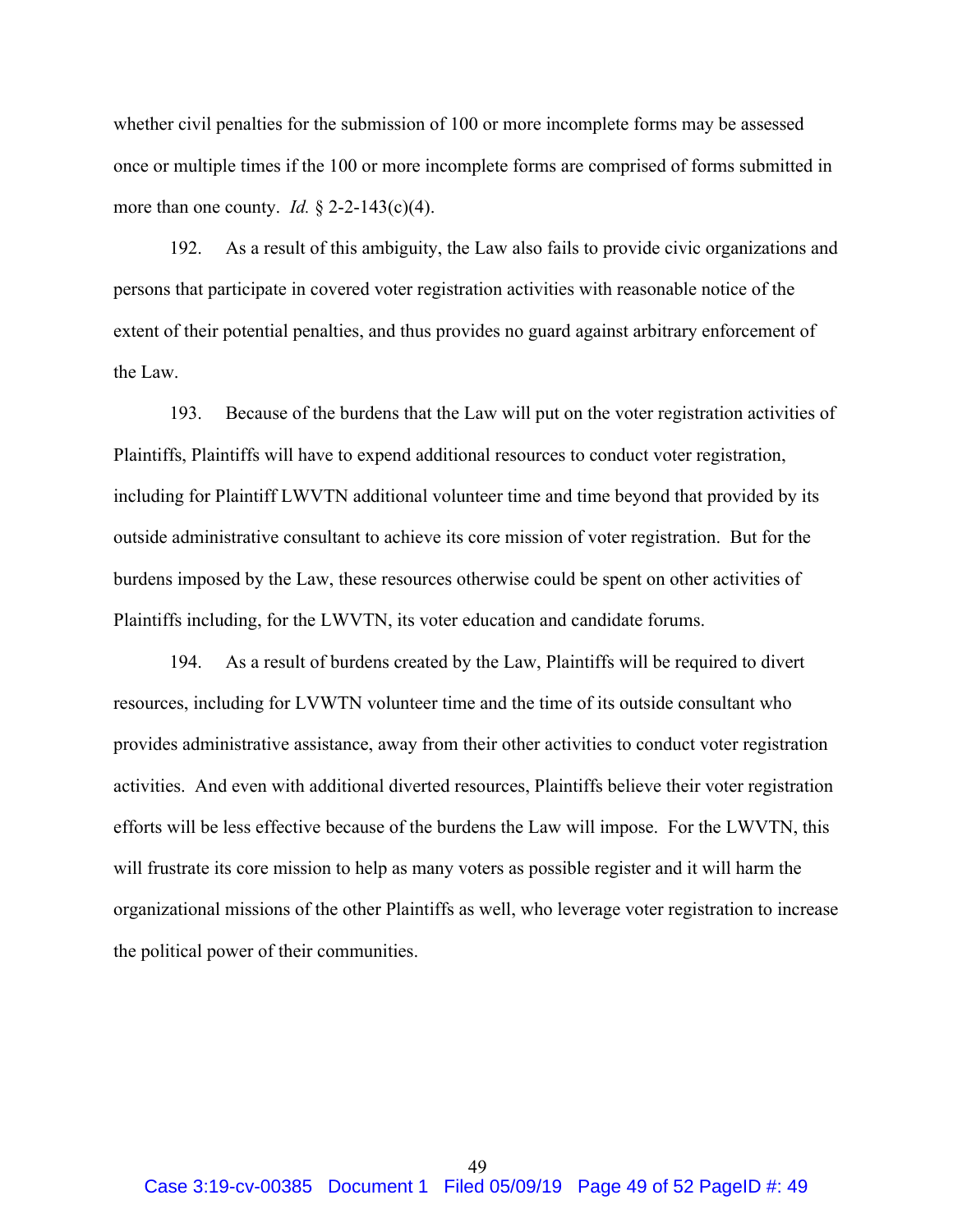whether civil penalties for the submission of 100 or more incomplete forms may be assessed once or multiple times if the 100 or more incomplete forms are comprised of forms submitted in more than one county. *Id.* § 2-2-143(c)(4).

192. As a result of this ambiguity, the Law also fails to provide civic organizations and persons that participate in covered voter registration activities with reasonable notice of the extent of their potential penalties, and thus provides no guard against arbitrary enforcement of the Law.

193. Because of the burdens that the Law will put on the voter registration activities of Plaintiffs, Plaintiffs will have to expend additional resources to conduct voter registration, including for Plaintiff LWVTN additional volunteer time and time beyond that provided by its outside administrative consultant to achieve its core mission of voter registration. But for the burdens imposed by the Law, these resources otherwise could be spent on other activities of Plaintiffs including, for the LWVTN, its voter education and candidate forums.

194. As a result of burdens created by the Law, Plaintiffs will be required to divert resources, including for LVWTN volunteer time and the time of its outside consultant who provides administrative assistance, away from their other activities to conduct voter registration activities. And even with additional diverted resources, Plaintiffs believe their voter registration efforts will be less effective because of the burdens the Law will impose. For the LWVTN, this will frustrate its core mission to help as many voters as possible register and it will harm the organizational missions of the other Plaintiffs as well, who leverage voter registration to increase the political power of their communities.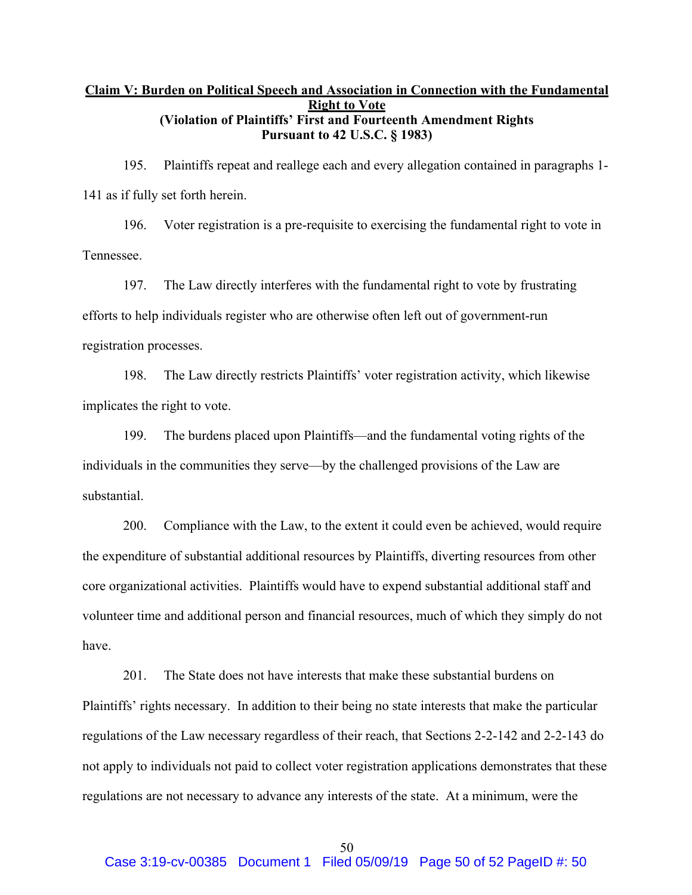**Claim V: Burden on Political Speech and Association in Connection with the Fundamental Right to Vote**

**(Violation of Plaintiffs' First and Fourteenth Amendment Rights Pursuant to 42 U.S.C. § 1983)**

195. Plaintiffs repeat and reallege each and every allegation contained in paragraphs 1-141 as if fully set forth herein.

196. Voter registration is a pre-requisite to exercising the fundamental right to vote in Tennessee.

197. The Law directly interferes with the fundamental right to vote by frustrating efforts to help individuals register who are otherwise often left out of government-run registration processes.

198. The Law directly restricts Plaintiffs' voter registration activity, which likewise implicates the right to vote.

199. The burdens placed upon Plaintiffs—and the fundamental voting rights of the individuals in the communities they serve—by the challenged provisions of the Law are substantial.

200. Compliance with the Law, to the extent it could even be achieved, would require the expenditure of substantial additional resources by Plaintiffs, diverting resources from other core organizational activities. Plaintiffs would have to expend substantial additional staff and volunteer time and additional person and financial resources, much of which they simply do not have.

201. The State does not have interests that make these substantial burdens on Plaintiffs' rights necessary. In addition to their being no state interests that make the particular regulations of the Law necessary regardless of their reach, that Sections 2-2-142 and 2-2-143 do not apply to individuals not paid to collect voter registration applications demonstrates that these regulations are not necessary to advance any interests of the state. At a minimum, were the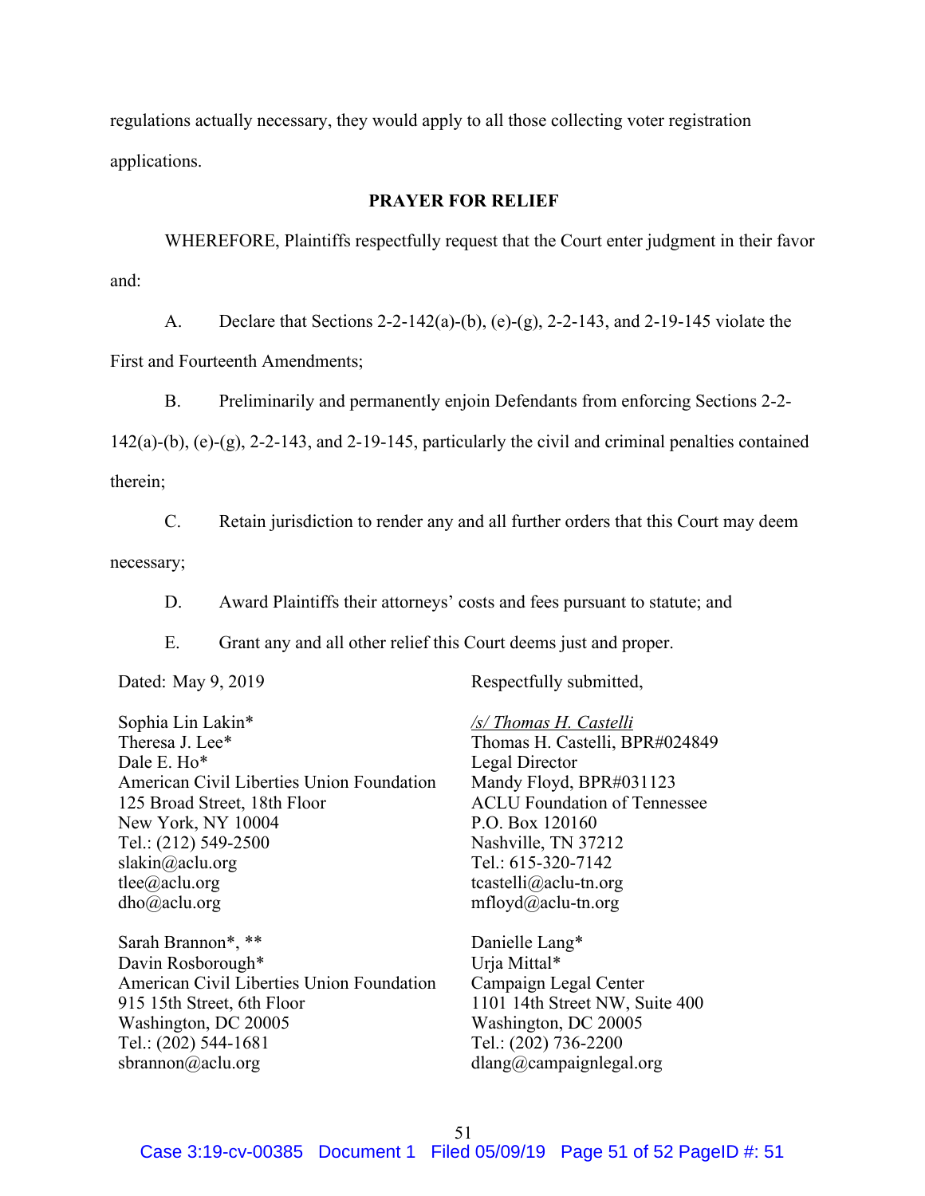regulations actually necessary, they would apply to all those collecting voter registration applications.

**PRAYER FOR RELIEF**

WHEREFORE, Plaintiffs respectfully request that the Court enter judgment in their favor and:

A. Declare that Sections 2-2-142(a)-(b), (e)-(g), 2-2-143, and 2-19-145 violate the First and Fourteenth Amendments;

B. Preliminarily and permanently enjoin Defendants from enforcing Sections 2-2-142(a)-(b), (e)-(g), 2-2-143, and 2-19-145, particularly the civil and criminal penalties contained therein;

C. Retain jurisdiction to render any and all further orders that this Court may deem necessary;

D. Award Plaintiffs their attorneys' costs and fees pursuant to statute; and

E. Grant any and all other relief this Court deems just and proper.

Dated: May 9, 2019

Respectfully submitted,

*/s/ Thomas H. Castelli*
Thomas H. Castelli, BPR#024849
Legal Director
Mandy Floyd, BPR#031123
ACLU Foundation of Tennessee
P.O. Box 120160
Nashville, TN 37212
Tel.: 615-320-7142
tcastelli@aclu-tn.org
mfloyd@aclu-tn.org

Sophia Lin Lakin*
Theresa J. Lee*
Dale E. Ho*
American Civil Liberties Union Foundation
125 Broad Street, 18th Floor
New York, NY 10004
Tel.: (212) 549-2500
slakin@aclu.org
tlee@aclu.org
dho@aclu.org

Sarah Brannon*, **
Davin Rosborough*
American Civil Liberties Union Foundation
915 15th Street, 6th Floor
Washington, DC 20005
Tel.: (202) 544-1681
sbrannon@aclu.org

Danielle Lang*
Urja Mittal*
Campaign Legal Center
1101 14th Street NW, Suite 400
Washington, DC 20005
Tel.: (202) 736-2200
dlang@campaignlegal.org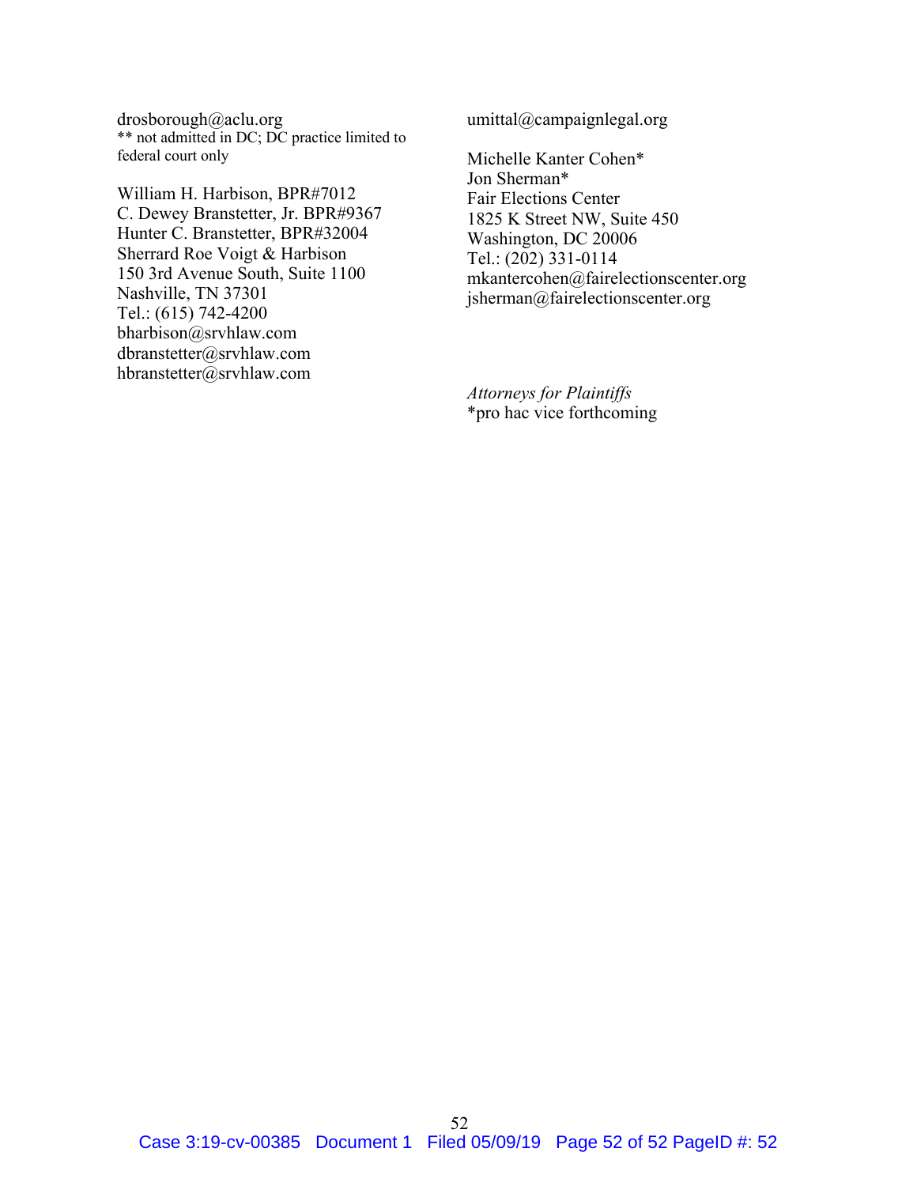drosborough@aclu.org
** not admitted in DC; DC practice limited to federal court only

William H. Harbison, BPR#7012
C. Dewey Branstetter, Jr. BPR#9367
Hunter C. Branstetter, BPR#32004
Sherrard Roe Voigt & Harbison
150 3rd Avenue South, Suite 1100
Nashville, TN 37301
Tel.: (615) 742-4200
bharbison@srvhlaw.com
dbranstetter@srvhlaw.com
hbranstetter@srvhlaw.com

umittal@campaignlegal.org

Michelle Kanter Cohen*
Jon Sherman*
Fair Elections Center
1825 K Street NW, Suite 450
Washington, DC 20006
Tel.: (202) 331-0114
mkantercohen@fairelectionscenter.org
jsherman@fairelectionscenter.org

*Attorneys for Plaintiffs*
*pro hac vice forthcoming